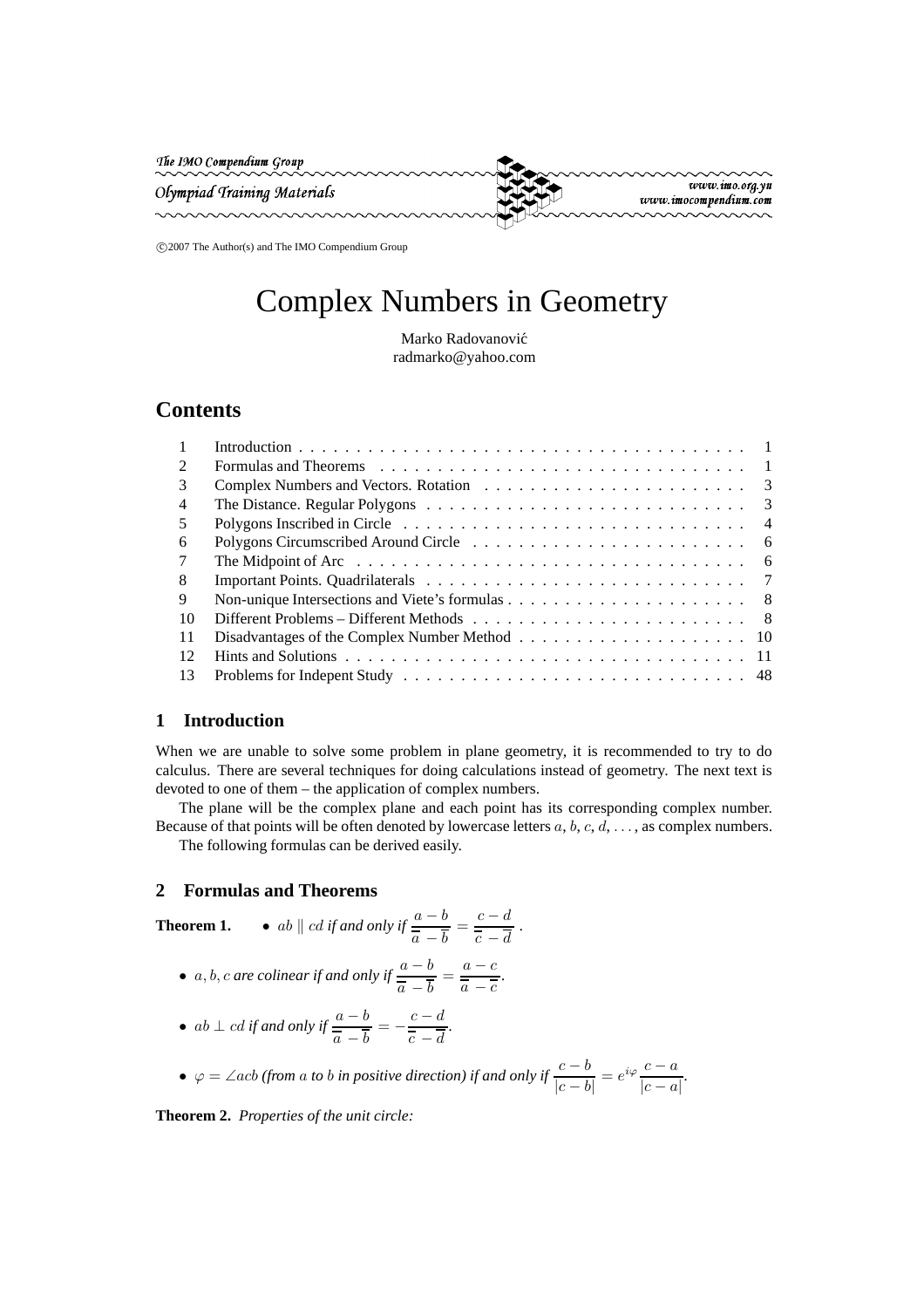The IMO Compendium Group

Olympiad Training Materials

www.imo.org.yu
www.imocompendium.com

©2007 The Author(s) and The IMO Compendium Group

# Complex Numbers in Geometry

Marko Radovanović
radmarko@yahoo.com

## Contents

| | | |
|---|---|---|
| 1 | Introduction | 1 |
| 2 | Formulas and Theorems | 1 |
| 3 | Complex Numbers and Vectors. Rotation | 3 |
| 4 | The Distance. Regular Polygons | 3 |
| 5 | Polygons Inscribed in Circle | 4 |
| 6 | Polygons Circumscribed Around Circle | 6 |
| 7 | The Midpoint of Arc | 6 |
| 8 | Important Points. Quadrilaterals | 7 |
| 9 | Non-unique Intersections and Viete's formulas | 8 |
| 10 | Different Problems – Different Methods | 8 |
| 11 | Disadvantages of the Complex Number Method | 10 |
| 12 | Hints and Solutions | 11 |
| 13 | Problems for Indepent Study | 48 |

## 1 Introduction

When we are unable to solve some problem in plane geometry, it is recommended to try to do calculus. There are several techniques for doing calculations instead of geometry. The next text is devoted to one of them – the application of complex numbers.

The plane will be the complex plane and each point has its corresponding complex number. Because of that points will be often denoted by lowercase letters $a, b, c, d, \dots$, as complex numbers.

The following formulas can be derived easily.

## 2 Formulas and Theorems

**Theorem 1.**

- $ab \parallel cd$ *if and only if* $\dfrac{a-b}{\overline{a}-\overline{b}} = \dfrac{c-d}{\overline{c}-\overline{d}}$ .
- $a, b, c$ *are colinear if and only if* $\dfrac{a-b}{\overline{a}-\overline{b}} = \dfrac{a-c}{\overline{a}-\overline{c}}$.
- $ab \perp cd$ *if and only if* $\dfrac{a-b}{\overline{a}-\overline{b}} = -\dfrac{c-d}{\overline{c}-\overline{d}}$.
- $\varphi = \angle acb$ *(from $a$ to $b$ in positive direction) if and only if* $\dfrac{c-b}{|c-b|} = e^{i\varphi}\dfrac{c-a}{|c-a|}$.

**Theorem 2.** *Properties of the unit circle:*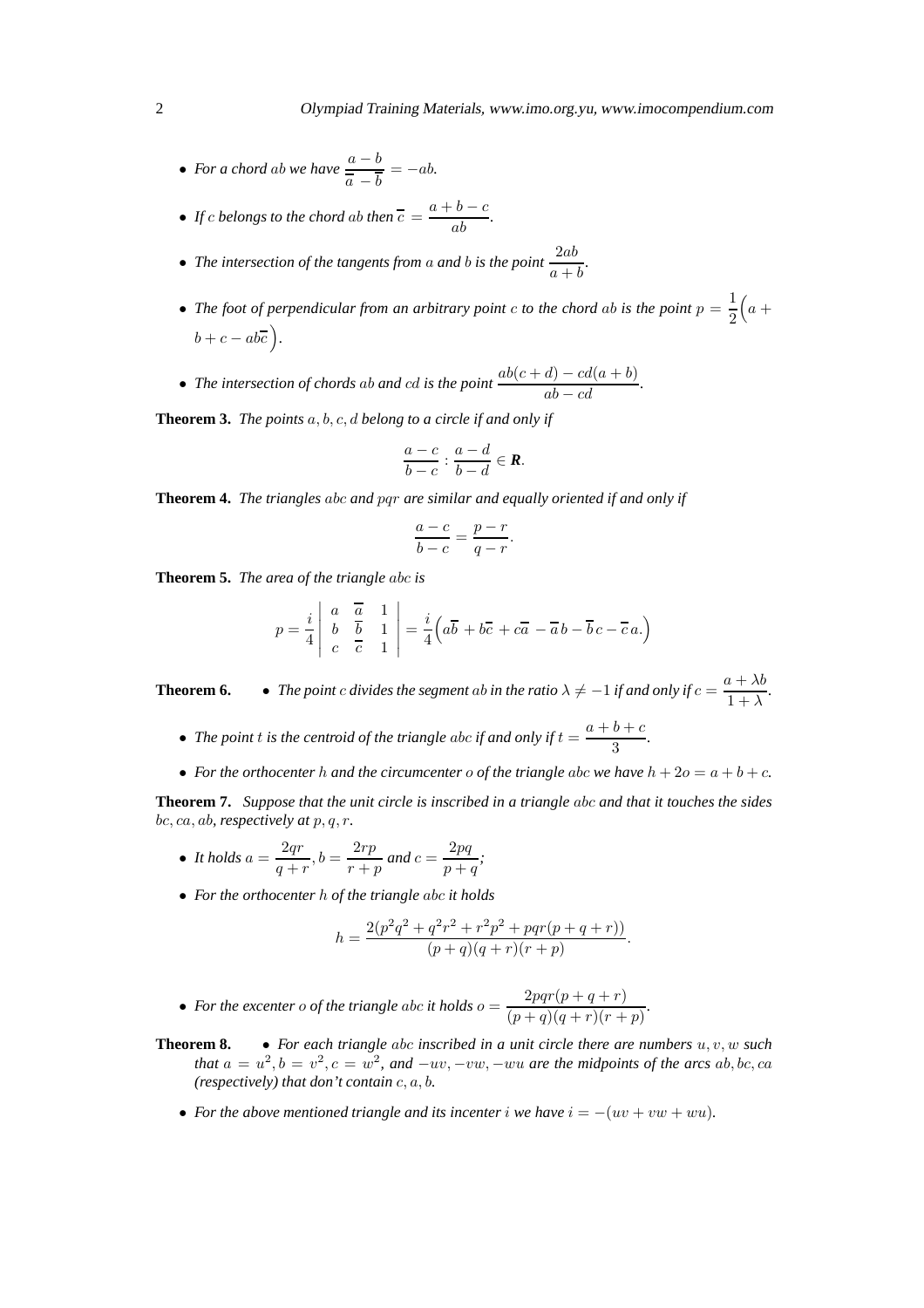- *For a chord $ab$ we have* $\dfrac{a-b}{\overline{a}-\overline{b}} = -ab$.
- *If $c$ belongs to the chord $ab$ then* $\overline{c} = \dfrac{a+b-c}{ab}$.
- *The intersection of the tangents from $a$ and $b$ is the point* $\dfrac{2ab}{a+b}$.
- *The foot of perpendicular from an arbitrary point $c$ to the chord $ab$ is the point* $p = \dfrac{1}{2}\Big(a + b + c - ab\overline{c}\Big)$.
- *The intersection of chords $ab$ and $cd$ is the point* $\dfrac{ab(c+d) - cd(a+b)}{ab - cd}$.

**Theorem 3.** *The points $a, b, c, d$ belong to a circle if and only if*

$$\frac{a-c}{b-c} : \frac{a-d}{b-d} \in \boldsymbol{R}.$$

**Theorem 4.** *The triangles $abc$ and $pqr$ are similar and equally oriented if and only if*

$$\frac{a-c}{b-c} = \frac{p-r}{q-r}.$$

**Theorem 5.** *The area of the triangle $abc$ is*

$$p = \frac{i}{4}\begin{vmatrix} a & \overline{a} & 1 \\ b & \overline{b} & 1 \\ c & \overline{c} & 1 \end{vmatrix} = \frac{i}{4}\Big(a\overline{b} + b\overline{c} + c\overline{a} - \overline{a}b - \overline{b}c - \overline{c}a.\Big)$$

**Theorem 6.**

- *The point $c$ divides the segment $ab$ in the ratio $\lambda \neq -1$ if and only if* $c = \dfrac{a+\lambda b}{1+\lambda}$.
- *The point $t$ is the centroid of the triangle $abc$ if and only if* $t = \dfrac{a+b+c}{3}$.
- *For the orthocenter $h$ and the circumcenter $o$ of the triangle $abc$ we have $h + 2o = a + b + c$.*

**Theorem 7.** *Suppose that the unit circle is inscribed in a triangle $abc$ and that it touches the sides $bc, ca, ab$, respectively at $p, q, r$.*

- *It holds* $a = \dfrac{2qr}{q+r}, b = \dfrac{2rp}{r+p}$ *and* $c = \dfrac{2pq}{p+q}$*;*
- *For the orthocenter $h$ of the triangle $abc$ it holds*

$$h = \frac{2(p^2q^2 + q^2r^2 + r^2p^2 + pqr(p+q+r))}{(p+q)(q+r)(r+p)}.$$

- *For the excenter $o$ of the triangle $abc$ it holds* $o = \dfrac{2pqr(p+q+r)}{(p+q)(q+r)(r+p)}$.

**Theorem 8.**

- *For each triangle $abc$ inscribed in a unit circle there are numbers $u, v, w$ such that $a = u^2, b = v^2, c = w^2$, and $-uv, -vw, -wu$ are the midpoints of the arcs $ab, bc, ca$ (respectively) that don't contain $c, a, b$.*
- *For the above mentioned triangle and its incenter $i$ we have $i = -(uv + vw + wu)$.*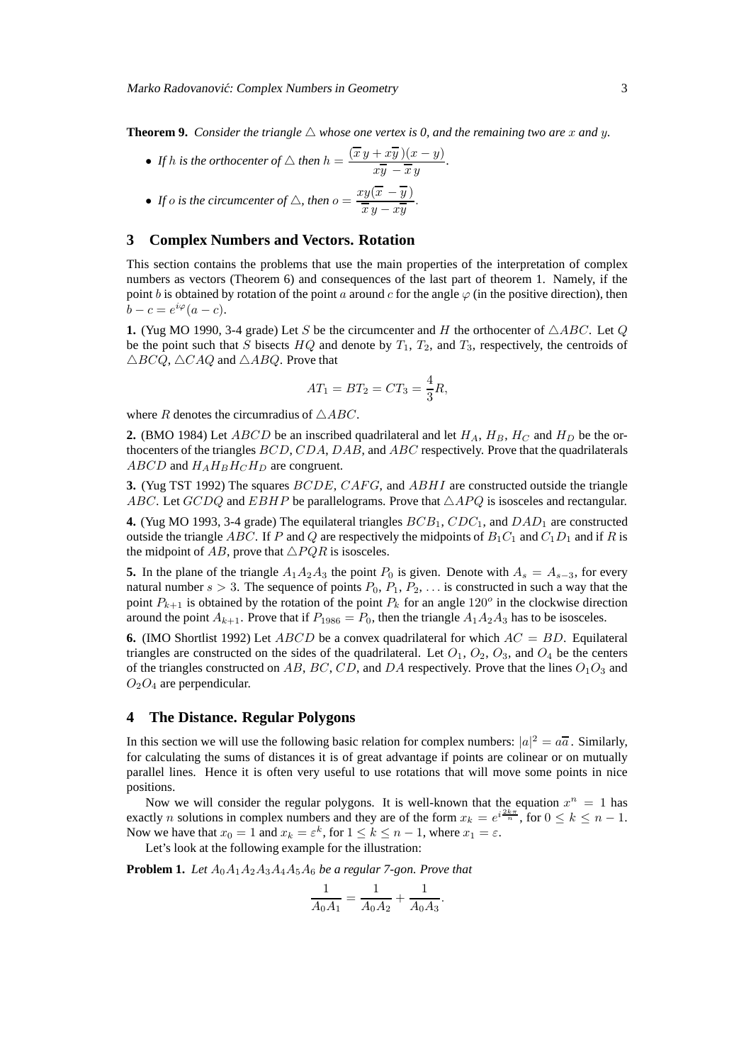**Theorem 9.** *Consider the triangle $\triangle$ whose one vertex is 0, and the remaining two are $x$ and $y$.*

- *If $h$ is the orthocenter of $\triangle$ then $h = \dfrac{(\overline{x}\,y + x\overline{y}\,)(x-y)}{x\overline{y} - \overline{x}\,y}$.*
- *If $o$ is the circumcenter of $\triangle$, then $o = \dfrac{xy(\overline{x} - \overline{y}\,)}{\overline{x}\,y - x\overline{y}}$.*

## 3 Complex Numbers and Vectors. Rotation

This section contains the problems that use the main properties of the interpretation of complex numbers as vectors (Theorem 6) and consequences of the last part of theorem 1. Namely, if the point $b$ is obtained by rotation of the point $a$ around $c$ for the angle $\varphi$ (in the positive direction), then $b - c = e^{i\varphi}(a - c)$.

**1.** (Yug MO 1990, 3-4 grade) Let $S$ be the circumcenter and $H$ the orthocenter of $\triangle ABC$. Let $Q$ be the point such that $S$ bisects $HQ$ and denote by $T_1$, $T_2$, and $T_3$, respectively, the centroids of $\triangle BCQ$, $\triangle CAQ$ and $\triangle ABQ$. Prove that

$$AT_1 = BT_2 = CT_3 = \frac{4}{3}R,$$

where $R$ denotes the circumradius of $\triangle ABC$.

**2.** (BMO 1984) Let $ABCD$ be an inscribed quadrilateral and let $H_A$, $H_B$, $H_C$ and $H_D$ be the orthocenters of the triangles $BCD$, $CDA$, $DAB$, and $ABC$ respectively. Prove that the quadrilaterals $ABCD$ and $H_AH_BH_CH_D$ are congruent.

**3.** (Yug TST 1992) The squares $BCDE$, $CAFG$, and $ABHI$ are constructed outside the triangle $ABC$. Let $GCDQ$ and $EBHP$ be parallelograms. Prove that $\triangle APQ$ is isosceles and rectangular.

**4.** (Yug MO 1993, 3-4 grade) The equilateral triangles $BCB_1$, $CDC_1$, and $DAD_1$ are constructed outside the triangle $ABC$. If $P$ and $Q$ are respectively the midpoints of $B_1C_1$ and $C_1D_1$ and if $R$ is the midpoint of $AB$, prove that $\triangle PQR$ is isosceles.

**5.** In the plane of the triangle $A_1A_2A_3$ the point $P_0$ is given. Denote with $A_s = A_{s-3}$, for every natural number $s > 3$. The sequence of points $P_0$, $P_1$, $P_2$, ... is constructed in such a way that the point $P_{k+1}$ is obtained by the rotation of the point $P_k$ for an angle $120^o$ in the clockwise direction around the point $A_{k+1}$. Prove that if $P_{1986} = P_0$, then the triangle $A_1A_2A_3$ has to be isosceles.

**6.** (IMO Shortlist 1992) Let $ABCD$ be a convex quadrilateral for which $AC = BD$. Equilateral triangles are constructed on the sides of the quadrilateral. Let $O_1$, $O_2$, $O_3$, and $O_4$ be the centers of the triangles constructed on $AB$, $BC$, $CD$, and $DA$ respectively. Prove that the lines $O_1O_3$ and $O_2O_4$ are perpendicular.

## 4 The Distance. Regular Polygons

In this section we will use the following basic relation for complex numbers: $|a|^2 = a\overline{a}$. Similarly, for calculating the sums of distances it is of great advantage if points are colinear or on mutually parallel lines. Hence it is often very useful to use rotations that will move some points in nice positions.

Now we will consider the regular polygons. It is well-known that the equation $x^n = 1$ has exactly $n$ solutions in complex numbers and they are of the form $x_k = e^{i\frac{2k\pi}{n}}$, for $0 \le k \le n-1$. Now we have that $x_0 = 1$ and $x_k = \varepsilon^k$, for $1 \le k \le n-1$, where $x_1 = \varepsilon$.

Let's look at the following example for the illustration:

**Problem 1.** *Let $A_0A_1A_2A_3A_4A_5A_6$ be a regular 7-gon. Prove that*

$$\frac{1}{A_0A_1} = \frac{1}{A_0A_2} + \frac{1}{A_0A_3}.$$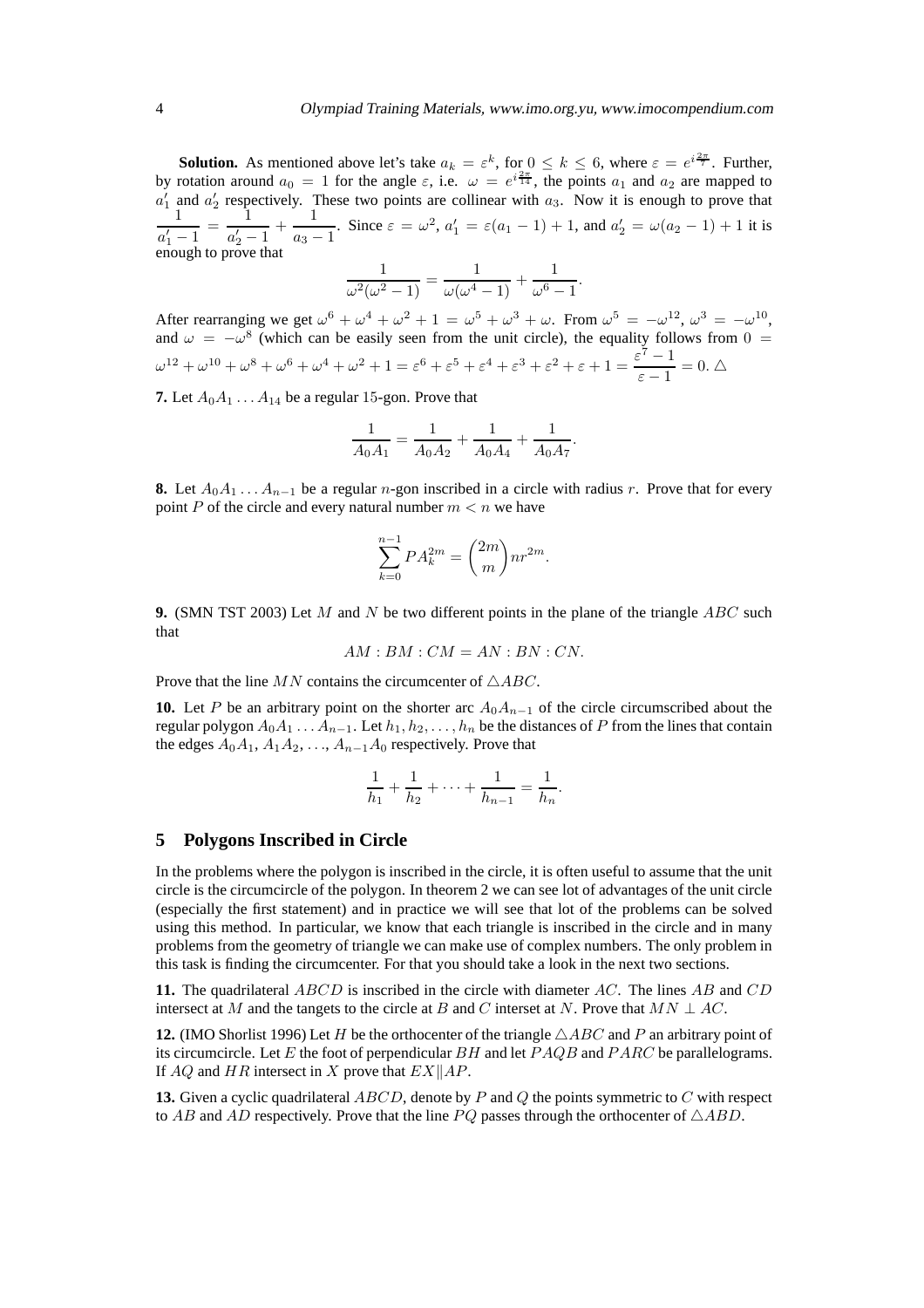**Solution.** As mentioned above let's take $a_k = \varepsilon^k$, for $0 \le k \le 6$, where $\varepsilon = e^{i\frac{2\pi}{7}}$. Further, by rotation around $a_0 = 1$ for the angle $\varepsilon$, i.e. $\omega = e^{i\frac{2\pi}{14}}$, the points $a_1$ and $a_2$ are mapped to $a_1'$ and $a_2'$ respectively. These two points are collinear with $a_3$. Now it is enough to prove that $\dfrac{1}{a_1'-1} = \dfrac{1}{a_2'-1} + \dfrac{1}{a_3-1}$. Since $\varepsilon = \omega^2$, $a_1' = \varepsilon(a_1-1)+1$, and $a_2' = \omega(a_2-1)+1$ it is enough to prove that

$$\frac{1}{\omega^2(\omega^2-1)} = \frac{1}{\omega(\omega^4-1)} + \frac{1}{\omega^6-1}.$$

After rearranging we get $\omega^6+\omega^4+\omega^2+1 = \omega^5+\omega^3+\omega$. From $\omega^5 = -\omega^{12}$, $\omega^3 = -\omega^{10}$, and $\omega = -\omega^8$ (which can be easily seen from the unit circle), the equality follows from $0 = \omega^{12}+\omega^{10}+\omega^8+\omega^6+\omega^4+\omega^2+1 = \varepsilon^6+\varepsilon^5+\varepsilon^4+\varepsilon^3+\varepsilon^2+\varepsilon+1 = \dfrac{\varepsilon^7-1}{\varepsilon-1} = 0$. $\triangle$

**7.** Let $A_0A_1\dots A_{14}$ be a regular 15-gon. Prove that

$$\frac{1}{A_0A_1} = \frac{1}{A_0A_2} + \frac{1}{A_0A_4} + \frac{1}{A_0A_7}.$$

**8.** Let $A_0A_1\dots A_{n-1}$ be a regular $n$-gon inscribed in a circle with radius $r$. Prove that for every point $P$ of the circle and every natural number $m < n$ we have

$$\sum_{k=0}^{n-1} PA_k^{2m} = \binom{2m}{m} n r^{2m}.$$

**9.** (SMN TST 2003) Let $M$ and $N$ be two different points in the plane of the triangle $ABC$ such that

$$AM : BM : CM = AN : BN : CN.$$

Prove that the line $MN$ contains the circumcenter of $\triangle ABC$.

**10.** Let $P$ be an arbitrary point on the shorter arc $A_0A_{n-1}$ of the circle circumscribed about the regular polygon $A_0A_1\dots A_{n-1}$. Let $h_1, h_2, \dots, h_n$ be the distances of $P$ from the lines that contain the edges $A_0A_1$, $A_1A_2$, ..., $A_{n-1}A_0$ respectively. Prove that

$$\frac{1}{h_1} + \frac{1}{h_2} + \dots + \frac{1}{h_{n-1}} = \frac{1}{h_n}.$$

## 5 Polygons Inscribed in Circle

In the problems where the polygon is inscribed in the circle, it is often useful to assume that the unit circle is the circumcircle of the polygon. In theorem 2 we can see lot of advantages of the unit circle (especially the first statement) and in practice we will see that lot of the problems can be solved using this method. In particular, we know that each triangle is inscribed in the circle and in many problems from the geometry of triangle we can make use of complex numbers. The only problem in this task is finding the circumcenter. For that you should take a look in the next two sections.

**11.** The quadrilateral $ABCD$ is inscribed in the circle with diameter $AC$. The lines $AB$ and $CD$ intersect at $M$ and the tangets to the circle at $B$ and $C$ interset at $N$. Prove that $MN \perp AC$.

**12.** (IMO Shorlist 1996) Let $H$ be the orthocenter of the triangle $\triangle ABC$ and $P$ an arbitrary point of its circumcircle. Let $E$ the foot of perpendicular $BH$ and let $PAQB$ and $PARC$ be parallelograms. If $AQ$ and $HR$ intersect in $X$ prove that $EX \| AP$.

**13.** Given a cyclic quadrilateral $ABCD$, denote by $P$ and $Q$ the points symmetric to $C$ with respect to $AB$ and $AD$ respectively. Prove that the line $PQ$ passes through the orthocenter of $\triangle ABD$.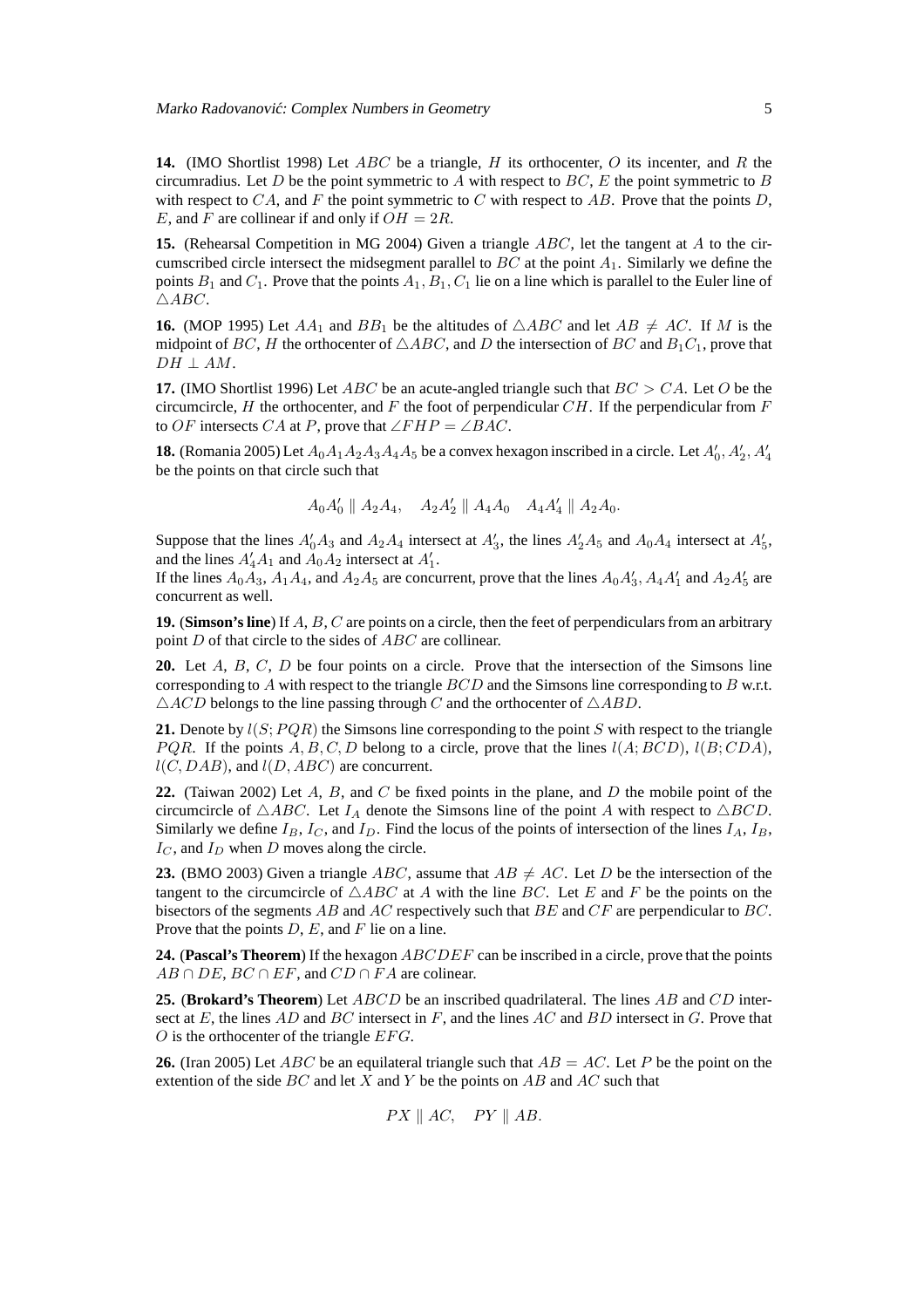**14.** (IMO Shortlist 1998) Let $ABC$ be a triangle, $H$ its orthocenter, $O$ its incenter, and $R$ the circumradius. Let $D$ be the point symmetric to $A$ with respect to $BC$, $E$ the point symmetric to $B$ with respect to $CA$, and $F$ the point symmetric to $C$ with respect to $AB$. Prove that the points $D$, $E$, and $F$ are collinear if and only if $OH = 2R$.

**15.** (Rehearsal Competition in MG 2004) Given a triangle $ABC$, let the tangent at $A$ to the circumscribed circle intersect the midsegment parallel to $BC$ at the point $A_1$. Similarly we define the points $B_1$ and $C_1$. Prove that the points $A_1, B_1, C_1$ lie on a line which is parallel to the Euler line of $\triangle ABC$.

**16.** (MOP 1995) Let $AA_1$ and $BB_1$ be the altitudes of $\triangle ABC$ and let $AB \neq AC$. If $M$ is the midpoint of $BC$, $H$ the orthocenter of $\triangle ABC$, and $D$ the intersection of $BC$ and $B_1C_1$, prove that $DH \perp AM$.

**17.** (IMO Shortlist 1996) Let $ABC$ be an acute-angled triangle such that $BC > CA$. Let $O$ be the circumcircle, $H$ the orthocenter, and $F$ the foot of perpendicular $CH$. If the perpendicular from $F$ to $OF$ intersects $CA$ at $P$, prove that $\angle FHP = \angle BAC$.

**18.** (Romania 2005) Let $A_0A_1A_2A_3A_4A_5$ be a convex hexagon inscribed in a circle. Let $A_0', A_2', A_4'$ be the points on that circle such that

$$A_0A_0' \parallel A_2A_4, \quad A_2A_2' \parallel A_4A_0 \quad A_4A_4' \parallel A_2A_0.$$

Suppose that the lines $A_0'A_3$ and $A_2A_4$ intersect at $A_3'$, the lines $A_2'A_5$ and $A_0A_4$ intersect at $A_5'$, and the lines $A_4'A_1$ and $A_0A_2$ intersect at $A_1'$.
If the lines $A_0A_3$, $A_1A_4$, and $A_2A_5$ are concurrent, prove that the lines $A_0A_3'$, $A_4A_1'$ and $A_2A_5'$ are concurrent as well.

**19.** (**Simson's line**) If $A$, $B$, $C$ are points on a circle, then the feet of perpendiculars from an arbitrary point $D$ of that circle to the sides of $ABC$ are collinear.

**20.** Let $A$, $B$, $C$, $D$ be four points on a circle. Prove that the intersection of the Simsons line corresponding to $A$ with respect to the triangle $BCD$ and the Simsons line corresponding to $B$ w.r.t. $\triangle ACD$ belongs to the line passing through $C$ and the orthocenter of $\triangle ABD$.

**21.** Denote by $l(S; PQR)$ the Simsons line corresponding to the point $S$ with respect to the triangle $PQR$. If the points $A, B, C, D$ belong to a circle, prove that the lines $l(A; BCD)$, $l(B; CDA)$, $l(C, DAB)$, and $l(D, ABC)$ are concurrent.

**22.** (Taiwan 2002) Let $A$, $B$, and $C$ be fixed points in the plane, and $D$ the mobile point of the circumcircle of $\triangle ABC$. Let $I_A$ denote the Simsons line of the point $A$ with respect to $\triangle BCD$. Similarly we define $I_B$, $I_C$, and $I_D$. Find the locus of the points of intersection of the lines $I_A$, $I_B$, $I_C$, and $I_D$ when $D$ moves along the circle.

**23.** (BMO 2003) Given a triangle $ABC$, assume that $AB \neq AC$. Let $D$ be the intersection of the tangent to the circumcircle of $\triangle ABC$ at $A$ with the line $BC$. Let $E$ and $F$ be the points on the bisectors of the segments $AB$ and $AC$ respectively such that $BE$ and $CF$ are perpendicular to $BC$. Prove that the points $D$, $E$, and $F$ lie on a line.

**24.** (**Pascal's Theorem**) If the hexagon $ABCDEF$ can be inscribed in a circle, prove that the points $AB \cap DE$, $BC \cap EF$, and $CD \cap FA$ are colinear.

**25.** (**Brokard's Theorem**) Let $ABCD$ be an inscribed quadrilateral. The lines $AB$ and $CD$ intersect at $E$, the lines $AD$ and $BC$ intersect in $F$, and the lines $AC$ and $BD$ intersect in $G$. Prove that $O$ is the orthocenter of the triangle $EFG$.

**26.** (Iran 2005) Let $ABC$ be an equilateral triangle such that $AB = AC$. Let $P$ be the point on the extention of the side $BC$ and let $X$ and $Y$ be the points on $AB$ and $AC$ such that

$$PX \parallel AC, \quad PY \parallel AB.$$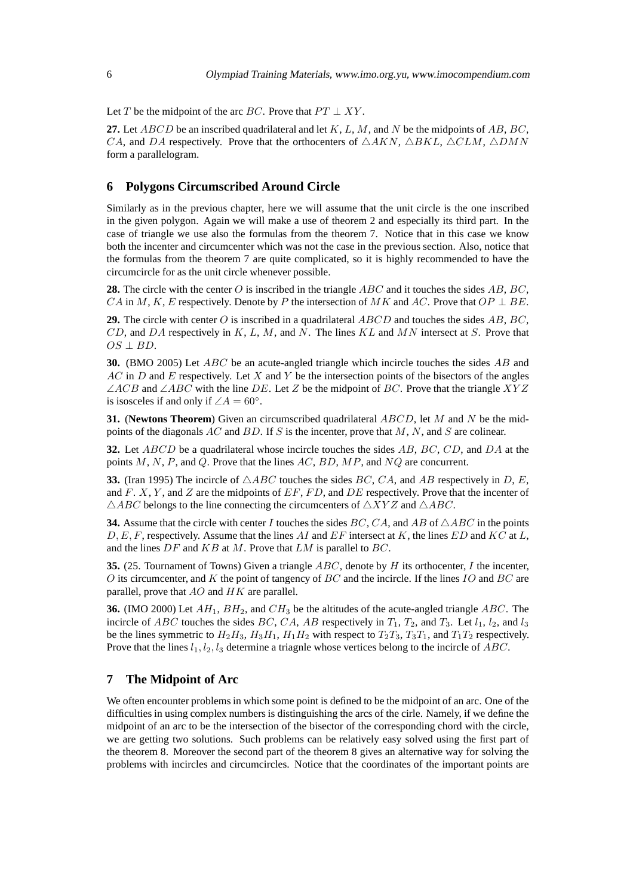Let $T$ be the midpoint of the arc $BC$. Prove that $PT \perp XY$.

**27.** Let $ABCD$ be an inscribed quadrilateral and let $K$, $L$, $M$, and $N$ be the midpoints of $AB$, $BC$, $CA$, and $DA$ respectively. Prove that the orthocenters of $\triangle AKN$, $\triangle BKL$, $\triangle CLM$, $\triangle DMN$ form a parallelogram.

## 6 Polygons Circumscribed Around Circle

Similarly as in the previous chapter, here we will assume that the unit circle is the one inscribed in the given polygon. Again we will make a use of theorem 2 and especially its third part. In the case of triangle we use also the formulas from the theorem 7. Notice that in this case we know both the incenter and circumcenter which was not the case in the previous section. Also, notice that the formulas from the theorem 7 are quite complicated, so it is highly recommended to have the circumcircle for as the unit circle whenever possible.

**28.** The circle with the center $O$ is inscribed in the triangle $ABC$ and it touches the sides $AB$, $BC$, $CA$ in $M$, $K$, $E$ respectively. Denote by $P$ the intersection of $MK$ and $AC$. Prove that $OP \perp BE$.

**29.** The circle with center $O$ is inscribed in a quadrilateral $ABCD$ and touches the sides $AB$, $BC$, $CD$, and $DA$ respectively in $K$, $L$, $M$, and $N$. The lines $KL$ and $MN$ intersect at $S$. Prove that $OS \perp BD$.

**30.** (BMO 2005) Let $ABC$ be an acute-angled triangle which incircle touches the sides $AB$ and $AC$ in $D$ and $E$ respectively. Let $X$ and $Y$ be the intersection points of the bisectors of the angles $\angle ACB$ and $\angle ABC$ with the line $DE$. Let $Z$ be the midpoint of $BC$. Prove that the triangle $XYZ$ is isosceles if and only if $\angle A = 60^\circ$.

**31.** (**Newtons Theorem**) Given an circumscribed quadrilateral $ABCD$, let $M$ and $N$ be the midpoints of the diagonals $AC$ and $BD$. If $S$ is the incenter, prove that $M$, $N$, and $S$ are colinear.

**32.** Let $ABCD$ be a quadrilateral whose incircle touches the sides $AB$, $BC$, $CD$, and $DA$ at the points $M$, $N$, $P$, and $Q$. Prove that the lines $AC$, $BD$, $MP$, and $NQ$ are concurrent.

**33.** (Iran 1995) The incircle of $\triangle ABC$ touches the sides $BC$, $CA$, and $AB$ respectively in $D$, $E$, and $F$. $X$, $Y$, and $Z$ are the midpoints of $EF$, $FD$, and $DE$ respectively. Prove that the incenter of $\triangle ABC$ belongs to the line connecting the circumcenters of $\triangle XYZ$ and $\triangle ABC$.

**34.** Assume that the circle with center $I$ touches the sides $BC$, $CA$, and $AB$ of $\triangle ABC$ in the points $D, E, F$, respectively. Assume that the lines $AI$ and $EF$ intersect at $K$, the lines $ED$ and $KC$ at $L$, and the lines $DF$ and $KB$ at $M$. Prove that $LM$ is parallel to $BC$.

**35.** (25. Tournament of Towns) Given a triangle $ABC$, denote by $H$ its orthocenter, $I$ the incenter, $O$ its circumcenter, and $K$ the point of tangency of $BC$ and the incircle. If the lines $IO$ and $BC$ are parallel, prove that $AO$ and $HK$ are parallel.

**36.** (IMO 2000) Let $AH_1$, $BH_2$, and $CH_3$ be the altitudes of the acute-angled triangle $ABC$. The incircle of $ABC$ touches the sides $BC$, $CA$, $AB$ respectively in $T_1$, $T_2$, and $T_3$. Let $l_1$, $l_2$, and $l_3$ be the lines symmetric to $H_2H_3$, $H_3H_1$, $H_1H_2$ with respect to $T_2T_3$, $T_3T_1$, and $T_1T_2$ respectively. Prove that the lines $l_1, l_2, l_3$ determine a triagnle whose vertices belong to the incircle of $ABC$.

## 7 The Midpoint of Arc

We often encounter problems in which some point is defined to be the midpoint of an arc. One of the difficulties in using complex numbers is distinguishing the arcs of the cirle. Namely, if we define the midpoint of an arc to be the intersection of the bisector of the corresponding chord with the circle, we are getting two solutions. Such problems can be relatively easy solved using the first part of the theorem 8. Moreover the second part of the theorem 8 gives an alternative way for solving the problems with incircles and circumcircles. Notice that the coordinates of the important points are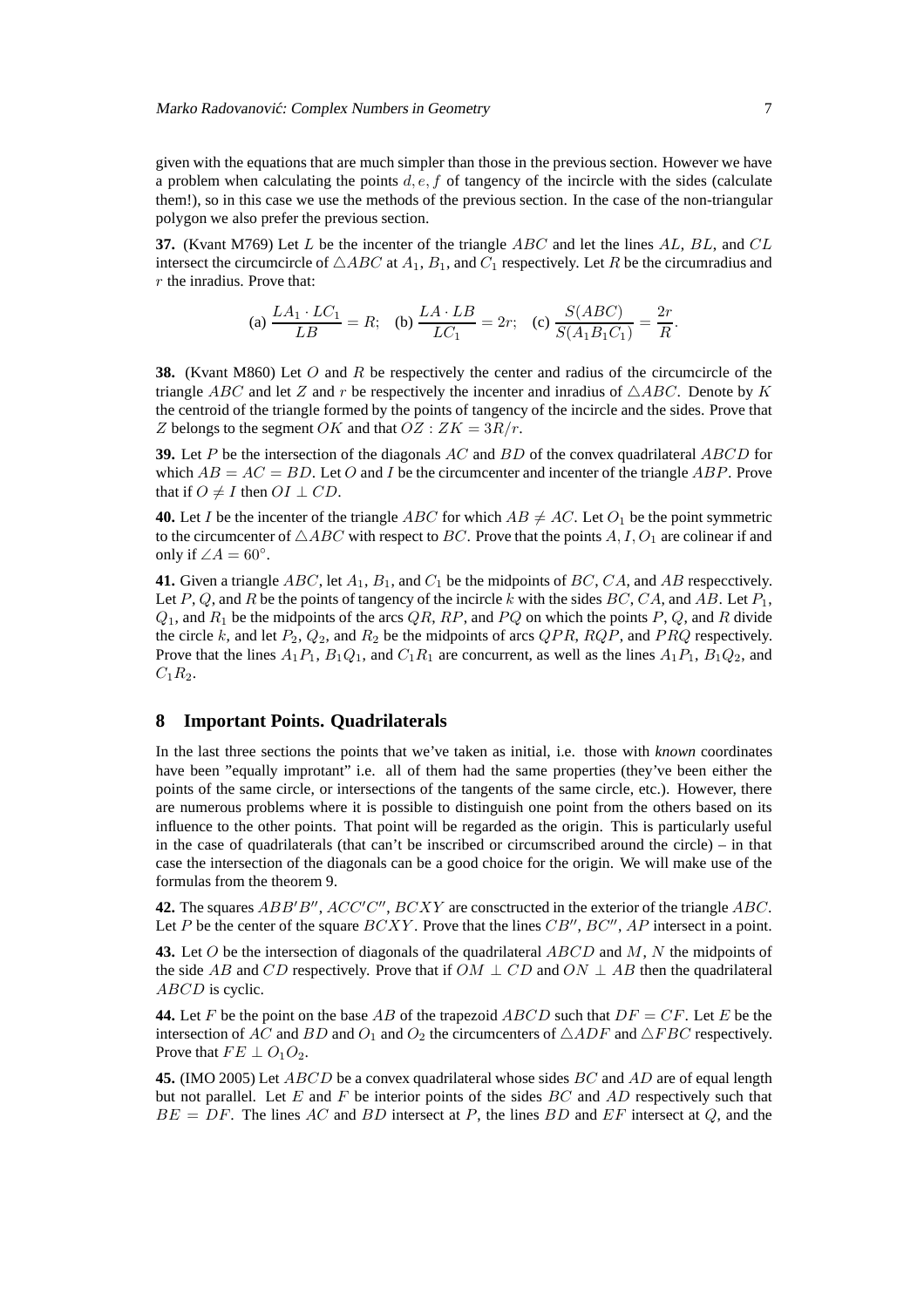given with the equations that are much simpler than those in the previous section. However we have a problem when calculating the points $d, e, f$ of tangency of the incircle with the sides (calculate them!), so in this case we use the methods of the previous section. In the case of the non-triangular polygon we also prefer the previous section.

**37.** (Kvant M769) Let $L$ be the incenter of the triangle $ABC$ and let the lines $AL$, $BL$, and $CL$ intersect the circumcircle of $\triangle ABC$ at $A_1$, $B_1$, and $C_1$ respectively. Let $R$ be the circumradius and $r$ the inradius. Prove that:

$$\text{(a) } \frac{LA_1 \cdot LC_1}{LB} = R; \quad \text{(b) } \frac{LA \cdot LB}{LC_1} = 2r; \quad \text{(c) } \frac{S(ABC)}{S(A_1B_1C_1)} = \frac{2r}{R}.$$

**38.** (Kvant M860) Let $O$ and $R$ be respectively the center and radius of the circumcircle of the triangle $ABC$ and let $Z$ and $r$ be respectively the incenter and inradius of $\triangle ABC$. Denote by $K$ the centroid of the triangle formed by the points of tangency of the incircle and the sides. Prove that $Z$ belongs to the segment $OK$ and that $OZ : ZK = 3R/r$.

**39.** Let $P$ be the intersection of the diagonals $AC$ and $BD$ of the convex quadrilateral $ABCD$ for which $AB = AC = BD$. Let $O$ and $I$ be the circumcenter and incenter of the triangle $ABP$. Prove that if $O \neq I$ then $OI \perp CD$.

**40.** Let $I$ be the incenter of the triangle $ABC$ for which $AB \neq AC$. Let $O_1$ be the point symmetric to the circumcenter of $\triangle ABC$ with respect to $BC$. Prove that the points $A, I, O_1$ are colinear if and only if $\angle A = 60^\circ$.

**41.** Given a triangle $ABC$, let $A_1$, $B_1$, and $C_1$ be the midpoints of $BC$, $CA$, and $AB$ respecctively. Let $P$, $Q$, and $R$ be the points of tangency of the incircle $k$ with the sides $BC$, $CA$, and $AB$. Let $P_1$, $Q_1$, and $R_1$ be the midpoints of the arcs $QR$, $RP$, and $PQ$ on which the points $P$, $Q$, and $R$ divide the circle $k$, and let $P_2$, $Q_2$, and $R_2$ be the midpoints of arcs $QPR$, $RQP$, and $PRQ$ respectively. Prove that the lines $A_1P_1$, $B_1Q_1$, and $C_1R_1$ are concurrent, as well as the lines $A_1P_1$, $B_1Q_2$, and $C_1R_2$.

## 8 Important Points. Quadrilaterals

In the last three sections the points that we've taken as initial, i.e. those with *known* coordinates have been "equally improtant" i.e. all of them had the same properties (they've been either the points of the same circle, or intersections of the tangents of the same circle, etc.). However, there are numerous problems where it is possible to distinguish one point from the others based on its influence to the other points. That point will be regarded as the origin. This is particularly useful in the case of quadrilaterals (that can't be inscribed or circumscribed around the circle) – in that case the intersection of the diagonals can be a good choice for the origin. We will make use of the formulas from the theorem 9.

**42.** The squares $ABB'B''$, $ACC'C''$, $BCXY$ are consctructed in the exterior of the triangle $ABC$. Let $P$ be the center of the square $BCXY$. Prove that the lines $CB''$, $BC''$, $AP$ intersect in a point.

**43.** Let $O$ be the intersection of diagonals of the quadrilateral $ABCD$ and $M$, $N$ the midpoints of the side $AB$ and $CD$ respectively. Prove that if $OM \perp CD$ and $ON \perp AB$ then the quadrilateral $ABCD$ is cyclic.

**44.** Let $F$ be the point on the base $AB$ of the trapezoid $ABCD$ such that $DF = CF$. Let $E$ be the intersection of $AC$ and $BD$ and $O_1$ and $O_2$ the circumcenters of $\triangle ADF$ and $\triangle FBC$ respectively. Prove that $FE \perp O_1O_2$.

**45.** (IMO 2005) Let $ABCD$ be a convex quadrilateral whose sides $BC$ and $AD$ are of equal length but not parallel. Let $E$ and $F$ be interior points of the sides $BC$ and $AD$ respectively such that $BE = DF$. The lines $AC$ and $BD$ intersect at $P$, the lines $BD$ and $EF$ intersect at $Q$, and the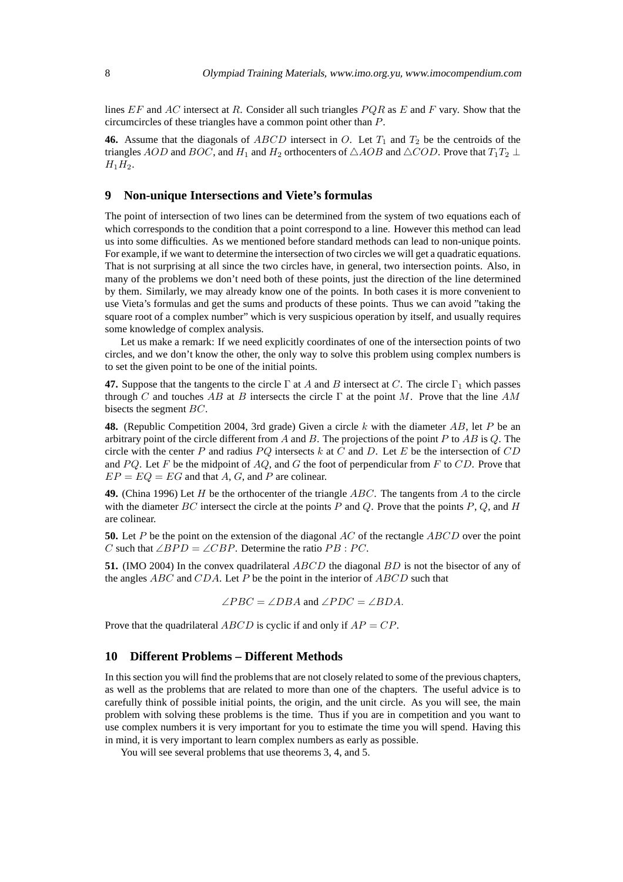lines $EF$ and $AC$ intersect at $R$. Consider all such triangles $PQR$ as $E$ and $F$ vary. Show that the circumcircles of these triangles have a common point other than $P$.

**46.** Assume that the diagonals of $ABCD$ intersect in $O$. Let $T_1$ and $T_2$ be the centroids of the triangles $AOD$ and $BOC$, and $H_1$ and $H_2$ orthocenters of $\triangle AOB$ and $\triangle COD$. Prove that $T_1T_2 \perp H_1H_2$.

## 9 Non-unique Intersections and Viete's formulas

The point of intersection of two lines can be determined from the system of two equations each of which corresponds to the condition that a point correspond to a line. However this method can lead us into some difficulties. As we mentioned before standard methods can lead to non-unique points. For example, if we want to determine the intersection of two circles we will get a quadratic equations. That is not surprising at all since the two circles have, in general, two intersection points. Also, in many of the problems we don't need both of these points, just the direction of the line determined by them. Similarly, we may already know one of the points. In both cases it is more convenient to use Vieta's formulas and get the sums and products of these points. Thus we can avoid "taking the square root of a complex number" which is very suspicious operation by itself, and usually requires some knowledge of complex analysis.

Let us make a remark: If we need explicitly coordinates of one of the intersection points of two circles, and we don't know the other, the only way to solve this problem using complex numbers is to set the given point to be one of the initial points.

**47.** Suppose that the tangents to the circle $\Gamma$ at $A$ and $B$ intersect at $C$. The circle $\Gamma_1$ which passes through $C$ and touches $AB$ at $B$ intersects the circle $\Gamma$ at the point $M$. Prove that the line $AM$ bisects the segment $BC$.

**48.** (Republic Competition 2004, 3rd grade) Given a circle $k$ with the diameter $AB$, let $P$ be an arbitrary point of the circle different from $A$ and $B$. The projections of the point $P$ to $AB$ is $Q$. The circle with the center $P$ and radius $PQ$ intersects $k$ at $C$ and $D$. Let $E$ be the intersection of $CD$ and $PQ$. Let $F$ be the midpoint of $AQ$, and $G$ the foot of perpendicular from $F$ to $CD$. Prove that $EP = EQ = EG$ and that $A$, $G$, and $P$ are colinear.

**49.** (China 1996) Let $H$ be the orthocenter of the triangle $ABC$. The tangents from $A$ to the circle with the diameter $BC$ intersect the circle at the points $P$ and $Q$. Prove that the points $P$, $Q$, and $H$ are colinear.

**50.** Let $P$ be the point on the extension of the diagonal $AC$ of the rectangle $ABCD$ over the point $C$ such that $\angle BPD = \angle CBP$. Determine the ratio $PB : PC$.

**51.** (IMO 2004) In the convex quadrilateral $ABCD$ the diagonal $BD$ is not the bisector of any of the angles $ABC$ and $CDA$. Let $P$ be the point in the interior of $ABCD$ such that

$$\angle PBC = \angle DBA \text{ and } \angle PDC = \angle BDA.$$

Prove that the quadrilateral $ABCD$ is cyclic if and only if $AP = CP$.

## 10 Different Problems – Different Methods

In this section you will find the problems that are not closely related to some of the previous chapters, as well as the problems that are related to more than one of the chapters. The useful advice is to carefully think of possible initial points, the origin, and the unit circle. As you will see, the main problem with solving these problems is the time. Thus if you are in competition and you want to use complex numbers it is very important for you to estimate the time you will spend. Having this in mind, it is very important to learn complex numbers as early as possible.

You will see several problems that use theorems 3, 4, and 5.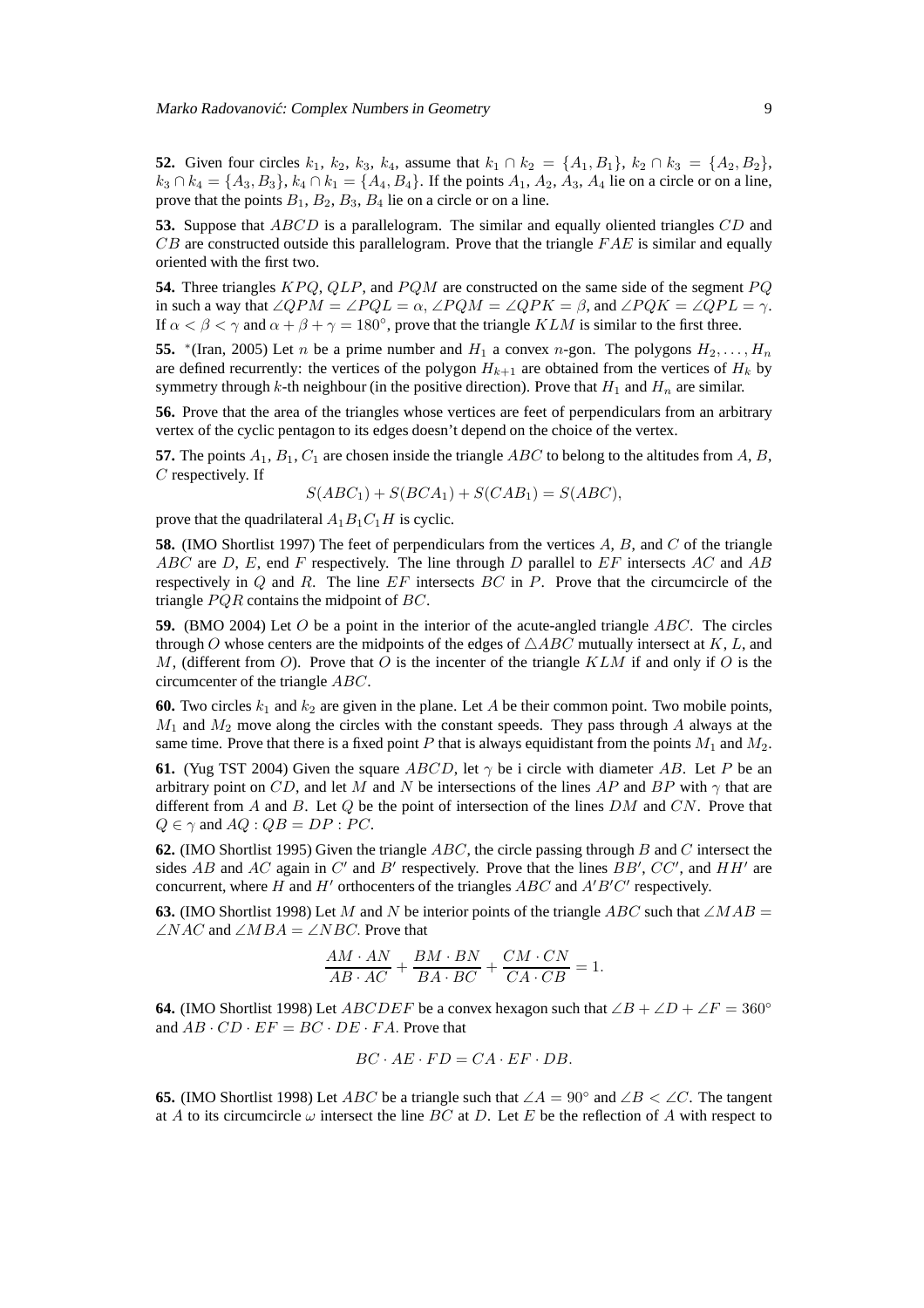**52.** Given four circles $k_1$, $k_2$, $k_3$, $k_4$, assume that $k_1 \cap k_2 = \{A_1, B_1\}$, $k_2 \cap k_3 = \{A_2, B_2\}$, $k_3 \cap k_4 = \{A_3, B_3\}$, $k_4 \cap k_1 = \{A_4, B_4\}$. If the points $A_1$, $A_2$, $A_3$, $A_4$ lie on a circle or on a line, prove that the points $B_1$, $B_2$, $B_3$, $B_4$ lie on a circle or on a line.

**53.** Suppose that $ABCD$ is a parallelogram. The similar and equally oliented triangles $CD$ and $CB$ are constructed outside this parallelogram. Prove that the triangle $FAE$ is similar and equally oriented with the first two.

**54.** Three triangles $KPQ$, $QLP$, and $PQM$ are constructed on the same side of the segment $PQ$ in such a way that $\angle QPM = \angle PQL = \alpha$, $\angle PQM = \angle QPK = \beta$, and $\angle PQK = \angle QPL = \gamma$. If $\alpha < \beta < \gamma$ and $\alpha + \beta + \gamma = 180^\circ$, prove that the triangle $KLM$ is similar to the first three.

**55.** *(Iran, 2005) Let $n$ be a prime number and $H_1$ a convex $n$-gon. The polygons $H_2, \ldots, H_n$ are defined recurrently: the vertices of the polygon $H_{k+1}$ are obtained from the vertices of $H_k$ by symmetry through $k$-th neighbour (in the positive direction). Prove that $H_1$ and $H_n$ are similar.

**56.** Prove that the area of the triangles whose vertices are feet of perpendiculars from an arbitrary vertex of the cyclic pentagon to its edges doesn't depend on the choice of the vertex.

**57.** The points $A_1$, $B_1$, $C_1$ are chosen inside the triangle $ABC$ to belong to the altitudes from $A$, $B$, $C$ respectively. If

$$S(ABC_1) + S(BCA_1) + S(CAB_1) = S(ABC),$$

prove that the quadrilateral $A_1B_1C_1H$ is cyclic.

**58.** (IMO Shortlist 1997) The feet of perpendiculars from the vertices $A$, $B$, and $C$ of the triangle $ABC$ are $D$, $E$, end $F$ respectively. The line through $D$ parallel to $EF$ intersects $AC$ and $AB$ respectively in $Q$ and $R$. The line $EF$ intersects $BC$ in $P$. Prove that the circumcircle of the triangle $PQR$ contains the midpoint of $BC$.

**59.** (BMO 2004) Let $O$ be a point in the interior of the acute-angled triangle $ABC$. The circles through $O$ whose centers are the midpoints of the edges of $\triangle ABC$ mutually intersect at $K$, $L$, and $M$, (different from $O$). Prove that $O$ is the incenter of the triangle $KLM$ if and only if $O$ is the circumcenter of the triangle $ABC$.

**60.** Two circles $k_1$ and $k_2$ are given in the plane. Let $A$ be their common point. Two mobile points, $M_1$ and $M_2$ move along the circles with the constant speeds. They pass through $A$ always at the same time. Prove that there is a fixed point $P$ that is always equidistant from the points $M_1$ and $M_2$.

**61.** (Yug TST 2004) Given the square $ABCD$, let $\gamma$ be i circle with diameter $AB$. Let $P$ be an arbitrary point on $CD$, and let $M$ and $N$ be intersections of the lines $AP$ and $BP$ with $\gamma$ that are different from $A$ and $B$. Let $Q$ be the point of intersection of the lines $DM$ and $CN$. Prove that $Q \in \gamma$ and $AQ : QB = DP : PC$.

**62.** (IMO Shortlist 1995) Given the triangle $ABC$, the circle passing through $B$ and $C$ intersect the sides $AB$ and $AC$ again in $C'$ and $B'$ respectively. Prove that the lines $BB'$, $CC'$, and $HH'$ are concurrent, where $H$ and $H'$ orthocenters of the triangles $ABC$ and $A'B'C'$ respectively.

**63.** (IMO Shortlist 1998) Let $M$ and $N$ be interior points of the triangle $ABC$ such that $\angle MAB = \angle NAC$ and $\angle MBA = \angle NBC$. Prove that

$$\frac{AM \cdot AN}{AB \cdot AC} + \frac{BM \cdot BN}{BA \cdot BC} + \frac{CM \cdot CN}{CA \cdot CB} = 1.$$

**64.** (IMO Shortlist 1998) Let $ABCDEF$ be a convex hexagon such that $\angle B + \angle D + \angle F = 360^\circ$ and $AB \cdot CD \cdot EF = BC \cdot DE \cdot FA$. Prove that

$$BC \cdot AE \cdot FD = CA \cdot EF \cdot DB.$$

**65.** (IMO Shortlist 1998) Let $ABC$ be a triangle such that $\angle A = 90^\circ$ and $\angle B < \angle C$. The tangent at $A$ to its circumcircle $\omega$ intersect the line $BC$ at $D$. Let $E$ be the reflection of $A$ with respect to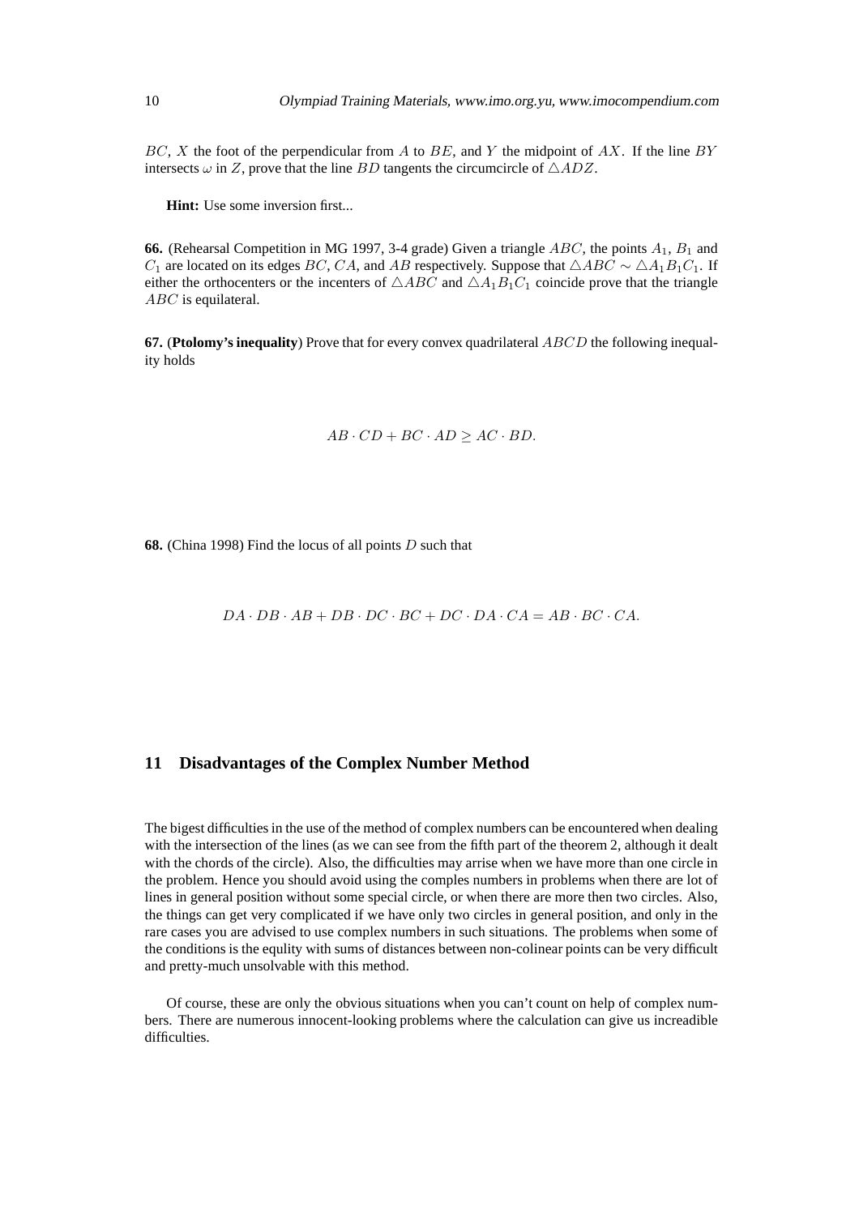$BC$, $X$ the foot of the perpendicular from $A$ to $BE$, and $Y$ the midpoint of $AX$. If the line $BY$ intersects $\omega$ in $Z$, prove that the line $BD$ tangents the circumcircle of $\triangle ADZ$.

**Hint:** Use some inversion first...

**66.** (Rehearsal Competition in MG 1997, 3-4 grade) Given a triangle $ABC$, the points $A_1$, $B_1$ and $C_1$ are located on its edges $BC$, $CA$, and $AB$ respectively. Suppose that $\triangle ABC \sim \triangle A_1B_1C_1$. If either the orthocenters or the incenters of $\triangle ABC$ and $\triangle A_1B_1C_1$ coincide prove that the triangle $ABC$ is equilateral.

**67.** (**Ptolomy's inequality**) Prove that for every convex quadrilateral $ABCD$ the following inequality holds

$$AB \cdot CD + BC \cdot AD \geq AC \cdot BD.$$

**68.** (China 1998) Find the locus of all points $D$ such that

$$DA \cdot DB \cdot AB + DB \cdot DC \cdot BC + DC \cdot DA \cdot CA = AB \cdot BC \cdot CA.$$

## 11 Disadvantages of the Complex Number Method

The bigest difficulties in the use of the method of complex numbers can be encountered when dealing with the intersection of the lines (as we can see from the fifth part of the theorem 2, although it dealt with the chords of the circle). Also, the difficulties may arrise when we have more than one circle in the problem. Hence you should avoid using the comples numbers in problems when there are lot of lines in general position without some special circle, or when there are more then two circles. Also, the things can get very complicated if we have only two circles in general position, and only in the rare cases you are advised to use complex numbers in such situations. The problems when some of the conditions is the equlity with sums of distances between non-colinear points can be very difficult and pretty-much unsolvable with this method.

Of course, these are only the obvious situations when you can't count on help of complex numbers. There are numerous innocent-looking problems where the calculation can give us increadible difficulties.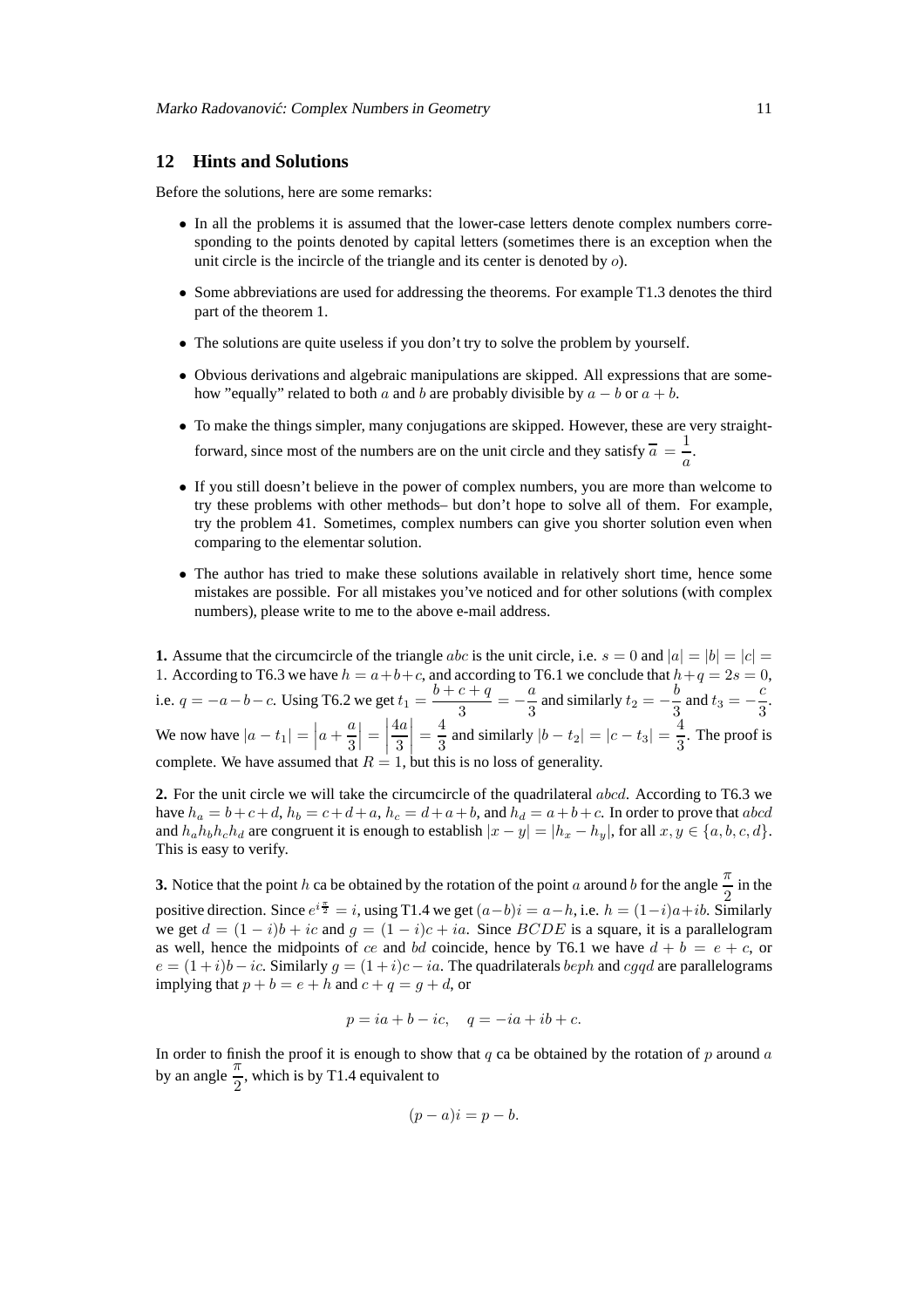## 12 Hints and Solutions

Before the solutions, here are some remarks:

- In all the problems it is assumed that the lower-case letters denote complex numbers corresponding to the points denoted by capital letters (sometimes there is an exception when the unit circle is the incircle of the triangle and its center is denoted by $o$).
- Some abbreviations are used for addressing the theorems. For example T1.3 denotes the third part of the theorem 1.
- The solutions are quite useless if you don't try to solve the problem by yourself.
- Obvious derivations and algebraic manipulations are skipped. All expressions that are somehow "equally" related to both $a$ and $b$ are probably divisible by $a - b$ or $a + b$.
- To make the things simpler, many conjugations are skipped. However, these are very straightforward, since most of the numbers are on the unit circle and they satisfy $\overline{a} = \dfrac{1}{a}$.
- If you still doesn't believe in the power of complex numbers, you are more than welcome to try these problems with other methods– but don't hope to solve all of them. For example, try the problem 41. Sometimes, complex numbers can give you shorter solution even when comparing to the elementar solution.
- The author has tried to make these solutions available in relatively short time, hence some mistakes are possible. For all mistakes you've noticed and for other solutions (with complex numbers), please write to me to the above e-mail address.

**1.** Assume that the circumcircle of the triangle $abc$ is the unit circle, i.e. $s = 0$ and $|a| = |b| = |c| = 1$. According to T6.3 we have $h = a+b+c$, and according to T6.1 we conclude that $h+q = 2s = 0$, i.e. $q = -a-b-c$. Using T6.2 we get $t_1 = \dfrac{b+c+q}{3} = -\dfrac{a}{3}$ and similarly $t_2 = -\dfrac{b}{3}$ and $t_3 = -\dfrac{c}{3}$. We now have $|a - t_1| = \left|a + \dfrac{a}{3}\right| = \left|\dfrac{4a}{3}\right| = \dfrac{4}{3}$ and similarly $|b - t_2| = |c - t_3| = \dfrac{4}{3}$. The proof is complete. We have assumed that $R = 1$, but this is no loss of generality.

**2.** For the unit circle we will take the circumcircle of the quadrilateral $abcd$. According to T6.3 we have $h_a = b+c+d$, $h_b = c+d+a$, $h_c = d+a+b$, and $h_d = a+b+c$. In order to prove that $abcd$ and $h_a h_b h_c h_d$ are congruent it is enough to establish $|x - y| = |h_x - h_y|$, for all $x, y \in \{a, b, c, d\}$. This is easy to verify.

**3.** Notice that the point $h$ ca be obtained by the rotation of the point $a$ around $b$ for the angle $\dfrac{\pi}{2}$ in the positive direction. Since $e^{i\frac{\pi}{2}} = i$, using T1.4 we get $(a-b)i = a-h$, i.e. $h = (1-i)a+ib$. Similarly we get $d = (1-i)b + ic$ and $g = (1-i)c + ia$. Since $BCDE$ is a square, it is a parallelogram as well, hence the midpoints of $ce$ and $bd$ coincide, hence by T6.1 we have $d + b = e + c$, or $e = (1+i)b - ic$. Similarly $g = (1+i)c - ia$. The quadrilaterals $beph$ and $cgqd$ are parallelograms implying that $p + b = e + h$ and $c + q = g + d$, or

$$p = ia + b - ic, \quad q = -ia + ib + c.$$

In order to finish the proof it is enough to show that $q$ ca be obtained by the rotation of $p$ around $a$ by an angle $\dfrac{\pi}{2}$, which is by T1.4 equivalent to

$$(p - a)i = p - b.$$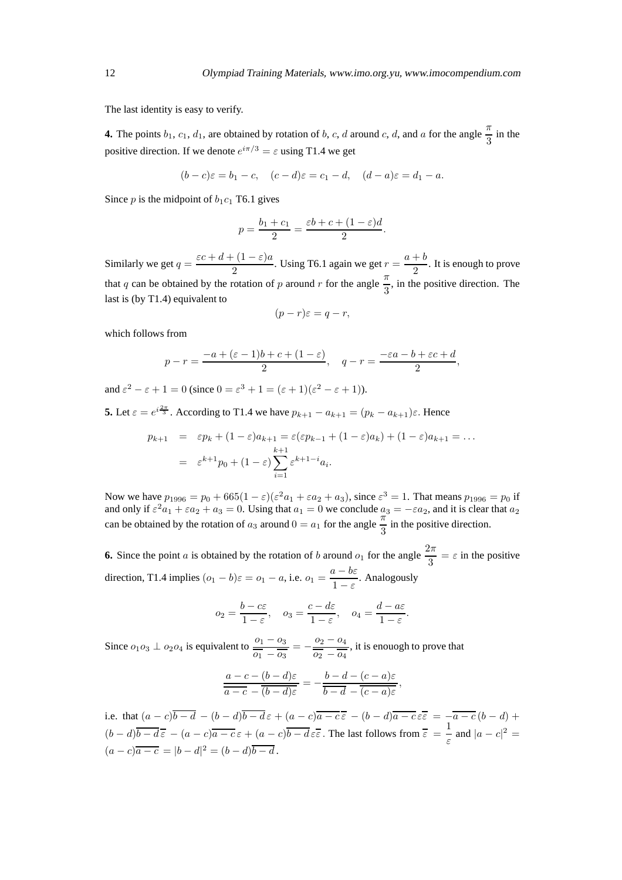The last identity is easy to verify.

**4.** The points $b_1$, $c_1$, $d_1$, are obtained by rotation of $b$, $c$, $d$ around $c$, $d$, and $a$ for the angle $\frac{\pi}{3}$ in the positive direction. If we denote $e^{i\pi/3} = \varepsilon$ using T1.4 we get

$$(b-c)\varepsilon = b_1 - c, \quad (c-d)\varepsilon = c_1 - d, \quad (d-a)\varepsilon = d_1 - a.$$

Since $p$ is the midpoint of $b_1c_1$ T6.1 gives

$$p = \frac{b_1 + c_1}{2} = \frac{\varepsilon b + c + (1-\varepsilon)d}{2}.$$

Similarly we get $q = \frac{\varepsilon c + d + (1-\varepsilon)a}{2}$. Using T6.1 again we get $r = \frac{a+b}{2}$. It is enough to prove that $q$ can be obtained by the rotation of $p$ around $r$ for the angle $\frac{\pi}{3}$, in the positive direction. The last is (by T1.4) equivalent to

$$(p-r)\varepsilon = q - r,$$

which follows from

$$p - r = \frac{-a + (\varepsilon - 1)b + c + (1-\varepsilon)}{2}, \quad q - r = \frac{-\varepsilon a - b + \varepsilon c + d}{2},$$

and $\varepsilon^2 - \varepsilon + 1 = 0$ (since $0 = \varepsilon^3 + 1 = (\varepsilon+1)(\varepsilon^2 - \varepsilon + 1)$).

**5.** Let $\varepsilon = e^{i\frac{2\pi}{3}}$. According to T1.4 we have $p_{k+1} - a_{k+1} = (p_k - a_{k+1})\varepsilon$. Hence

$$\begin{aligned} p_{k+1} &= \varepsilon p_k + (1-\varepsilon)a_{k+1} = \varepsilon(\varepsilon p_{k-1} + (1-\varepsilon)a_k) + (1-\varepsilon)a_{k+1} = \dots \\ &= \varepsilon^{k+1}p_0 + (1-\varepsilon)\sum_{i=1}^{k+1} \varepsilon^{k+1-i}a_i. \end{aligned}$$

Now we have $p_{1996} = p_0 + 665(1-\varepsilon)(\varepsilon^2 a_1 + \varepsilon a_2 + a_3)$, since $\varepsilon^3 = 1$. That means $p_{1996} = p_0$ if and only if $\varepsilon^2 a_1 + \varepsilon a_2 + a_3 = 0$. Using that $a_1 = 0$ we conclude $a_3 = -\varepsilon a_2$, and it is clear that $a_2$ can be obtained by the rotation of $a_3$ around $0 = a_1$ for the angle $\frac{\pi}{3}$ in the positive direction.

**6.** Since the point $a$ is obtained by the rotation of $b$ around $o_1$ for the angle $\frac{2\pi}{3} = \varepsilon$ in the positive direction, T1.4 implies $(o_1 - b)\varepsilon = o_1 - a$, i.e. $o_1 = \frac{a - b\varepsilon}{1-\varepsilon}$. Analogously

$$o_2 = \frac{b - c\varepsilon}{1-\varepsilon}, \quad o_3 = \frac{c - d\varepsilon}{1-\varepsilon}, \quad o_4 = \frac{d - a\varepsilon}{1-\varepsilon}.$$

Since $o_1o_3 \perp o_2o_4$ is equivalent to $\frac{o_1 - o_3}{\overline{o_1} - \overline{o_3}} = -\frac{o_2 - o_4}{\overline{o_2} - \overline{o_4}}$, it is enouogh to prove that

$$\frac{a - c - (b-d)\varepsilon}{\overline{a-c} - \overline{(b-d)\varepsilon}} = -\frac{b - d - (c-a)\varepsilon}{\overline{b-d} - \overline{(c-a)\varepsilon}},$$

i.e. that $(a-c)\overline{b-d} - (b-d)\overline{b-d}\,\varepsilon + (a-c)\overline{a-c}\,\overline{\varepsilon} - (b-d)\overline{a-c}\,\varepsilon\overline{\varepsilon} = -\overline{a-c}\,(b-d) + (b-d)\overline{b-d}\,\overline{\varepsilon} - (a-c)\overline{a-c}\,\varepsilon + (a-c)\overline{b-d}\,\varepsilon\overline{\varepsilon}$. The last follows from $\overline{\varepsilon} = \frac{1}{\varepsilon}$ and $|a-c|^2 = (a-c)\overline{a-c} = |b-d|^2 = (b-d)\overline{b-d}$.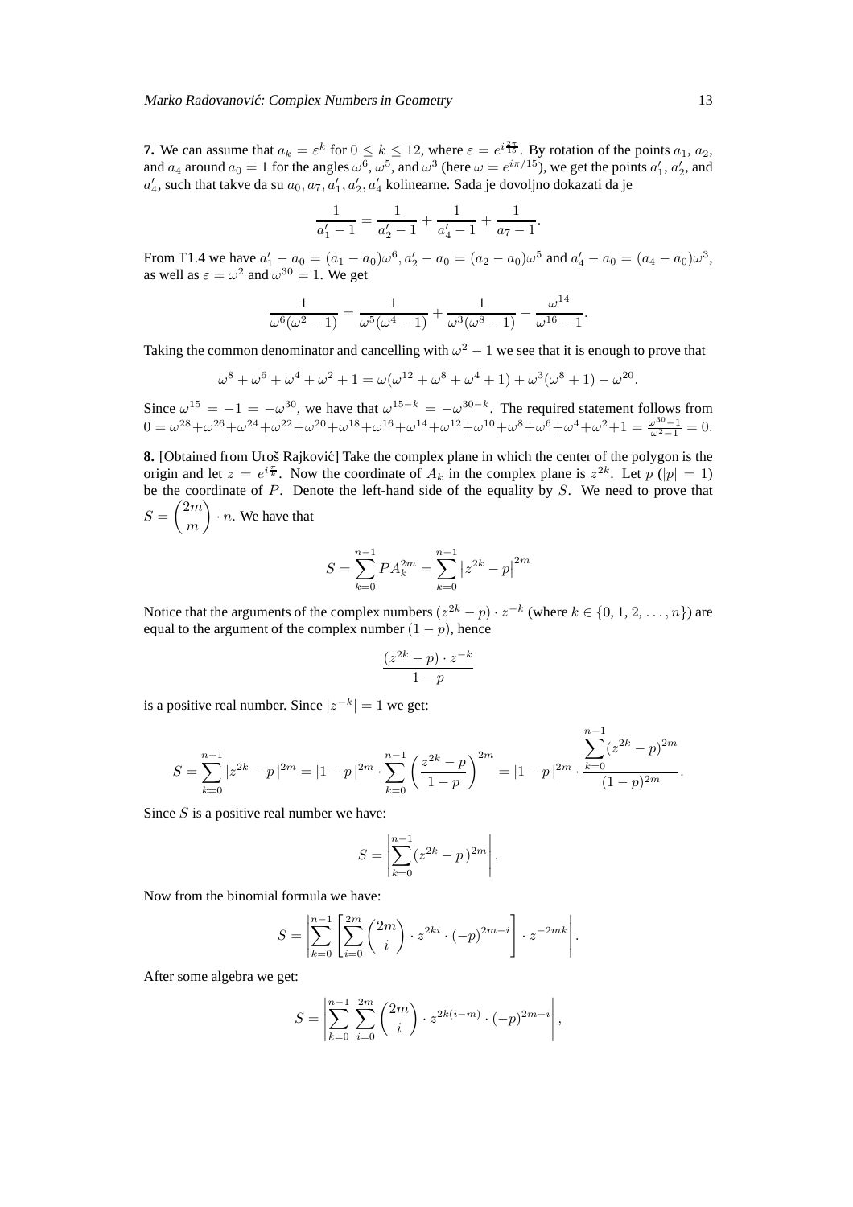**7.** We can assume that $a_k = \varepsilon^k$ for $0 \leq k \leq 12$, where $\varepsilon = e^{i\frac{2\pi}{15}}$. By rotation of the points $a_1$, $a_2$, and $a_4$ around $a_0 = 1$ for the angles $\omega^6$, $\omega^5$, and $\omega^3$ (here $\omega = e^{i\pi/15}$), we get the points $a_1'$, $a_2'$, and $a_4'$, such that takve da su $a_0, a_7, a_1', a_2', a_4'$ kolinearne. Sada je dovoljno dokazati da je

$$\frac{1}{a_1'-1} = \frac{1}{a_2'-1} + \frac{1}{a_4'-1} + \frac{1}{a_7-1}.$$

From T1.4 we have $a_1' - a_0 = (a_1 - a_0)\omega^6$, $a_2' - a_0 = (a_2 - a_0)\omega^5$ and $a_4' - a_0 = (a_4 - a_0)\omega^3$, as well as $\varepsilon = \omega^2$ and $\omega^{30} = 1$. We get

$$\frac{1}{\omega^6(\omega^2-1)} = \frac{1}{\omega^5(\omega^4-1)} + \frac{1}{\omega^3(\omega^8-1)} - \frac{\omega^{14}}{\omega^{16}-1}.$$

Taking the common denominator and cancelling with $\omega^2 - 1$ we see that it is enough to prove that

$$\omega^8 + \omega^6 + \omega^4 + \omega^2 + 1 = \omega(\omega^{12} + \omega^8 + \omega^4 + 1) + \omega^3(\omega^8 + 1) - \omega^{20}.$$

Since $\omega^{15} = -1 = -\omega^{30}$, we have that $\omega^{15-k} = -\omega^{30-k}$. The required statement follows from $0 = \omega^{28}+\omega^{26}+\omega^{24}+\omega^{22}+\omega^{20}+\omega^{18}+\omega^{16}+\omega^{14}+\omega^{12}+\omega^{10}+\omega^8+\omega^6+\omega^4+\omega^2+1 = \frac{\omega^{30}-1}{\omega^2-1} = 0$.

**8.** [Obtained from Uroš Rajković] Take the complex plane in which the center of the polygon is the origin and let $z = e^{i\frac{\pi}{k}}$. Now the coordinate of $A_k$ in the complex plane is $z^{2k}$. Let $p$ ($|p| = 1$) be the coordinate of $P$. Denote the left-hand side of the equality by $S$. We need to prove that $S = \binom{2m}{m} \cdot n$. We have that

$$S = \sum_{k=0}^{n-1} PA_k^{2m} = \sum_{k=0}^{n-1} \left|z^{2k} - p\right|^{2m}$$

Notice that the arguments of the complex numbers $(z^{2k} - p) \cdot z^{-k}$ (where $k \in \{0, 1, 2, \ldots, n\}$) are equal to the argument of the complex number $(1 - p)$, hence

$$\frac{(z^{2k}-p) \cdot z^{-k}}{1-p}$$

is a positive real number. Since $|z^{-k}| = 1$ we get:

$$S = \sum_{k=0}^{n-1} |z^{2k} - p\,|^{2m} = |1 - p\,|^{2m} \cdot \sum_{k=0}^{n-1} \left(\frac{z^{2k}-p}{1-p}\right)^{2m} = |1-p\,|^{2m} \cdot \frac{\displaystyle\sum_{k=0}^{n-1}(z^{2k}-p)^{2m}}{(1-p)^{2m}}.$$

Since $S$ is a positive real number we have:

$$S = \left|\sum_{k=0}^{n-1}(z^{2k} - p\,)^{2m}\right|.$$

Now from the binomial formula we have:

$$S = \left|\sum_{k=0}^{n-1}\left[\sum_{i=0}^{2m}\binom{2m}{i} \cdot z^{2ki} \cdot (-p)^{2m-i}\right] \cdot z^{-2mk}\right|.$$

After some algebra we get:

$$S = \left|\sum_{k=0}^{n-1}\sum_{i=0}^{2m}\binom{2m}{i} \cdot z^{2k(i-m)} \cdot (-p)^{2m-i}\right|,$$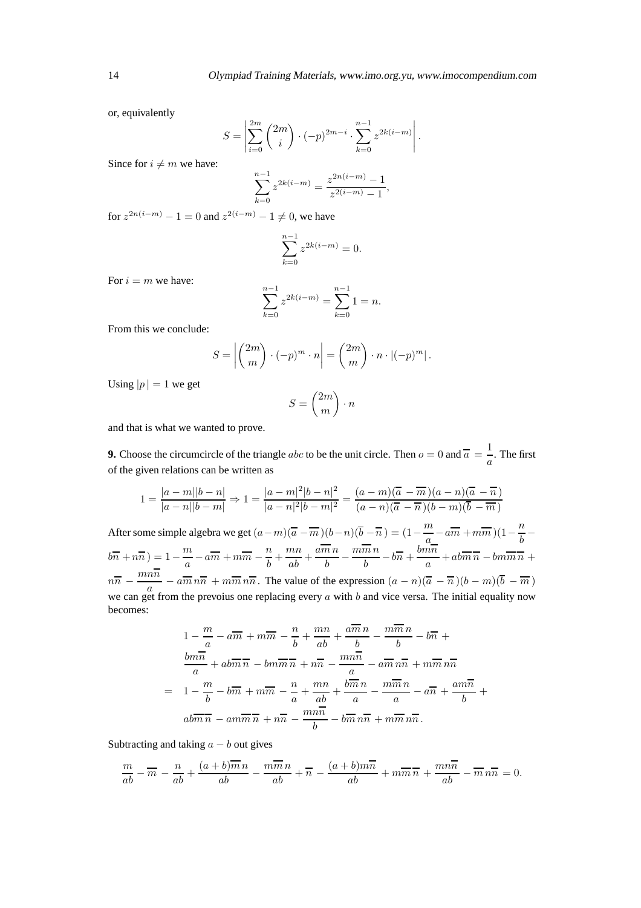or, equivalently

$$S = \left| \sum_{i=0}^{2m} \binom{2m}{i} \cdot (-p)^{2m-i} \cdot \sum_{k=0}^{n-1} z^{2k(i-m)} \right|.$$

Since for $i \neq m$ we have:

$$\sum_{k=0}^{n-1} z^{2k(i-m)} = \frac{z^{2n(i-m)} - 1}{z^{2(i-m)} - 1},$$

for $z^{2n(i-m)} - 1 = 0$ and $z^{2(i-m)} - 1 \neq 0$, we have

$$\sum_{k=0}^{n-1} z^{2k(i-m)} = 0.$$

For $i = m$ we have:

$$\sum_{k=0}^{n-1} z^{2k(i-m)} = \sum_{k=0}^{n-1} 1 = n.$$

From this we conclude:

$$S = \left| \binom{2m}{m} \cdot (-p)^m \cdot n \right| = \binom{2m}{m} \cdot n \cdot |(-p)^m|.$$

Using $|p| = 1$ we get

$$S = \binom{2m}{m} \cdot n$$

and that is what we wanted to prove.

**9.** Choose the circumcircle of the triangle $abc$ to be the unit circle. Then $o = 0$ and $\overline{a} = \dfrac{1}{a}$. The first of the given relations can be written as

$$1 = \frac{|a-m||b-n|}{|a-n||b-m|} \Rightarrow 1 = \frac{|a-m|^2|b-n|^2}{|a-n|^2|b-m|^2} = \frac{(a-m)(\overline{a}-\overline{m})(a-n)(\overline{a}-\overline{n})}{(a-n)(\overline{a}-\overline{n})(b-m)(\overline{b}-\overline{m})}$$

After some simple algebra we get $(a-m)(\overline{a}-\overline{m})(b-n)(\overline{b}-\overline{n}) = (1-\dfrac{m}{a}-a\overline{m}+m\overline{m})(1-\dfrac{n}{b}-b\overline{n}+n\overline{n}) = 1-\dfrac{m}{a}-a\overline{m}+m\overline{m}-\dfrac{n}{b}+\dfrac{mn}{ab}+\dfrac{a\overline{m}\,n}{b}-\dfrac{m\overline{m}\,n}{b}-b\overline{n}+\dfrac{bm\overline{n}}{a}+ab\overline{m}\,\overline{n}-bm\overline{m}\,\overline{n}+n\overline{n}-\dfrac{mn\overline{n}}{a}-a\overline{m}\,n\overline{n}+m\overline{m}\,n\overline{n}$. The value of the expression $(a-n)(\overline{a}-\overline{n})(b-m)(\overline{b}-\overline{m})$ we can get from the prevoius one replacing every $a$ with $b$ and vice versa. The initial equality now becomes:

$$\begin{aligned}
& 1-\frac{m}{a}-a\overline{m}+m\overline{m}-\frac{n}{b}+\frac{mn}{ab}+\frac{a\overline{m}\,n}{b}-\frac{m\overline{m}\,n}{b}-b\overline{n}+ \\
& \frac{bm\overline{n}}{a}+ab\overline{m}\,\overline{n}-bm\overline{m}\,\overline{n}+n\overline{n}-\frac{mn\overline{n}}{a}-a\overline{m}\,n\overline{n}+m\overline{m}\,n\overline{n} \\
= \; & 1-\frac{m}{b}-b\overline{m}+m\overline{m}-\frac{n}{a}+\frac{mn}{ab}+\frac{b\overline{m}\,n}{a}-\frac{m\overline{m}\,n}{a}-a\overline{n}+\frac{am\overline{n}}{b}+ \\
& ab\overline{m}\,\overline{n}-am\overline{m}\,\overline{n}+n\overline{n}-\frac{mn\overline{n}}{b}-b\overline{m}\,n\overline{n}+m\overline{m}\,n\overline{n}.
\end{aligned}$$

Subtracting and taking $a-b$ out gives

$$\frac{m}{ab}-\overline{m}-\frac{n}{ab}+\frac{(a+b)\overline{m}\,n}{ab}-\frac{m\overline{m}\,n}{ab}+\overline{n}-\frac{(a+b)m\overline{n}}{ab}+m\overline{m}\,\overline{n}+\frac{mn\overline{n}}{ab}-\overline{m}\,n\overline{n}=0.$$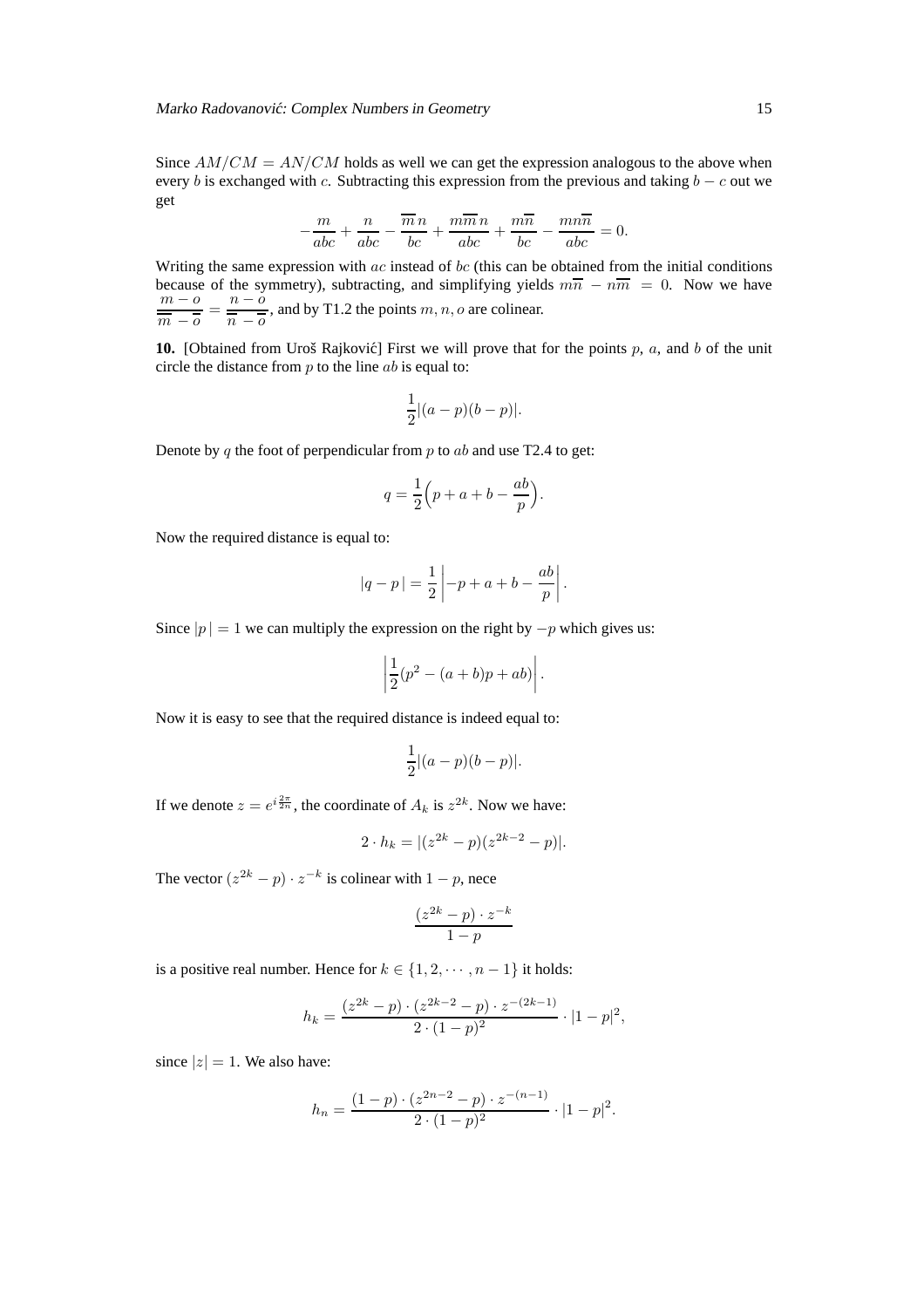Since $AM/CM = AN/CM$ holds as well we can get the expression analogous to the above when every $b$ is exchanged with $c$. Subtracting this expression from the previous and taking $b - c$ out we get

$$-\frac{m}{abc} + \frac{n}{abc} - \frac{\overline{m}\,n}{bc} + \frac{m\overline{m}\,n}{abc} + \frac{m\overline{n}}{bc} - \frac{mn\overline{n}}{abc} = 0.$$

Writing the same expression with $ac$ instead of $bc$ (this can be obtained from the initial conditions because of the symmetry), subtracting, and simplifying yields $m\overline{n} - n\overline{m} = 0$. Now we have $\dfrac{m - o}{\overline{m} - \overline{o}} = \dfrac{n - o}{\overline{n} - \overline{o}}$, and by T1.2 the points $m, n, o$ are colinear.

**10.** [Obtained from Uroš Rajković] First we will prove that for the points $p$, $a$, and $b$ of the unit circle the distance from $p$ to the line $ab$ is equal to:

$$\frac{1}{2}|(a-p)(b-p)|.$$

Denote by $q$ the foot of perpendicular from $p$ to $ab$ and use T2.4 to get:

$$q = \frac{1}{2}\Big(p + a + b - \frac{ab}{p}\Big).$$

Now the required distance is equal to:

$$|q - p\,| = \frac{1}{2}\left|-p + a + b - \frac{ab}{p}\right|.$$

Since $|p\,| = 1$ we can multiply the expression on the right by $-p$ which gives us:

$$\left|\frac{1}{2}(p^2 - (a+b)p + ab)\right|.$$

Now it is easy to see that the required distance is indeed equal to:

$$\frac{1}{2}|(a-p)(b-p)|.$$

If we denote $z = e^{i\frac{2\pi}{2n}}$, the coordinate of $A_k$ is $z^{2k}$. Now we have:

$$2 \cdot h_k = |(z^{2k} - p)(z^{2k-2} - p)|.$$

The vector $(z^{2k} - p) \cdot z^{-k}$ is colinear with $1 - p$, nece

$$\frac{(z^{2k} - p) \cdot z^{-k}}{1 - p}$$

is a positive real number. Hence for $k \in \{1, 2, \cdots, n-1\}$ it holds:

$$h_k = \frac{(z^{2k} - p) \cdot (z^{2k-2} - p) \cdot z^{-(2k-1)}}{2 \cdot (1-p)^2} \cdot |1 - p|^2,$$

since $|z| = 1$. We also have:

$$h_n = \frac{(1 - p) \cdot (z^{2n-2} - p) \cdot z^{-(n-1)}}{2 \cdot (1-p)^2} \cdot |1 - p|^2.$$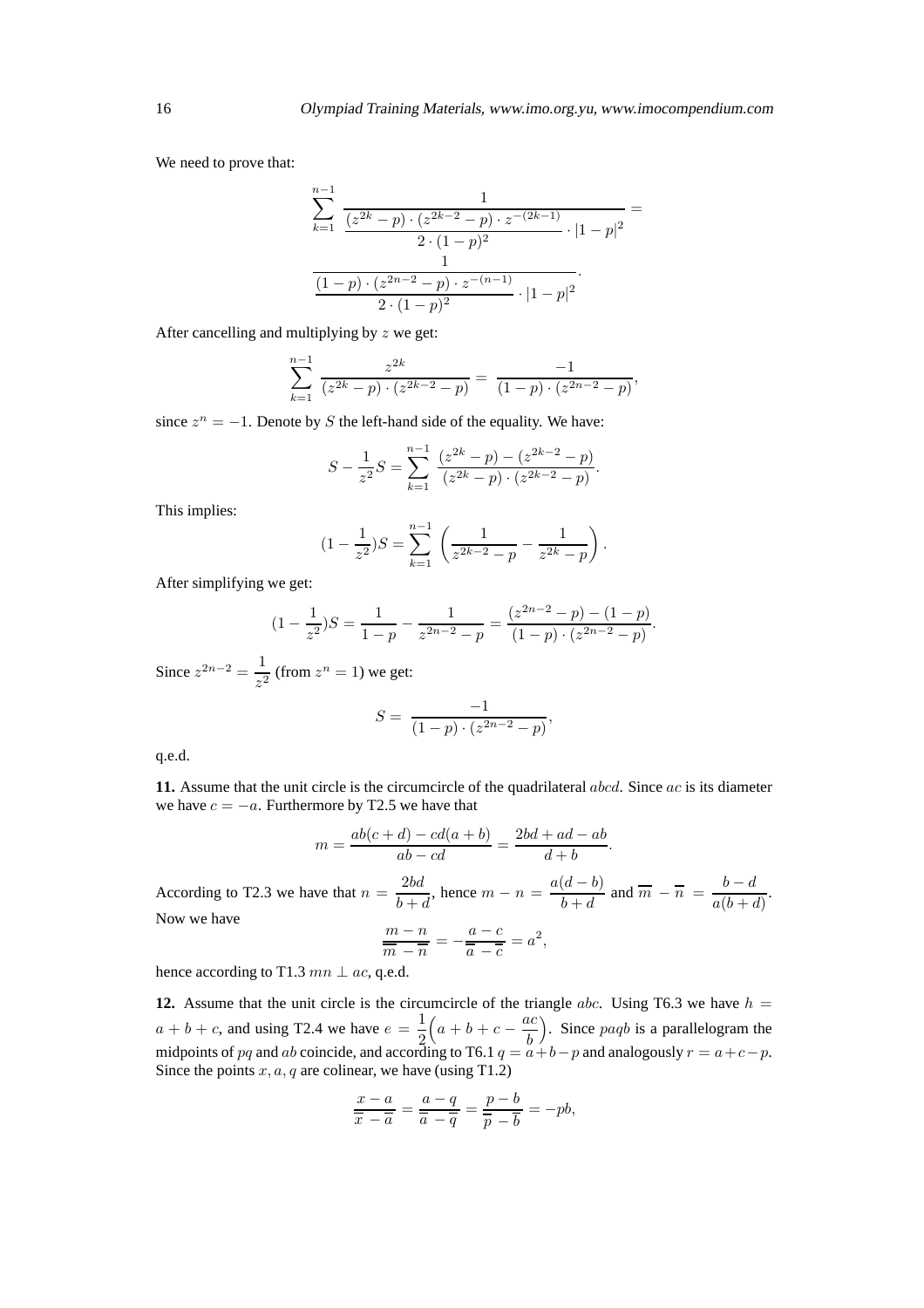We need to prove that:

$$\sum_{k=1}^{n-1} \frac{1}{\frac{(z^{2k}-p)\cdot(z^{2k-2}-p)\cdot z^{-(2k-1)}}{2\cdot(1-p)^2}\cdot|1-p|^2} = \frac{1}{\frac{(1-p)\cdot(z^{2n-2}-p)\cdot z^{-(n-1)}}{2\cdot(1-p)^2}\cdot|1-p|^2}.$$

After cancelling and multiplying by $z$ we get:

$$\sum_{k=1}^{n-1} \frac{z^{2k}}{(z^{2k}-p)\cdot(z^{2k-2}-p)} = \frac{-1}{(1-p)\cdot(z^{2n-2}-p)},$$

since $z^n = -1$. Denote by $S$ the left-hand side of the equality. We have:

$$S - \frac{1}{z^2}S = \sum_{k=1}^{n-1} \frac{(z^{2k}-p)-(z^{2k-2}-p)}{(z^{2k}-p)\cdot(z^{2k-2}-p)}.$$

This implies:

$$(1-\frac{1}{z^2})S = \sum_{k=1}^{n-1}\left(\frac{1}{z^{2k-2}-p} - \frac{1}{z^{2k}-p}\right).$$

After simplifying we get:

$$(1-\frac{1}{z^2})S = \frac{1}{1-p} - \frac{1}{z^{2n-2}-p} = \frac{(z^{2n-2}-p)-(1-p)}{(1-p)\cdot(z^{2n-2}-p)}.$$

Since $z^{2n-2} = \dfrac{1}{z^2}$ (from $z^n = 1$) we get:

$$S = \frac{-1}{(1-p)\cdot(z^{2n-2}-p)},$$

q.e.d.

**11.** Assume that the unit circle is the circumcircle of the quadrilateral $abcd$. Since $ac$ is its diameter we have $c = -a$. Furthermore by T2.5 we have that

$$m = \frac{ab(c+d) - cd(a+b)}{ab - cd} = \frac{2bd + ad - ab}{d + b}.$$

According to T2.3 we have that $n = \dfrac{2bd}{b+d}$, hence $m - n = \dfrac{a(d-b)}{b+d}$ and $\overline{m} - \overline{n} = \dfrac{b-d}{a(b+d)}$. Now we have

$$\frac{m-n}{\overline{m}-\overline{n}} = -\frac{a-c}{\overline{a}-\overline{c}} = a^2,$$

hence according to T1.3 $mn \perp ac$, q.e.d.

**12.** Assume that the unit circle is the circumcircle of the triangle $abc$. Using T6.3 we have $h = a + b + c$, and using T2.4 we have $e = \dfrac{1}{2}\Big(a + b + c - \dfrac{ac}{b}\Big)$. Since $paqb$ is a parallelogram the midpoints of $pq$ and $ab$ coincide, and according to T6.1 $q = a + b - p$ and analogously $r = a + c - p$. Since the points $x, a, q$ are colinear, we have (using T1.2)

$$\frac{x-a}{\overline{x}-\overline{a}} = \frac{a-q}{\overline{a}-\overline{q}} = \frac{p-b}{\overline{p}-\overline{b}} = -pb,$$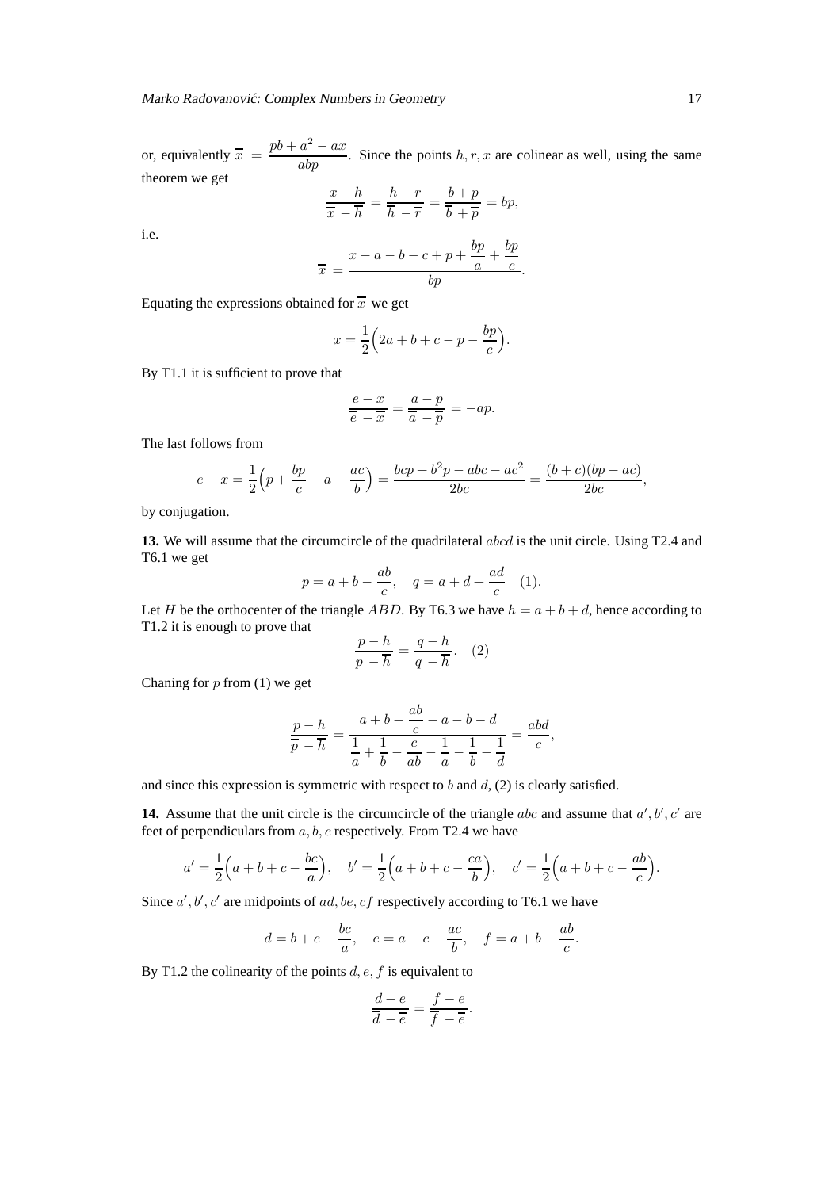or, equivalently $\overline{x} = \dfrac{pb + a^2 - ax}{abp}$. Since the points $h, r, x$ are colinear as well, using the same theorem we get

$$\frac{x-h}{\overline{x}-\overline{h}} = \frac{h-r}{\overline{h}-\overline{r}} = \frac{b+p}{\overline{b}+\overline{p}} = bp,$$

i.e.

$$\overline{x} = \frac{x - a - b - c + p + \dfrac{bp}{a} + \dfrac{bp}{c}}{bp}.$$

Equating the expressions obtained for $\overline{x}$ we get

$$x = \frac{1}{2}\Big(2a + b + c - p - \frac{bp}{c}\Big).$$

By T1.1 it is sufficient to prove that

$$\frac{e-x}{\overline{e}-\overline{x}} = \frac{a-p}{\overline{a}-\overline{p}} = -ap.$$

The last follows from

$$e - x = \frac{1}{2}\Big(p + \frac{bp}{c} - a - \frac{ac}{b}\Big) = \frac{bcp + b^2p - abc - ac^2}{2bc} = \frac{(b+c)(bp-ac)}{2bc},$$

by conjugation.

**13.** We will assume that the circumcircle of the quadrilateral $abcd$ is the unit circle. Using T2.4 and T6.1 we get

$$p = a + b - \frac{ab}{c}, \quad q = a + d + \frac{ad}{c} \quad (1).$$

Let $H$ be the orthocenter of the triangle $ABD$. By T6.3 we have $h = a + b + d$, hence according to T1.2 it is enough to prove that

$$\frac{p-h}{\overline{p}-\overline{h}} = \frac{q-h}{\overline{q}-\overline{h}}. \quad (2)$$

Chaning for $p$ from (1) we get

$$\frac{p-h}{\overline{p}-\overline{h}} = \frac{a + b - \dfrac{ab}{c} - a - b - d}{\dfrac{1}{a} + \dfrac{1}{b} - \dfrac{c}{ab} - \dfrac{1}{a} - \dfrac{1}{b} - \dfrac{1}{d}} = \frac{abd}{c},$$

and since this expression is symmetric with respect to $b$ and $d$, (2) is clearly satisfied.

**14.** Assume that the unit circle is the circumcircle of the triangle $abc$ and assume that $a', b', c'$ are feet of perpendiculars from $a, b, c$ respectively. From T2.4 we have

$$a' = \frac{1}{2}\Big(a + b + c - \frac{bc}{a}\Big), \quad b' = \frac{1}{2}\Big(a + b + c - \frac{ca}{b}\Big), \quad c' = \frac{1}{2}\Big(a + b + c - \frac{ab}{c}\Big).$$

Since $a', b', c'$ are midpoints of $ad, be, cf$ respectively according to T6.1 we have

$$d = b + c - \frac{bc}{a}, \quad e = a + c - \frac{ac}{b}, \quad f = a + b - \frac{ab}{c}.$$

By T1.2 the colinearity of the points $d, e, f$ is equivalent to

$$\frac{d-e}{\overline{d}-\overline{e}} = \frac{f-e}{\overline{f}-\overline{e}}.$$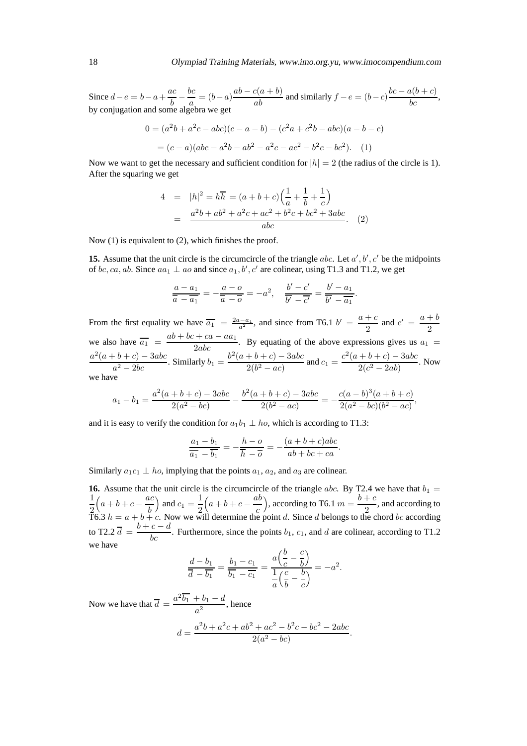Since $d-e = b-a+\dfrac{ac}{b}-\dfrac{bc}{a} = (b-a)\dfrac{ab-c(a+b)}{ab}$ and similarly $f-e = (b-c)\dfrac{bc-a(b+c)}{bc}$, by conjugation and some algebra we get

$$\begin{aligned}
0 &= (a^2b+a^2c-abc)(c-a-b)-(c^2a+c^2b-abc)(a-b-c)\\
&= (c-a)(abc-a^2b-ab^2-a^2c-ac^2-b^2c-bc^2). \quad (1)
\end{aligned}$$

Now we want to get the necessary and sufficient condition for $|h|=2$ (the radius of the circle is 1). After the squaring we get

$$\begin{aligned}
4 &= |h|^2 = h\overline{h} = (a+b+c)\Big(\frac{1}{a}+\frac{1}{b}+\frac{1}{c}\Big)\\
&= \frac{a^2b+ab^2+a^2c+ac^2+b^2c+bc^2+3abc}{abc}. \quad (2)
\end{aligned}$$

Now (1) is equivalent to (2), which finishes the proof.

**15.** Assume that the unit circle is the circumcircle of the triangle $abc$. Let $a', b', c'$ be the midpoints of $bc, ca, ab$. Since $aa_1 \perp ao$ and since $a_1, b', c'$ are colinear, using T1.3 and T1.2, we get

$$\frac{a-a_1}{\overline{a}-\overline{a_1}} = -\frac{a-o}{\overline{a}-\overline{o}} = -a^2, \quad \frac{b'-c'}{\overline{b'}-\overline{c'}} = \frac{b'-a_1}{\overline{b'}-\overline{a_1}}.$$

From the first equality we have $\overline{a_1} = \frac{2a-a_1}{a^2}$, and since from T6.1 $b' = \dfrac{a+c}{2}$ and $c' = \dfrac{a+b}{2}$ we also have $\overline{a_1} = \dfrac{ab+bc+ca-aa_1}{2abc}$. By equating of the above expressions gives us $a_1 = \dfrac{a^2(a+b+c)-3abc}{a^2-2bc}$. Similarly $b_1 = \dfrac{b^2(a+b+c)-3abc}{2(b^2-ac)}$ and $c_1 = \dfrac{c^2(a+b+c)-3abc}{2(c^2-2ab)}$. Now we have

$$a_1 - b_1 = \frac{a^2(a+b+c)-3abc}{2(a^2-bc)} - \frac{b^2(a+b+c)-3abc}{2(b^2-ac)} = -\frac{c(a-b)^3(a+b+c)}{2(a^2-bc)(b^2-ac)},$$

and it is easy to verify the condition for $a_1b_1 \perp ho$, which is according to T1.3:

$$\frac{a_1-b_1}{\overline{a_1}-\overline{b_1}} = -\frac{h-o}{\overline{h}-\overline{o}} = -\frac{(a+b+c)abc}{ab+bc+ca}.$$

Similarly $a_1c_1 \perp ho$, implying that the points $a_1$, $a_2$, and $a_3$ are colinear.

**16.** Assume that the unit circle is the circumcircle of the triangle $abc$. By T2.4 we have that $b_1 = \dfrac{1}{2}\Big(a+b+c-\dfrac{ac}{b}\Big)$ and $c_1 = \dfrac{1}{2}\Big(a+b+c-\dfrac{ab}{c}\Big)$, according to T6.1 $m = \dfrac{b+c}{2}$, and according to T6.3 $h = a+b+c$. Now we will determine the point $d$. Since $d$ belongs to the chord $bc$ according to T2.2 $\overline{d} = \dfrac{b+c-d}{bc}$. Furthermore, since the points $b_1$, $c_1$, and $d$ are colinear, according to T1.2 we have

$$\frac{d-b_1}{\overline{d}-\overline{b_1}} = \frac{b_1-c_1}{\overline{b_1}-\overline{c_1}} = \frac{a\Big(\dfrac{b}{c}-\dfrac{c}{b}\Big)}{\dfrac{1}{a}\Big(\dfrac{c}{b}-\dfrac{b}{c}\Big)} = -a^2.$$

Now we have that $\overline{d} = \dfrac{a^2\overline{b_1}+b_1-d}{a^2}$, hence

$$d = \frac{a^2b+a^2c+ab^2+ac^2-b^2c-bc^2-2abc}{2(a^2-bc)}.$$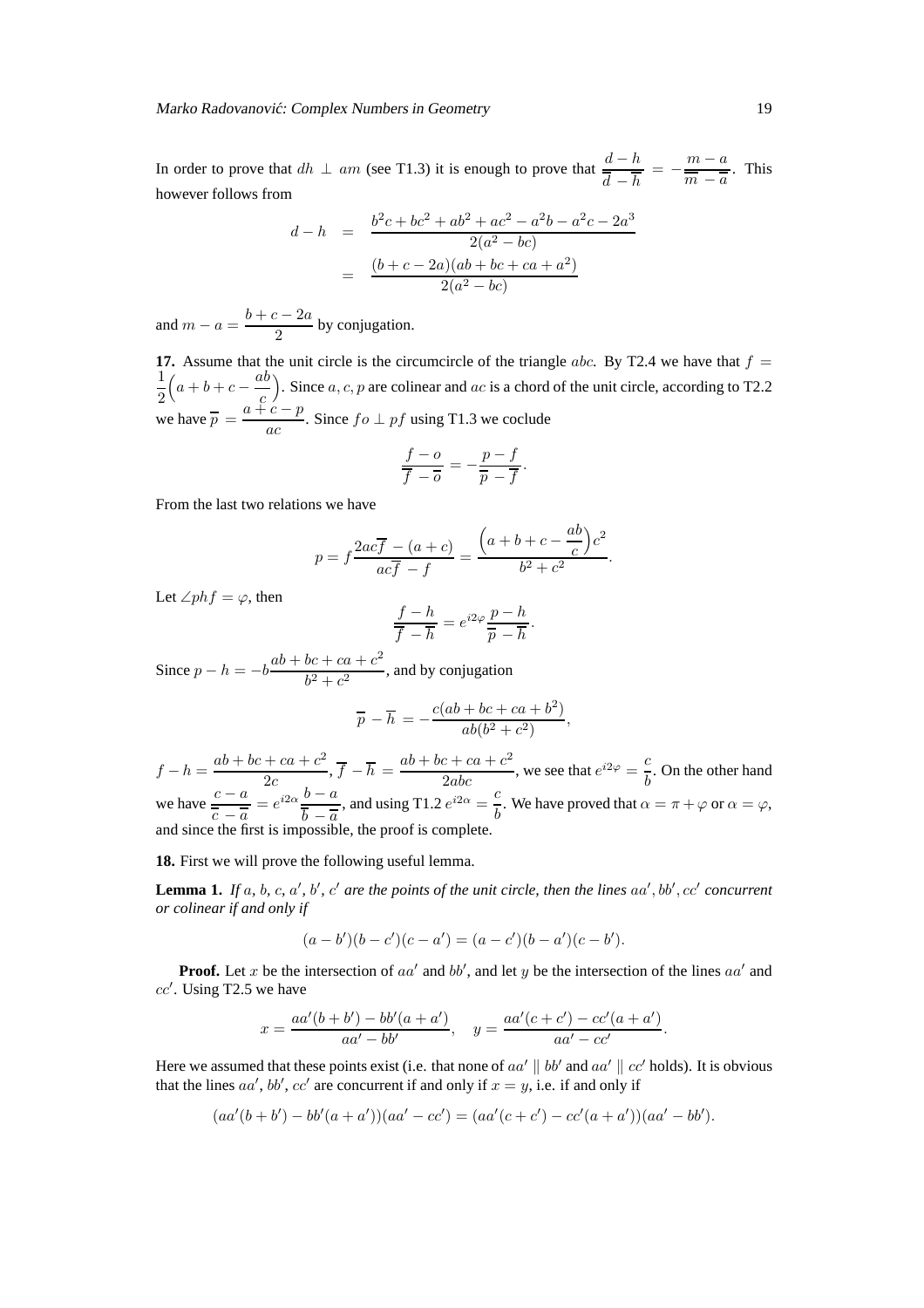In order to prove that $dh \perp am$ (see T1.3) it is enough to prove that $\dfrac{d-h}{\overline{d}-\overline{h}} = -\dfrac{m-a}{\overline{m}-\overline{a}}$. This however follows from

$$\begin{aligned} d-h &= \frac{b^2c+bc^2+ab^2+ac^2-a^2b-a^2c-2a^3}{2(a^2-bc)} \\ &= \frac{(b+c-2a)(ab+bc+ca+a^2)}{2(a^2-bc)} \end{aligned}$$

and $m-a = \dfrac{b+c-2a}{2}$ by conjugation.

**17.** Assume that the unit circle is the circumcircle of the triangle $abc$. By T2.4 we have that $f = \dfrac{1}{2}\Big(a+b+c-\dfrac{ab}{c}\Big)$. Since $a, c, p$ are colinear and $ac$ is a chord of the unit circle, according to T2.2 we have $\overline{p} = \dfrac{a+c-p}{ac}$. Since $fo \perp pf$ using T1.3 we coclude

$$\frac{f-o}{\overline{f}-\overline{o}} = -\frac{p-f}{\overline{p}-\overline{f}}.$$

From the last two relations we have

$$p = f\frac{2ac\overline{f}-(a+c)}{ac\overline{f}-f} = \frac{\Big(a+b+c-\dfrac{ab}{c}\Big)c^2}{b^2+c^2}.$$

Let $\angle phf = \varphi$, then

$$\frac{f-h}{\overline{f}-\overline{h}} = e^{i2\varphi}\frac{p-h}{\overline{p}-\overline{h}}.$$

Since $p-h = -b\dfrac{ab+bc+ca+c^2}{b^2+c^2}$, and by conjugation

$$\overline{p}-\overline{h} = -\frac{c(ab+bc+ca+b^2)}{ab(b^2+c^2)},$$

$f-h = \dfrac{ab+bc+ca+c^2}{2c}$, $\overline{f}-\overline{h} = \dfrac{ab+bc+ca+c^2}{2abc}$, we see that $e^{i2\varphi} = \dfrac{c}{b}$. On the other hand we have $\dfrac{c-a}{\overline{c}-\overline{a}} = e^{i2\alpha}\dfrac{b-a}{\overline{b}-\overline{a}}$, and using T1.2 $e^{i2\alpha} = \dfrac{c}{b}$. We have proved that $\alpha = \pi+\varphi$ or $\alpha = \varphi$, and since the first is impossible, the proof is complete.

**18.** First we will prove the following useful lemma.

**Lemma 1.** *If $a$, $b$, $c$, $a'$, $b'$, $c'$ are the points of the unit circle, then the lines $aa'$, $bb'$, $cc'$ concurrent or colinear if and only if*

$$(a-b')(b-c')(c-a') = (a-c')(b-a')(c-b').$$

**Proof.** Let $x$ be the intersection of $aa'$ and $bb'$, and let $y$ be the intersection of the lines $aa'$ and $cc'$. Using T2.5 we have

$$x = \frac{aa'(b+b')-bb'(a+a')}{aa'-bb'}, \quad y = \frac{aa'(c+c')-cc'(a+a')}{aa'-cc'}.$$

Here we assumed that these points exist (i.e. that none of $aa' \parallel bb'$ and $aa' \parallel cc'$ holds). It is obvious that the lines $aa'$, $bb'$, $cc'$ are concurrent if and only if $x = y$, i.e. if and only if

$$(aa'(b+b')-bb'(a+a'))(aa'-cc') = (aa'(c+c')-cc'(a+a'))(aa'-bb').$$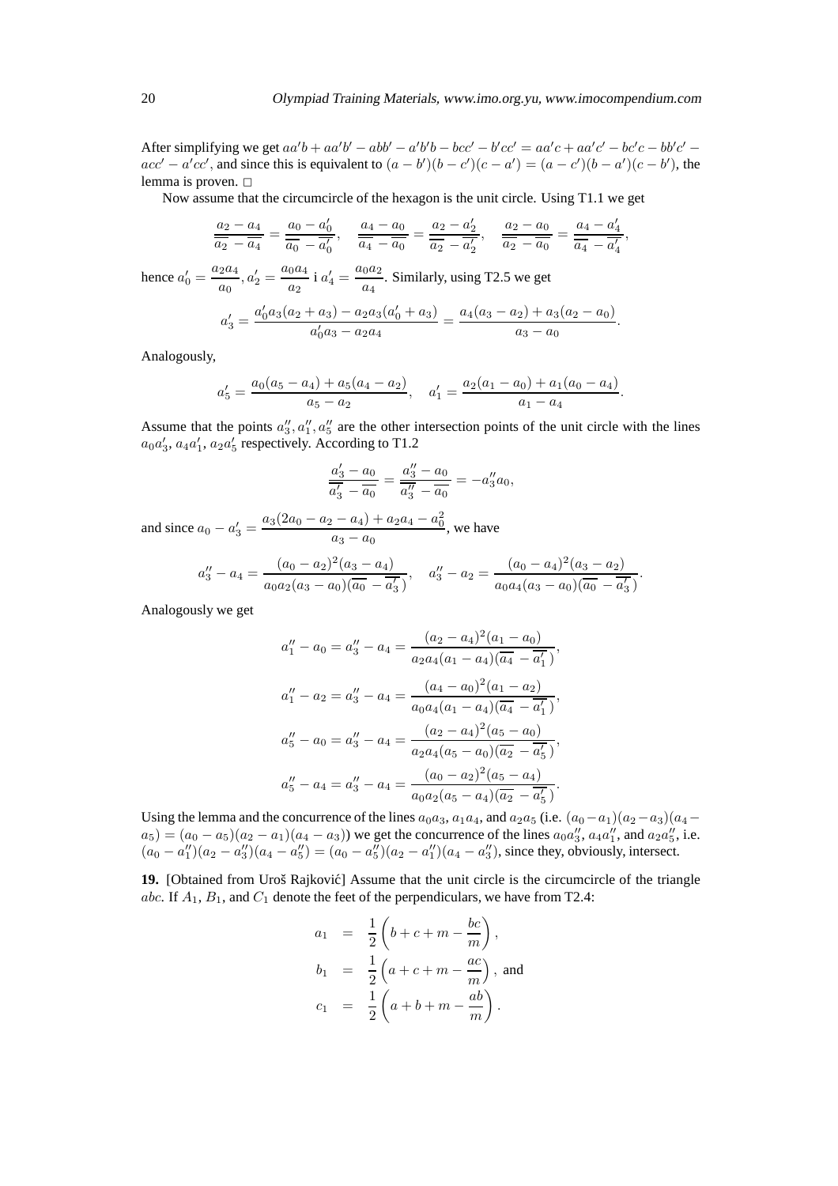After simplifying we get $aa'b + aa'b' - abb' - a'b'b - bcc' - b'cc' = aa'c + aa'c' - bc'c - bb'c' - acc' - a'cc'$, and since this is equivalent to $(a - b')(b - c')(c - a') = (a - c')(b - a')(c - b')$, the lemma is proven. □

Now assume that the circumcircle of the hexagon is the unit circle. Using T1.1 we get

$$\frac{a_2 - a_4}{\overline{a_2} - \overline{a_4}} = \frac{a_0 - a_0'}{\overline{a_0} - \overline{a_0'}}, \quad \frac{a_4 - a_0}{\overline{a_4} - \overline{a_0}} = \frac{a_2 - a_2'}{\overline{a_2} - \overline{a_2'}}, \quad \frac{a_2 - a_0}{\overline{a_2} - \overline{a_0}} = \frac{a_4 - a_4'}{\overline{a_4} - \overline{a_4'}},$$

hence $a_0' = \dfrac{a_2 a_4}{a_0}$, $a_2' = \dfrac{a_0 a_4}{a_2}$ i $a_4' = \dfrac{a_0 a_2}{a_4}$. Similarly, using T2.5 we get

$$a_3' = \frac{a_0' a_3 (a_2 + a_3) - a_2 a_3 (a_0' + a_3)}{a_0' a_3 - a_2 a_4} = \frac{a_4(a_3 - a_2) + a_3(a_2 - a_0)}{a_3 - a_0}.$$

Analogously,

$$a_5' = \frac{a_0(a_5 - a_4) + a_5(a_4 - a_2)}{a_5 - a_2}, \quad a_1' = \frac{a_2(a_1 - a_0) + a_1(a_0 - a_4)}{a_1 - a_4}.$$

Assume that the points $a_3'', a_1'', a_5''$ are the other intersection points of the unit circle with the lines $a_0 a_3'$, $a_4 a_1'$, $a_2 a_5'$ respectively. According to T1.2

$$\frac{a_3' - a_0}{\overline{a_3'} - \overline{a_0}} = \frac{a_3'' - a_0}{\overline{a_3''} - \overline{a_0}} = -a_3'' a_0,$$

and since $a_0 - a_3' = \dfrac{a_3(2a_0 - a_2 - a_4) + a_2 a_4 - a_0^2}{a_3 - a_0}$, we have

$$a_3'' - a_4 = \frac{(a_0 - a_2)^2 (a_3 - a_4)}{a_0 a_2 (a_3 - a_0)(\overline{a_0} - \overline{a_3'})}, \quad a_3'' - a_2 = \frac{(a_0 - a_4)^2 (a_3 - a_2)}{a_0 a_4 (a_3 - a_0)(\overline{a_0} - \overline{a_3'})}.$$

Analogously we get

$$a_1'' - a_0 = a_3'' - a_4 = \frac{(a_2 - a_4)^2 (a_1 - a_0)}{a_2 a_4 (a_1 - a_4)(\overline{a_4} - \overline{a_1'})},$$

$$a_1'' - a_2 = a_3'' - a_4 = \frac{(a_4 - a_0)^2 (a_1 - a_2)}{a_0 a_4 (a_1 - a_4)(\overline{a_4} - \overline{a_1'})},$$

$$a_5'' - a_0 = a_3'' - a_4 = \frac{(a_2 - a_4)^2 (a_5 - a_0)}{a_2 a_4 (a_5 - a_0)(\overline{a_2} - \overline{a_5'})},$$

$$a_5'' - a_4 = a_3'' - a_4 = \frac{(a_0 - a_2)^2 (a_5 - a_4)}{a_0 a_2 (a_5 - a_4)(\overline{a_2} - \overline{a_5'})}.$$

Using the lemma and the concurrence of the lines $a_0 a_3$, $a_1 a_4$, and $a_2 a_5$ (i.e. $(a_0 - a_1)(a_2 - a_3)(a_4 - a_5) = (a_0 - a_5)(a_2 - a_1)(a_4 - a_3)$) we get the concurrence of the lines $a_0 a_3''$, $a_4 a_1''$, and $a_2 a_5''$, i.e. $(a_0 - a_1'')(a_2 - a_3'')(a_4 - a_5'') = (a_0 - a_5'')(a_2 - a_1'')(a_4 - a_3'')$, since they, obviously, intersect.

**19.** [Obtained from Uroš Rajković] Assume that the unit circle is the circumcircle of the triangle $abc$. If $A_1$, $B_1$, and $C_1$ denote the feet of the perpendiculars, we have from T2.4:

$$\begin{aligned}
a_1 &= \frac{1}{2}\left(b + c + m - \frac{bc}{m}\right), \\
b_1 &= \frac{1}{2}\left(a + c + m - \frac{ac}{m}\right), \text{ and} \\
c_1 &= \frac{1}{2}\left(a + b + m - \frac{ab}{m}\right).
\end{aligned}$$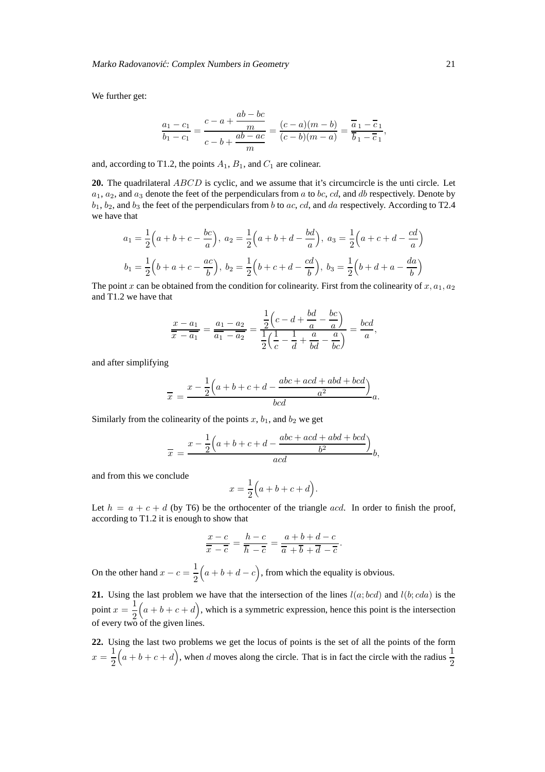We further get:

$$\frac{a_1 - c_1}{b_1 - c_1} = \frac{c - a + \dfrac{ab - bc}{m}}{c - b + \dfrac{ab - ac}{m}} = \frac{(c-a)(m-b)}{(c-b)(m-a)} = \frac{\overline{a}_1 - \overline{c}_1}{\overline{b}_1 - \overline{c}_1},$$

and, according to T1.2, the points $A_1$, $B_1$, and $C_1$ are colinear.

**20.** The quadrilateral $ABCD$ is cyclic, and we assume that it's circumcircle is the unti circle. Let $a_1$, $a_2$, and $a_3$ denote the feet of the perpendiculars from $a$ to $bc$, $cd$, and $db$ respectively. Denote by $b_1$, $b_2$, and $b_3$ the feet of the perpendiculars from $b$ to $ac$, $cd$, and $da$ respectively. According to T2.4 we have that

$$a_1 = \frac{1}{2}\Big(a + b + c - \frac{bc}{a}\Big),\ a_2 = \frac{1}{2}\Big(a + b + d - \frac{bd}{a}\Big),\ a_3 = \frac{1}{2}\Big(a + c + d - \frac{cd}{a}\Big)$$

$$b_1 = \frac{1}{2}\Big(b + a + c - \frac{ac}{b}\Big),\ b_2 = \frac{1}{2}\Big(b + c + d - \frac{cd}{b}\Big),\ b_3 = \frac{1}{2}\Big(b + d + a - \frac{da}{b}\Big)$$

The point $x$ can be obtained from the condition for colinearity. First from the colinearity of $x, a_1, a_2$ and T1.2 we have that

$$\frac{x - a_1}{\overline{x} - \overline{a_1}} = \frac{a_1 - a_2}{\overline{a_1} - \overline{a_2}} = \frac{\dfrac{1}{2}\Big(c - d + \dfrac{bd}{a} - \dfrac{bc}{a}\Big)}{\dfrac{1}{2}\Big(\dfrac{1}{c} - \dfrac{1}{d} + \dfrac{a}{bd} - \dfrac{a}{bc}\Big)} = \frac{bcd}{a},$$

and after simplifying

$$\overline{x} = \frac{x - \dfrac{1}{2}\Big(a + b + c + d - \dfrac{abc + acd + abd + bcd}{a^2}\Big)}{bcd}a.$$

Similarly from the colinearity of the points $x$, $b_1$, and $b_2$ we get

$$\overline{x} = \frac{x - \dfrac{1}{2}\Big(a + b + c + d - \dfrac{abc + acd + abd + bcd}{b^2}\Big)}{acd}b,$$

and from this we conclude

$$x = \frac{1}{2}\Big(a + b + c + d\Big).$$

Let $h = a + c + d$ (by T6) be the orthocenter of the triangle $acd$. In order to finish the proof, according to T1.2 it is enough to show that

$$\frac{x - c}{\overline{x} - \overline{c}} = \frac{h - c}{\overline{h} - \overline{c}} = \frac{a + b + d - c}{\overline{a} + \overline{b} + \overline{d} - \overline{c}}.$$

On the other hand $x - c = \dfrac{1}{2}\Big(a + b + d - c\Big)$, from which the equality is obvious.

**21.** Using the last problem we have that the intersection of the lines $l(a; bcd)$ and $l(b; cda)$ is the point $x = \dfrac{1}{2}\Big(a + b + c + d\Big)$, which is a symmetric expression, hence this point is the intersection of every two of the given lines.

**22.** Using the last two problems we get the locus of points is the set of all the points of the form $x = \dfrac{1}{2}\Big(a + b + c + d\Big)$, when $d$ moves along the circle. That is in fact the circle with the radius $\dfrac{1}{2}$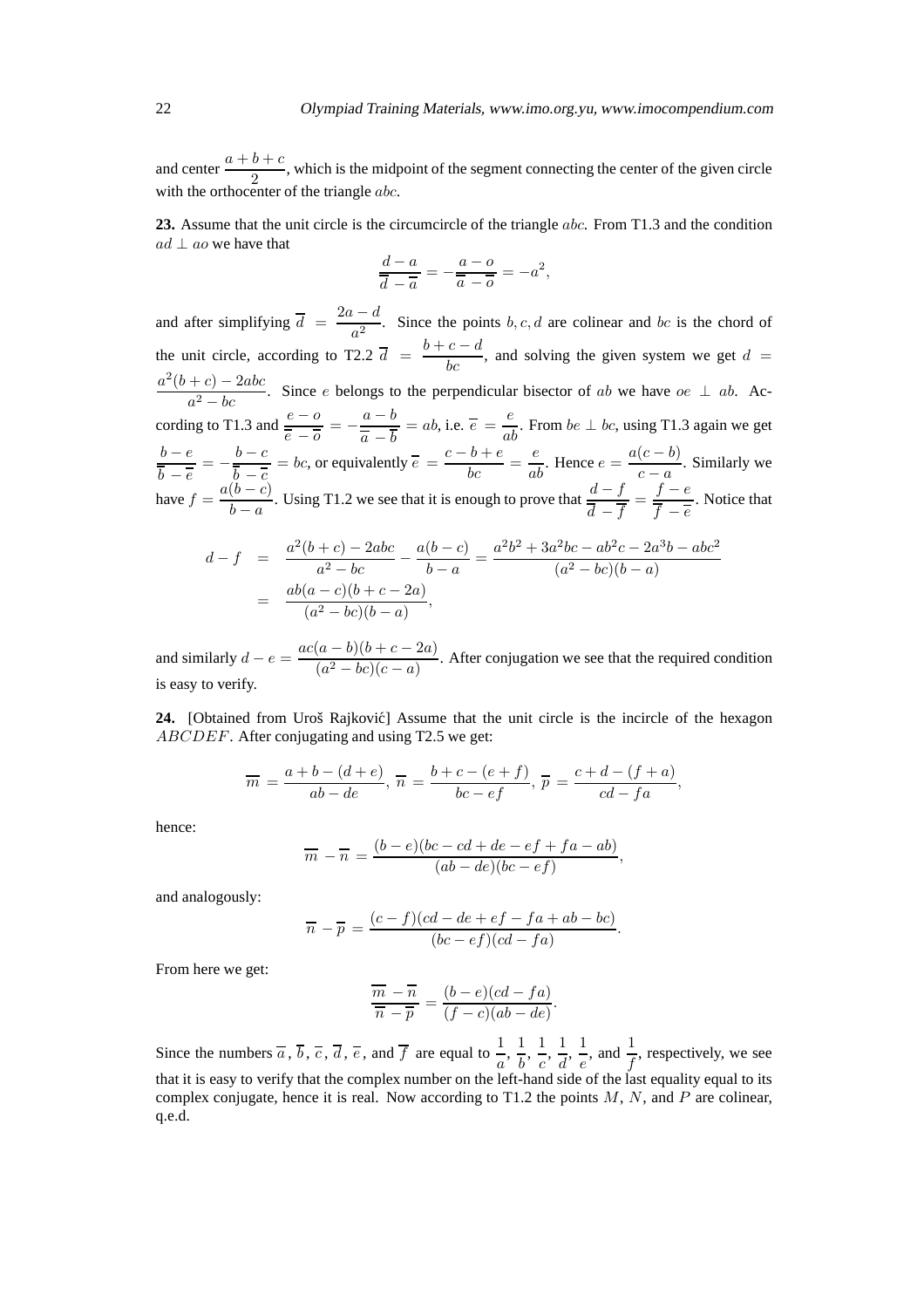and center $\frac{a+b+c}{2}$, which is the midpoint of the segment connecting the center of the given circle with the orthocenter of the triangle $abc$.

**23.** Assume that the unit circle is the circumcircle of the triangle $abc$. From T1.3 and the condition $ad \perp ao$ we have that

$$\frac{d-a}{\overline{d}-\overline{a}} = -\frac{a-o}{\overline{a}-\overline{o}} = -a^2,$$

and after simplifying $\overline{d} = \frac{2a-d}{a^2}$. Since the points $b, c, d$ are colinear and $bc$ is the chord of the unit circle, according to T2.2 $\overline{d} = \frac{b+c-d}{bc}$, and solving the given system we get $d = \frac{a^2(b+c)-2abc}{a^2-bc}$. Since $e$ belongs to the perpendicular bisector of $ab$ we have $oe \perp ab$. According to T1.3 and $\frac{e-o}{\overline{e}-\overline{o}} = -\frac{a-b}{\overline{a}-\overline{b}} = ab$, i.e. $\overline{e} = \frac{e}{ab}$. From $be \perp bc$, using T1.3 again we get $\frac{b-e}{\overline{b}-\overline{e}} = -\frac{b-c}{\overline{b}-\overline{c}} = bc$, or equivalently $\overline{e} = \frac{c-b+e}{bc} = \frac{e}{ab}$. Hence $e = \frac{a(c-b)}{c-a}$. Similarly we have $f = \frac{a(b-c)}{b-a}$. Using T1.2 we see that it is enough to prove that $\frac{d-f}{\overline{d}-\overline{f}} = \frac{f-e}{\overline{f}-\overline{e}}$. Notice that

$$\begin{aligned} d-f &= \frac{a^2(b+c)-2abc}{a^2-bc} - \frac{a(b-c)}{b-a} = \frac{a^2b^2+3a^2bc-ab^2c-2a^3b-abc^2}{(a^2-bc)(b-a)} \\ &= \frac{ab(a-c)(b+c-2a)}{(a^2-bc)(b-a)}, \end{aligned}$$

and similarly $d-e = \frac{ac(a-b)(b+c-2a)}{(a^2-bc)(c-a)}$. After conjugation we see that the required condition is easy to verify.

**24.** [Obtained from Uroš Rajković] Assume that the unit circle is the incircle of the hexagon $ABCDEF$. After conjugating and using T2.5 we get:

$$\overline{m} = \frac{a+b-(d+e)}{ab-de},\ \overline{n} = \frac{b+c-(e+f)}{bc-ef},\ \overline{p} = \frac{c+d-(f+a)}{cd-fa},$$

hence:

$$\overline{m} - \overline{n} = \frac{(b-e)(bc-cd+de-ef+fa-ab)}{(ab-de)(bc-ef)},$$

and analogously:

$$\overline{n} - \overline{p} = \frac{(c-f)(cd-de+ef-fa+ab-bc)}{(bc-ef)(cd-fa)}.$$

From here we get:

$$\frac{\overline{m}-\overline{n}}{\overline{n}-\overline{p}} = \frac{(b-e)(cd-fa)}{(f-c)(ab-de)}.$$

Since the numbers $\overline{a}$, $\overline{b}$, $\overline{c}$, $\overline{d}$, $\overline{e}$, and $\overline{f}$ are equal to $\frac{1}{a}$, $\frac{1}{b}$, $\frac{1}{c}$, $\frac{1}{d}$, $\frac{1}{e}$, and $\frac{1}{f}$, respectively, we see that it is easy to verify that the complex number on the left-hand side of the last equality equal to its complex conjugate, hence it is real. Now according to T1.2 the points $M$, $N$, and $P$ are colinear, q.e.d.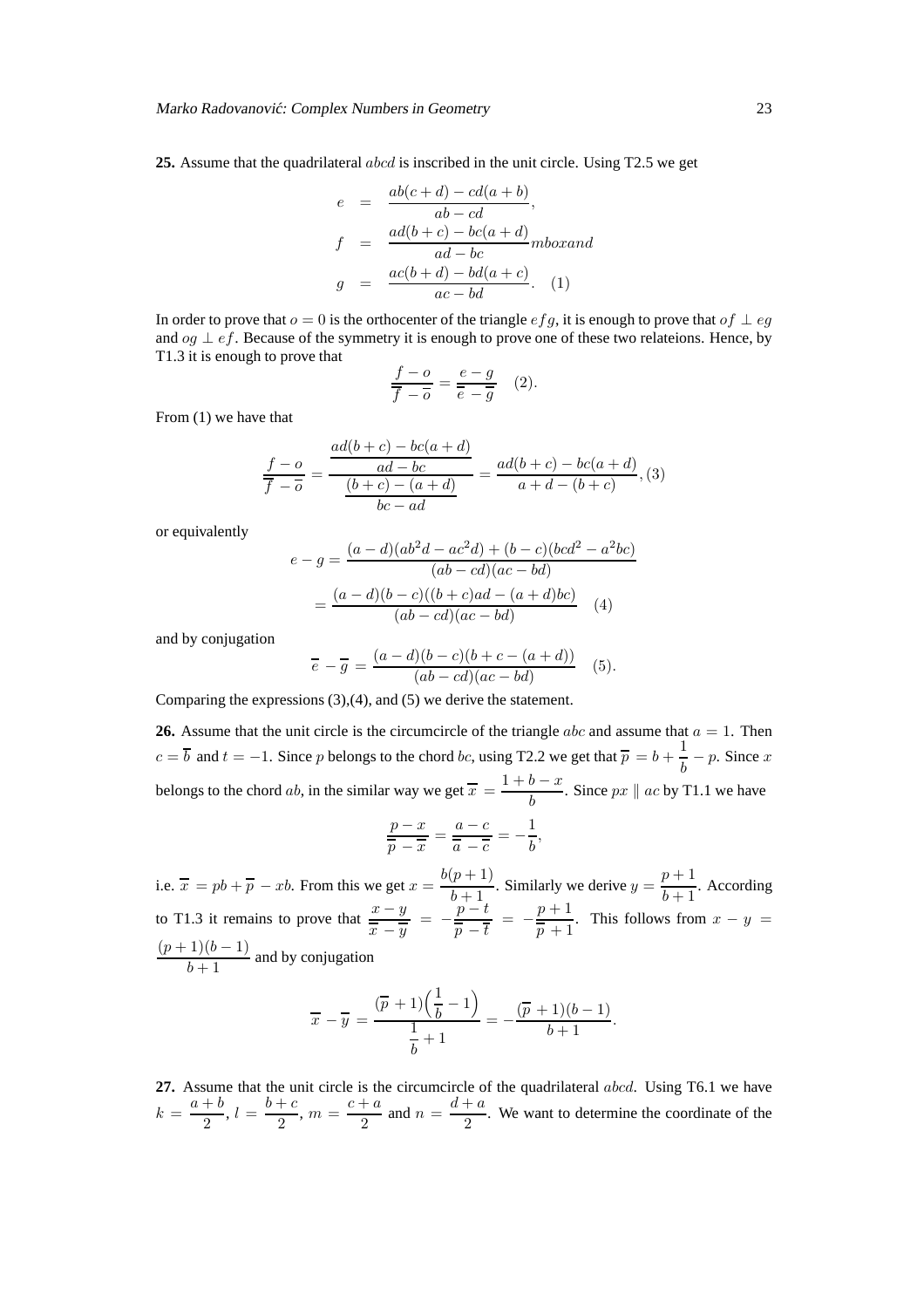**25.** Assume that the quadrilateral $abcd$ is inscribed in the unit circle. Using T2.5 we get

$$
\begin{aligned}
e &= \frac{ab(c+d)-cd(a+b)}{ab-cd}, \\
f &= \frac{ad(b+c)-bc(a+d)}{ad-bc} mboxand \\
g &= \frac{ac(b+d)-bd(a+c)}{ac-bd}. \quad (1)
\end{aligned}
$$

In order to prove that $o=0$ is the orthocenter of the triangle $efg$, it is enough to prove that $of \perp eg$ and $og \perp ef$. Because of the symmetry it is enough to prove one of these two relateions. Hence, by T1.3 it is enough to prove that

$$
\frac{f-o}{\overline{f}-\overline{o}} = \frac{e-g}{\overline{e}-\overline{g}} \quad (2).
$$

From (1) we have that

$$
\frac{f-o}{\overline{f}-\overline{o}} = \frac{\dfrac{ad(b+c)-bc(a+d)}{ad-bc}}{\dfrac{(b+c)-(a+d)}{bc-ad}} = \frac{ad(b+c)-bc(a+d)}{a+d-(b+c)}, (3)
$$

or equivalently

$$
\begin{aligned}
e-g &= \frac{(a-d)(ab^2d-ac^2d)+(b-c)(bcd^2-a^2bc)}{(ab-cd)(ac-bd)} \\
&= \frac{(a-d)(b-c)((b+c)ad-(a+d)bc)}{(ab-cd)(ac-bd)} \quad (4)
\end{aligned}
$$

and by conjugation

$$
\overline{e}-\overline{g} = \frac{(a-d)(b-c)(b+c-(a+d))}{(ab-cd)(ac-bd)} \quad (5).
$$

Comparing the expressions (3),(4), and (5) we derive the statement.

**26.** Assume that the unit circle is the circumcircle of the triangle $abc$ and assume that $a=1$. Then $c=\overline{b}$ and $t=-1$. Since $p$ belongs to the chord $bc$, using T2.2 we get that $\overline{p}=b+\dfrac{1}{b}-p$. Since $x$ belongs to the chord $ab$, in the similar way we get $\overline{x}=\dfrac{1+b-x}{b}$. Since $px \parallel ac$ by T1.1 we have

$$
\frac{p-x}{\overline{p}-\overline{x}} = \frac{a-c}{\overline{a}-\overline{c}} = -\frac{1}{b},
$$

i.e. $\overline{x}=pb+\overline{p}-xb$. From this we get $x=\dfrac{b(p+1)}{b+1}$. Similarly we derive $y=\dfrac{p+1}{b+1}$. According to T1.3 it remains to prove that $\dfrac{x-y}{\overline{x}-\overline{y}} = -\dfrac{p-t}{\overline{p}-\overline{t}} = -\dfrac{p+1}{\overline{p}+1}$. This follows from $x-y=\dfrac{(p+1)(b-1)}{b+1}$ and by conjugation

$$
\overline{x}-\overline{y} = \frac{(\overline{p}+1)\left(\dfrac{1}{b}-1\right)}{\dfrac{1}{b}+1} = -\frac{(\overline{p}+1)(b-1)}{b+1}.
$$

**27.** Assume that the unit circle is the circumcircle of the quadrilateral $abcd$. Using T6.1 we have $k=\dfrac{a+b}{2}$, $l=\dfrac{b+c}{2}$, $m=\dfrac{c+a}{2}$ and $n=\dfrac{d+a}{2}$. We want to determine the coordinate of the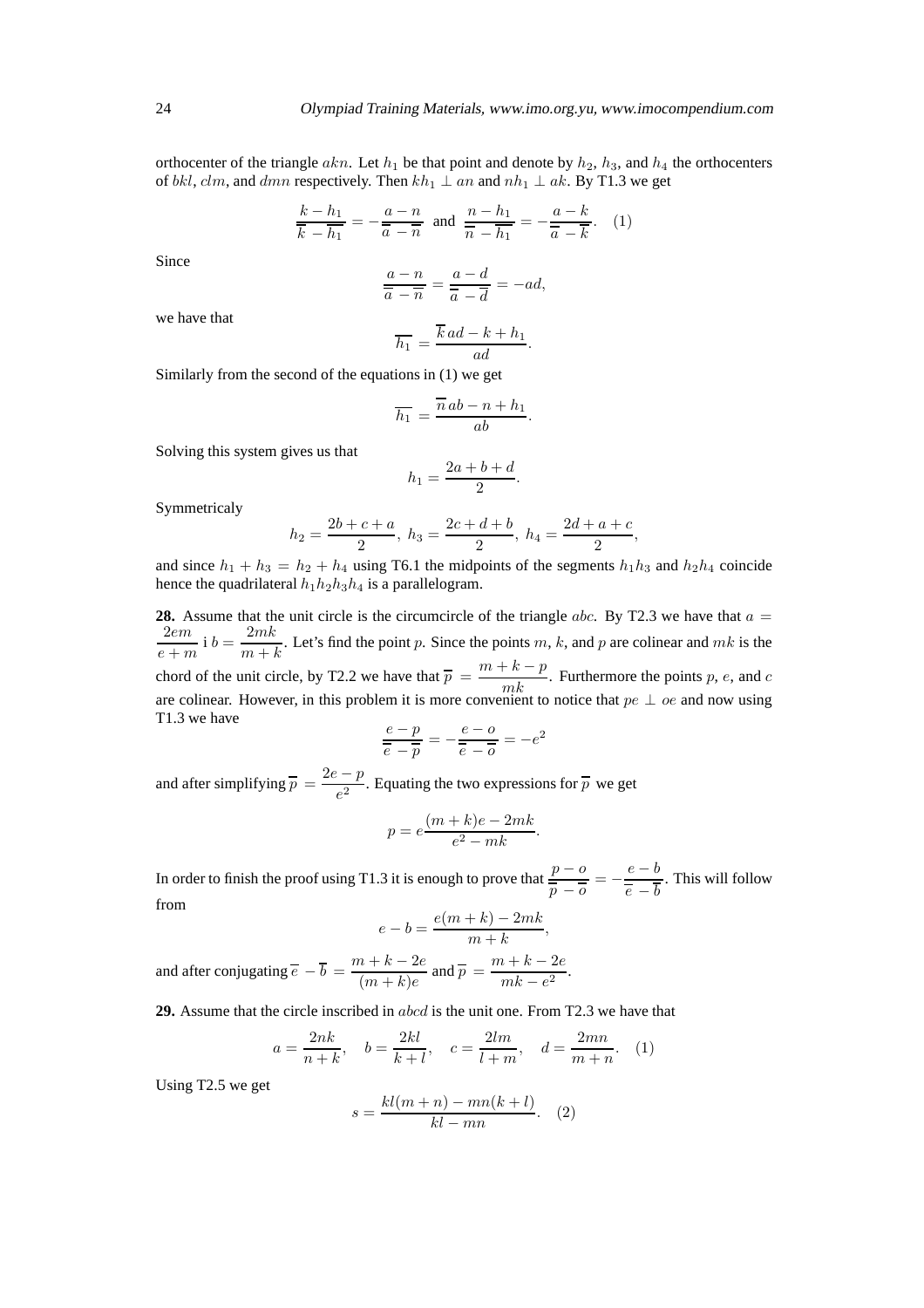orthocenter of the triangle $akn$. Let $h_1$ be that point and denote by $h_2$, $h_3$, and $h_4$ the orthocenters of $bkl$, $clm$, and $dmn$ respectively. Then $kh_1 \perp an$ and $nh_1 \perp ak$. By T1.3 we get

$$\frac{k - h_1}{\overline{k} - \overline{h_1}} = -\frac{a - n}{\overline{a} - \overline{n}} \text{ and } \frac{n - h_1}{\overline{n} - \overline{h_1}} = -\frac{a - k}{\overline{a} - \overline{k}}. \quad (1)$$

Since

$$\frac{a - n}{\overline{a} - \overline{n}} = \frac{a - d}{\overline{a} - \overline{d}} = -ad,$$

we have that

$$\overline{h_1} = \frac{\overline{k}\,ad - k + h_1}{ad}.$$

Similarly from the second of the equations in (1) we get

$$\overline{h_1} = \frac{\overline{n}\,ab - n + h_1}{ab}.$$

Solving this system gives us that

$$h_1 = \frac{2a + b + d}{2}.$$

Symmetricaly

$$h_2 = \frac{2b + c + a}{2},\ h_3 = \frac{2c + d + b}{2},\ h_4 = \frac{2d + a + c}{2},$$

and since $h_1 + h_3 = h_2 + h_4$ using T6.1 the midpoints of the segments $h_1h_3$ and $h_2h_4$ coincide hence the quadrilateral $h_1h_2h_3h_4$ is a parallelogram.

**28.** Assume that the unit circle is the circumcircle of the triangle $abc$. By T2.3 we have that $a = \dfrac{2em}{e + m}$ i $b = \dfrac{2mk}{m + k}$. Let's find the point $p$. Since the points $m$, $k$, and $p$ are colinear and $mk$ is the chord of the unit circle, by T2.2 we have that $\overline{p} = \dfrac{m + k - p}{mk}$. Furthermore the points $p$, $e$, and $c$ are colinear. However, in this problem it is more convenient to notice that $pe \perp oe$ and now using T1.3 we have

$$\frac{e - p}{\overline{e} - \overline{p}} = -\frac{e - o}{\overline{e} - \overline{o}} = -e^2$$

and after simplifying $\overline{p} = \dfrac{2e - p}{e^2}$. Equating the two expressions for $\overline{p}$ we get

$$p = e\frac{(m + k)e - 2mk}{e^2 - mk}.$$

In order to finish the proof using T1.3 it is enough to prove that $\dfrac{p - o}{\overline{p} - \overline{o}} = -\dfrac{e - b}{\overline{e} - \overline{b}}$. This will follow from

$$e - b = \frac{e(m + k) - 2mk}{m + k},$$

and after conjugating $\overline{e} - \overline{b} = \dfrac{m + k - 2e}{(m + k)e}$ and $\overline{p} = \dfrac{m + k - 2e}{mk - e^2}$.

**29.** Assume that the circle inscribed in $abcd$ is the unit one. From T2.3 we have that

$$a = \frac{2nk}{n + k}, \quad b = \frac{2kl}{k + l}, \quad c = \frac{2lm}{l + m}, \quad d = \frac{2mn}{m + n}. \quad (1)$$

Using T2.5 we get

$$s = \frac{kl(m + n) - mn(k + l)}{kl - mn}. \quad (2)$$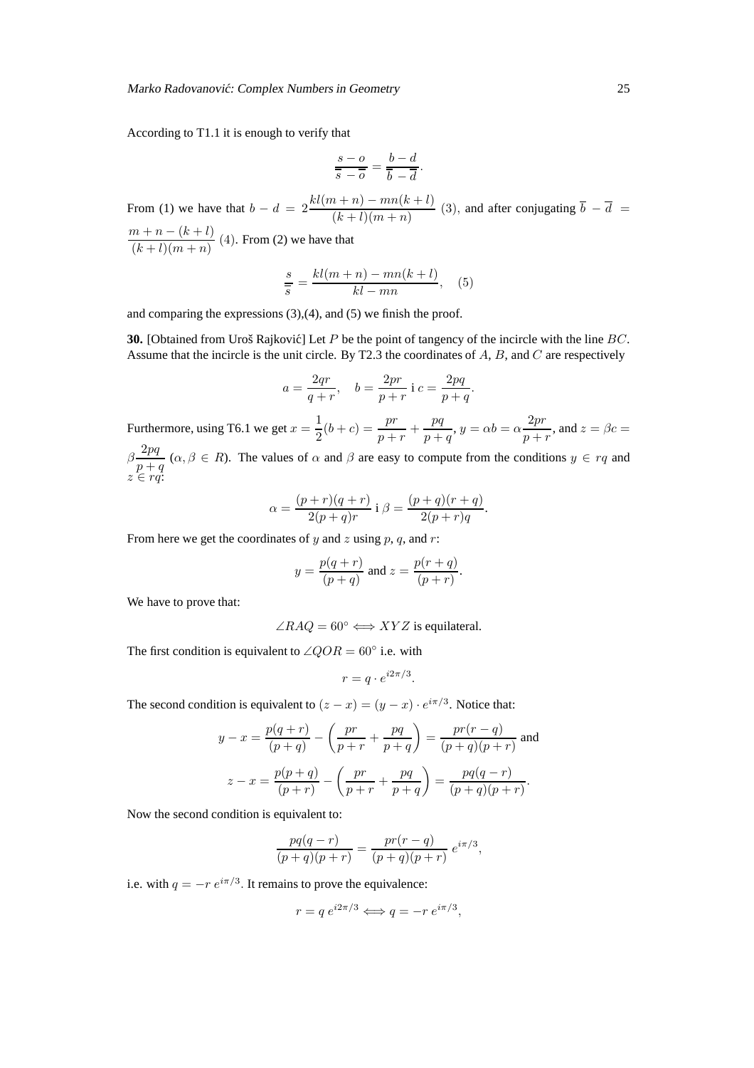According to T1.1 it is enough to verify that

$$\frac{s-o}{\overline{s}-\overline{o}} = \frac{b-d}{\overline{b}-\overline{d}}.$$

From (1) we have that $b - d = 2\dfrac{kl(m+n) - mn(k+l)}{(k+l)(m+n)}$ (3), and after conjugating $\overline{b} - \overline{d} = \dfrac{m+n-(k+l)}{(k+l)(m+n)}$ (4). From (2) we have that

$$\frac{s}{\overline{s}} = \frac{kl(m+n) - mn(k+l)}{kl - mn}, \quad (5)$$

and comparing the expressions (3),(4), and (5) we finish the proof.

**30.** [Obtained from Uroš Rajković] Let $P$ be the point of tangency of the incircle with the line $BC$. Assume that the incircle is the unit circle. By T2.3 the coordinates of $A$, $B$, and $C$ are respectively

$$a = \frac{2qr}{q+r}, \quad b = \frac{2pr}{p+r} \text{ i } c = \frac{2pq}{p+q}.$$

Furthermore, using T6.1 we get $x = \frac{1}{2}(b+c) = \dfrac{pr}{p+r} + \dfrac{pq}{p+q}$, $y = \alpha b = \alpha\dfrac{2pr}{p+r}$, and $z = \beta c = \beta\dfrac{2pq}{p+q}$ ($\alpha, \beta \in R$). The values of $\alpha$ and $\beta$ are easy to compute from the conditions $y \in rq$ and $z \in rq$:

$$\alpha = \frac{(p+r)(q+r)}{2(p+q)r} \text{ i } \beta = \frac{(p+q)(r+q)}{2(p+r)q}.$$

From here we get the coordinates of $y$ and $z$ using $p$, $q$, and $r$:

$$y = \frac{p(q+r)}{(p+q)} \text{ and } z = \frac{p(r+q)}{(p+r)}.$$

We have to prove that:

$$\angle RAQ = 60^\circ \iff XYZ \text{ is equilateral.}$$

The first condition is equivalent to $\angle QOR = 60^\circ$ i.e. with

$$r = q \cdot e^{i2\pi/3}.$$

The second condition is equivalent to $(z-x) = (y-x) \cdot e^{i\pi/3}$. Notice that:

$$y - x = \frac{p(q+r)}{(p+q)} - \left(\frac{pr}{p+r} + \frac{pq}{p+q}\right) = \frac{pr(r-q)}{(p+q)(p+r)} \text{ and}$$

$$z - x = \frac{p(p+q)}{(p+r)} - \left(\frac{pr}{p+r} + \frac{pq}{p+q}\right) = \frac{pq(q-r)}{(p+q)(p+r)}.$$

Now the second condition is equivalent to:

$$\frac{pq(q-r)}{(p+q)(p+r)} = \frac{pr(r-q)}{(p+q)(p+r)}\, e^{i\pi/3},$$

i.e. with $q = -r\, e^{i\pi/3}$. It remains to prove the equivalence:

$$r = q\, e^{i2\pi/3} \iff q = -r\, e^{i\pi/3},$$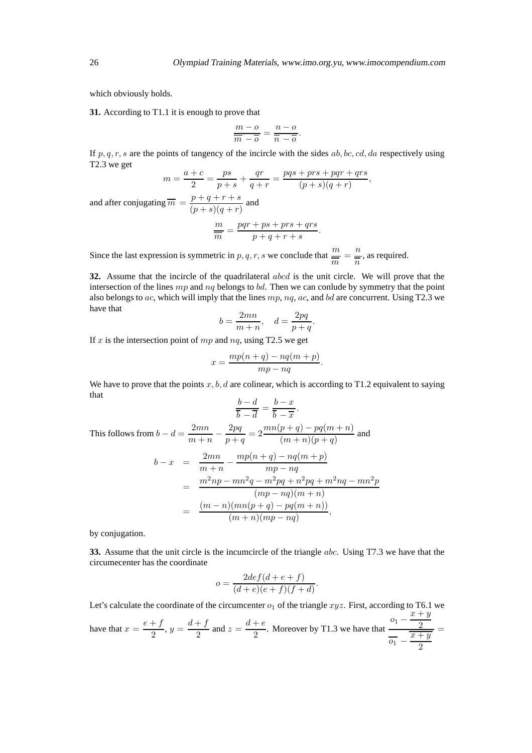which obviously holds.

**31.** According to T1.1 it is enough to prove that

$$\frac{m-o}{\overline{m}-\overline{o}}=\frac{n-o}{\overline{n}-\overline{o}}.$$

If $p,q,r,s$ are the points of tangency of the incircle with the sides $ab,bc,cd,da$ respectively using T2.3 we get

$$m=\frac{a+c}{2}=\frac{ps}{p+s}+\frac{qr}{q+r}=\frac{pqs+prs+pqr+qrs}{(p+s)(q+r)},$$

and after conjugating $\overline{m}=\dfrac{p+q+r+s}{(p+s)(q+r)}$ and

$$\frac{m}{\overline{m}}=\frac{pqr+ps+prs+qrs}{p+q+r+s}.$$

Since the last expression is symmetric in $p,q,r,s$ we conclude that $\dfrac{m}{\overline{m}}=\dfrac{n}{\overline{n}}$, as required.

**32.** Assume that the incircle of the quadrilateral $abcd$ is the unit circle. We will prove that the intersection of the lines $mp$ and $nq$ belongs to $bd$. Then we can conlude by symmetry that the point also belongs to $ac$, which will imply that the lines $mp$, $nq$, $ac$, and $bd$ are concurrent. Using T2.3 we have that

$$b=\frac{2mn}{m+n},\quad d=\frac{2pq}{p+q}.$$

If $x$ is the intersection point of $mp$ and $nq$, using T2.5 we get

$$x=\frac{mp(n+q)-nq(m+p)}{mp-nq}.$$

We have to prove that the points $x,b,d$ are colinear, which is according to T1.2 equivalent to saying that

$$\frac{b-d}{\overline{b}-\overline{d}}=\frac{b-x}{\overline{b}-\overline{x}}.$$

This follows from $b-d=\dfrac{2mn}{m+n}-\dfrac{2pq}{p+q}=2\dfrac{mn(p+q)-pq(m+n)}{(m+n)(p+q)}$ and

$$\begin{aligned}
b-x &= \frac{2mn}{m+n}-\frac{mp(n+q)-nq(m+p)}{mp-nq}\\
&= \frac{m^2np-mn^2q-m^2pq+n^2pq+m^2nq-mn^2p}{(mp-nq)(m+n)}\\
&= \frac{(m-n)(mn(p+q)-pq(m+n))}{(m+n)(mp-nq)},
\end{aligned}$$

by conjugation.

**33.** Assume that the unit circle is the incumcircle of the triangle $abc$. Using T7.3 we have that the circumecenter has the coordinate

$$o=\frac{2def(d+e+f)}{(d+e)(e+f)(f+d)}.$$

Let's calculate the coordinate of the circumcenter $o_1$ of the triangle $xyz$. First, according to T6.1 we have that $x=\dfrac{e+f}{2}$, $y=\dfrac{d+f}{2}$ and $z=\dfrac{d+e}{2}$. Moreover by T1.3 we have that $\dfrac{o_1-\dfrac{x+y}{2}}{\overline{o_1}-\overline{\dfrac{x+y}{2}}}=$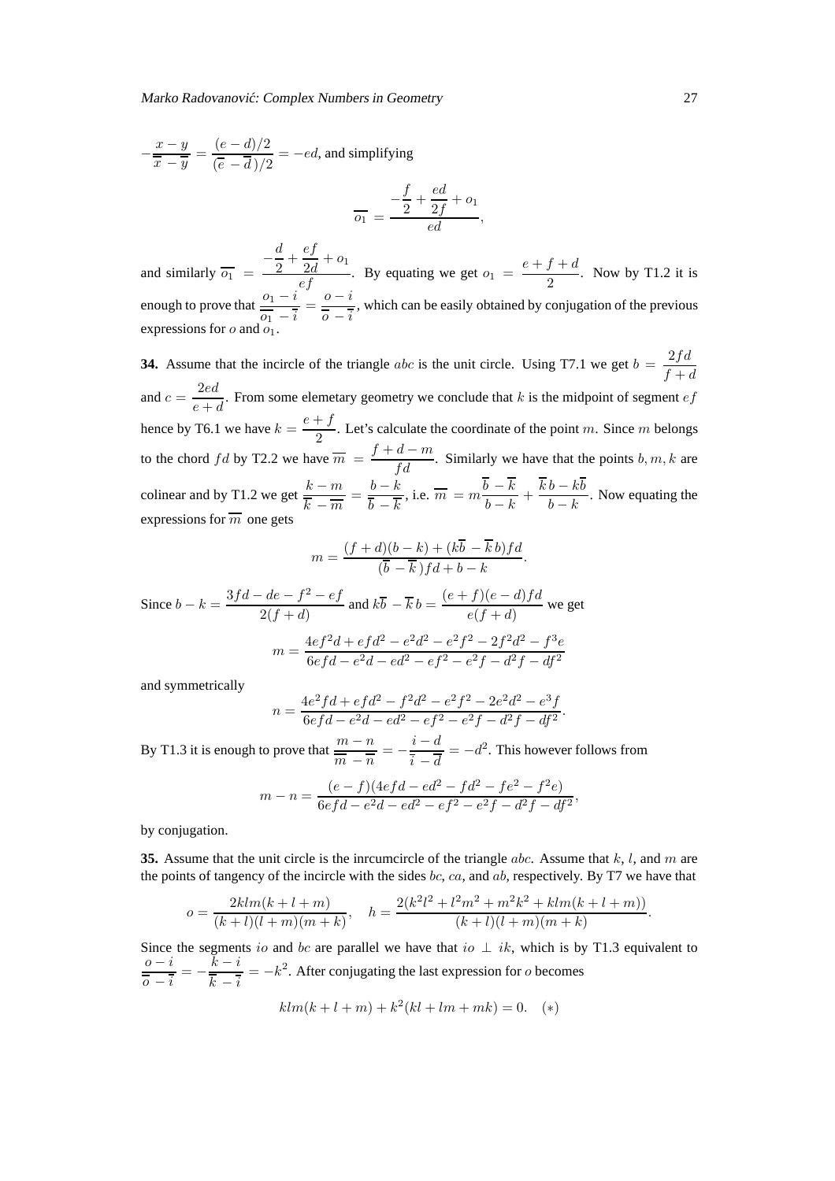$-\dfrac{x-y}{\overline{x}-\overline{y}} = \dfrac{(e-d)/2}{(\overline{e}-\overline{d})/2} = -ed$, and simplifying

$$\overline{o_1} = \frac{-\dfrac{f}{2} + \dfrac{ed}{2f} + o_1}{ed},$$

and similarly $\overline{o_1} = \dfrac{-\dfrac{d}{2} + \dfrac{ef}{2d} + o_1}{ef}$. By equating we get $o_1 = \dfrac{e+f+d}{2}$. Now by T1.2 it is enough to prove that $\dfrac{o_1 - i}{\overline{o_1} - \overline{i}} = \dfrac{o-i}{\overline{o}-\overline{i}}$, which can be easily obtained by conjugation of the previous expressions for $o$ and $o_1$.

**34.** Assume that the incircle of the triangle $abc$ is the unit circle. Using T7.1 we get $b = \dfrac{2fd}{f+d}$ and $c = \dfrac{2ed}{e+d}$. From some elemetary geometry we conclude that $k$ is the midpoint of segment $ef$ hence by T6.1 we have $k = \dfrac{e+f}{2}$. Let's calculate the coordinate of the point $m$. Since $m$ belongs to the chord $fd$ by T2.2 we have $\overline{m} = \dfrac{f+d-m}{fd}$. Similarly we have that the points $b, m, k$ are colinear and by T1.2 we get $\dfrac{k-m}{\overline{k}-\overline{m}} = \dfrac{b-k}{\overline{b}-\overline{k}}$, i.e. $\overline{m} = m\dfrac{\overline{b}-\overline{k}}{b-k} + \dfrac{\overline{k}\,b - k\overline{b}}{b-k}$. Now equating the expressions for $\overline{m}$ one gets

$$m = \frac{(f+d)(b-k) + (k\overline{b} - \overline{k}\,b)fd}{(\overline{b}-\overline{k})fd + b - k}.$$

Since $b - k = \dfrac{3fd - de - f^2 - ef}{2(f+d)}$ and $k\overline{b} - \overline{k}\,b = \dfrac{(e+f)(e-d)fd}{e(f+d)}$ we get

$$m = \frac{4ef^2d + efd^2 - e^2d^2 - e^2f^2 - 2f^2d^2 - f^3e}{6efd - e^2d - ed^2 - ef^2 - e^2f - d^2f - df^2}$$

and symmetrically

$$n = \frac{4e^2fd + efd^2 - f^2d^2 - e^2f^2 - 2e^2d^2 - e^3f}{6efd - e^2d - ed^2 - ef^2 - e^2f - d^2f - df^2}.$$

By T1.3 it is enough to prove that $\dfrac{m-n}{\overline{m}-\overline{n}} = -\dfrac{i-d}{\overline{i}-\overline{d}} = -d^2$. This however follows from

$$m - n = \frac{(e-f)(4efd - ed^2 - fd^2 - fe^2 - f^2e)}{6efd - e^2d - ed^2 - ef^2 - e^2f - d^2f - df^2},$$

by conjugation.

**35.** Assume that the unit circle is the inrcumcircle of the triangle $abc$. Assume that $k$, $l$, and $m$ are the points of tangency of the incircle with the sides $bc$, $ca$, and $ab$, respectively. By T7 we have that

$$o = \frac{2klm(k+l+m)}{(k+l)(l+m)(m+k)}, \quad h = \frac{2(k^2l^2 + l^2m^2 + m^2k^2 + klm(k+l+m))}{(k+l)(l+m)(m+k)}.$$

Since the segments $io$ and $bc$ are parallel we have that $io \perp ik$, which is by T1.3 equivalent to $\dfrac{o-i}{\overline{o}-\overline{i}} = -\dfrac{k-i}{\overline{k}-\overline{i}} = -k^2$. After conjugating the last expression for $o$ becomes

$$klm(k+l+m) + k^2(kl + lm + mk) = 0. \quad (*)$$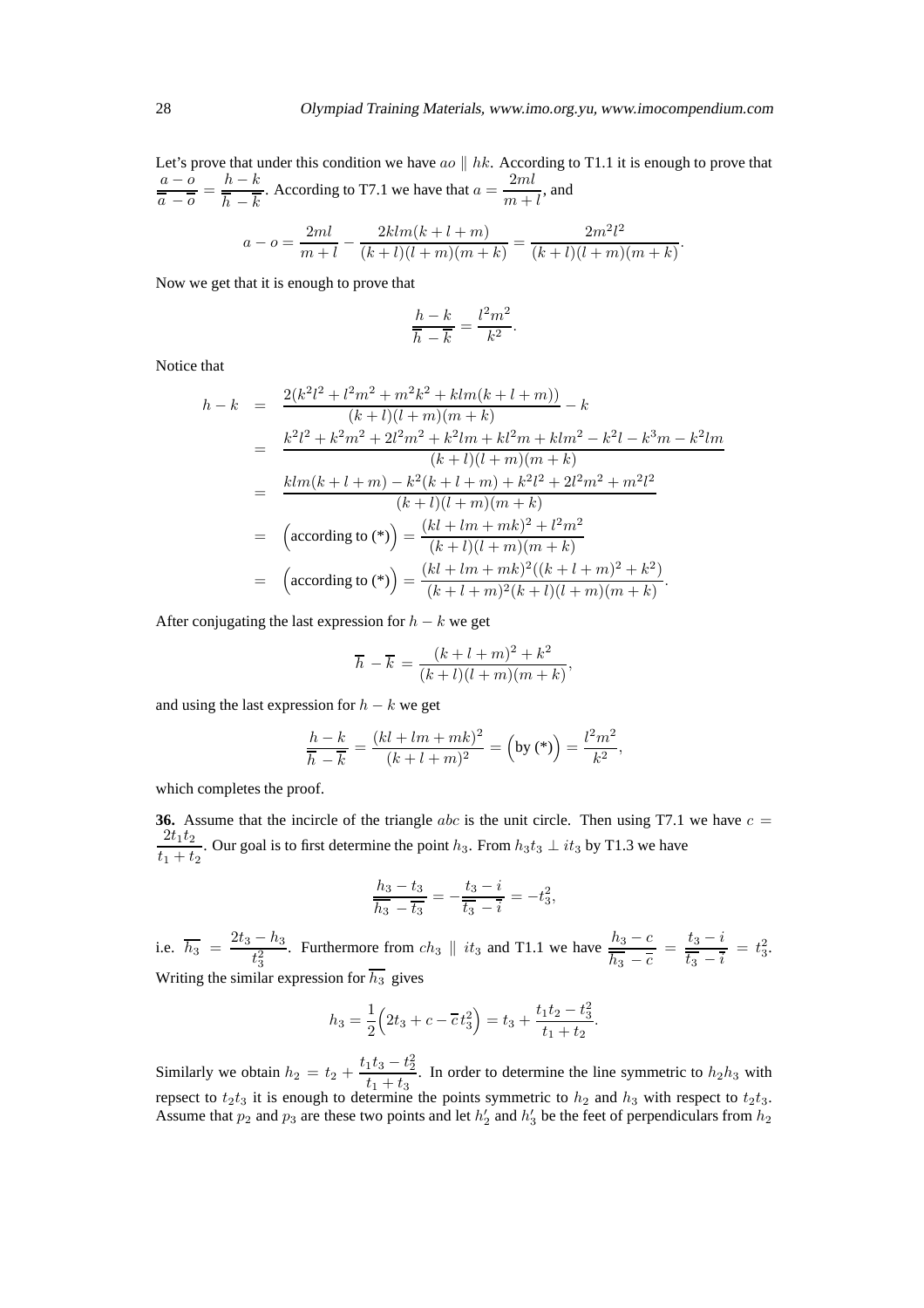Let's prove that under this condition we have $ao \parallel hk$. According to T1.1 it is enough to prove that $\frac{a-o}{\overline{a}-\overline{o}} = \frac{h-k}{\overline{h}-\overline{k}}$. According to T7.1 we have that $a = \frac{2ml}{m+l}$, and

$$a - o = \frac{2ml}{m+l} - \frac{2klm(k+l+m)}{(k+l)(l+m)(m+k)} = \frac{2m^2l^2}{(k+l)(l+m)(m+k)}.$$

Now we get that it is enough to prove that

$$\frac{h-k}{\overline{h}-\overline{k}} = \frac{l^2m^2}{k^2}.$$

Notice that

$$\begin{aligned}
h - k &= \frac{2(k^2l^2 + l^2m^2 + m^2k^2 + klm(k+l+m))}{(k+l)(l+m)(m+k)} - k \\
&= \frac{k^2l^2 + k^2m^2 + 2l^2m^2 + k^2lm + kl^2m + klm^2 - k^2l - k^3m - k^2lm}{(k+l)(l+m)(m+k)} \\
&= \frac{klm(k+l+m) - k^2(k+l+m) + k^2l^2 + 2l^2m^2 + m^2l^2}{(k+l)(l+m)(m+k)} \\
&= \Big(\text{according to (*)}\Big) = \frac{(kl+lm+mk)^2 + l^2m^2}{(k+l)(l+m)(m+k)} \\
&= \Big(\text{according to (*)}\Big) = \frac{(kl+lm+mk)^2((k+l+m)^2 + k^2)}{(k+l+m)^2(k+l)(l+m)(m+k)}.
\end{aligned}$$

After conjugating the last expression for $h - k$ we get

$$\overline{h} - \overline{k} = \frac{(k+l+m)^2 + k^2}{(k+l)(l+m)(m+k)},$$

and using the last expression for $h - k$ we get

$$\frac{h-k}{\overline{h}-\overline{k}} = \frac{(kl+lm+mk)^2}{(k+l+m)^2} = \Big(\text{by (*)}\Big) = \frac{l^2m^2}{k^2},$$

which completes the proof.

**36.** Assume that the incircle of the triangle $abc$ is the unit circle. Then using T7.1 we have $c = \frac{2t_1t_2}{t_1+t_2}$. Our goal is to first determine the point $h_3$. From $h_3t_3 \perp it_3$ by T1.3 we have

$$\frac{h_3 - t_3}{\overline{h_3} - \overline{t_3}} = -\frac{t_3 - i}{\overline{t_3} - \overline{i}} = -t_3^2,$$

i.e. $\overline{h_3} = \frac{2t_3 - h_3}{t_3^2}$. Furthermore from $ch_3 \parallel it_3$ and T1.1 we have $\frac{h_3 - c}{\overline{h_3} - \overline{c}} = \frac{t_3 - i}{\overline{t_3} - \overline{i}} = t_3^2$. Writing the similar expression for $\overline{h_3}$ gives

$$h_3 = \frac{1}{2}\Big(2t_3 + c - \overline{c}\,t_3^2\Big) = t_3 + \frac{t_1t_2 - t_3^2}{t_1+t_2}.$$

Similarly we obtain $h_2 = t_2 + \frac{t_1t_3 - t_2^2}{t_1+t_3}$. In order to determine the line symmetric to $h_2h_3$ with repsect to $t_2t_3$ it is enough to determine the points symmetric to $h_2$ and $h_3$ with respect to $t_2t_3$. Assume that $p_2$ and $p_3$ are these two points and let $h_2'$ and $h_3'$ be the feet of perpendiculars from $h_2$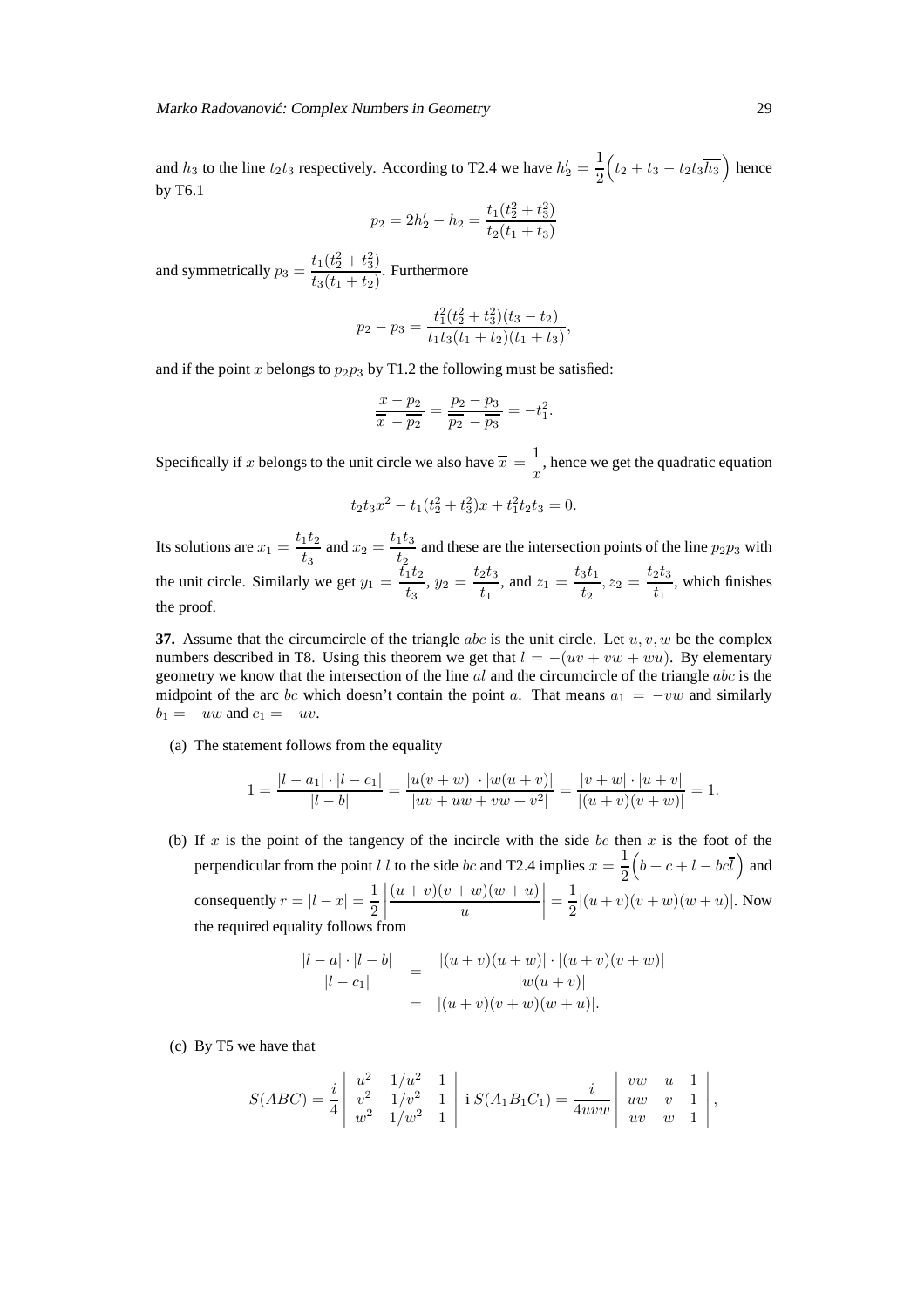and $h_3$ to the line $t_2t_3$ respectively. According to T2.4 we have $h_2' = \frac{1}{2}\Big(t_2 + t_3 - t_2t_3\overline{h_3}\Big)$ hence by T6.1

$$p_2 = 2h_2' - h_2 = \frac{t_1(t_2^2 + t_3^2)}{t_2(t_1 + t_3)}$$

and symmetrically $p_3 = \dfrac{t_1(t_2^2 + t_3^2)}{t_3(t_1 + t_2)}$. Furthermore

$$p_2 - p_3 = \frac{t_1^2(t_2^2 + t_3^2)(t_3 - t_2)}{t_1t_3(t_1 + t_2)(t_1 + t_3)},$$

and if the point $x$ belongs to $p_2p_3$ by T1.2 the following must be satisfied:

$$\frac{x - p_2}{\overline{x} - \overline{p_2}} = \frac{p_2 - p_3}{\overline{p_2} - \overline{p_3}} = -t_1^2.$$

Specifically if $x$ belongs to the unit circle we also have $\overline{x} = \dfrac{1}{x}$, hence we get the quadratic equation

$$t_2t_3x^2 - t_1(t_2^2 + t_3^2)x + t_1^2t_2t_3 = 0.$$

Its solutions are $x_1 = \dfrac{t_1t_2}{t_3}$ and $x_2 = \dfrac{t_1t_3}{t_2}$ and these are the intersection points of the line $p_2p_3$ with the unit circle. Similarly we get $y_1 = \dfrac{t_1t_2}{t_3}$, $y_2 = \dfrac{t_2t_3}{t_1}$, and $z_1 = \dfrac{t_3t_1}{t_2}, z_2 = \dfrac{t_2t_3}{t_1}$, which finishes the proof.

**37.** Assume that the circumcircle of the triangle $abc$ is the unit circle. Let $u, v, w$ be the complex numbers described in T8. Using this theorem we get that $l = -(uv + vw + wu)$. By elementary geometry we know that the intersection of the line $al$ and the circumcircle of the triangle $abc$ is the midpoint of the arc $bc$ which doesn't contain the point $a$. That means $a_1 = -vw$ and similarly $b_1 = -uw$ and $c_1 = -uv$.

(a) The statement follows from the equality

$$1 = \frac{|l - a_1| \cdot |l - c_1|}{|l - b|} = \frac{|u(v + w)| \cdot |w(u + v)|}{|uv + uw + vw + v^2|} = \frac{|v + w| \cdot |u + v|}{|(u + v)(v + w)|} = 1.$$

(b) If $x$ is the point of the tangency of the incircle with the side $bc$ then $x$ is the foot of the perpendicular from the point $l$ $l$ to the side $bc$ and T2.4 implies $x = \dfrac{1}{2}\Big(b + c + l - bc\overline{l}\Big)$ and consequently $r = |l - x| = \dfrac{1}{2}\left|\dfrac{(u + v)(v + w)(w + u)}{u}\right| = \dfrac{1}{2}|(u + v)(v + w)(w + u)|$. Now the required equality follows from

$$\begin{aligned} \frac{|l - a| \cdot |l - b|}{|l - c_1|} &= \frac{|(u + v)(u + w)| \cdot |(u + v)(v + w)|}{|w(u + v)|} \\ &= |(u + v)(v + w)(w + u)|. \end{aligned}$$

(c) By T5 we have that

$$S(ABC) = \frac{i}{4}\begin{vmatrix} u^2 & 1/u^2 & 1 \\ v^2 & 1/v^2 & 1 \\ w^2 & 1/w^2 & 1 \end{vmatrix} \text{ i } S(A_1B_1C_1) = \frac{i}{4uvw}\begin{vmatrix} vw & u & 1 \\ uw & v & 1 \\ uv & w & 1 \end{vmatrix},$$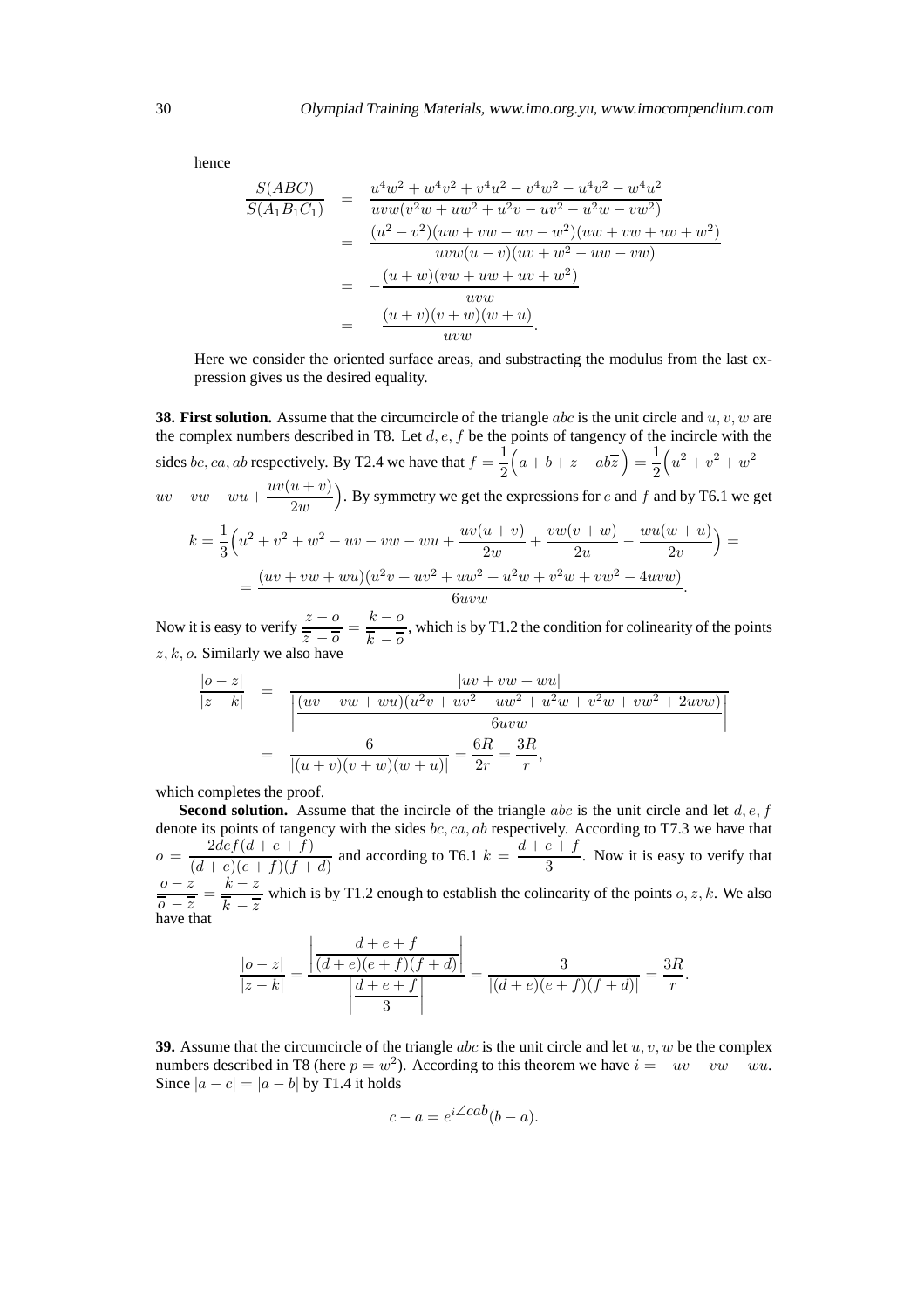hence

$$\begin{aligned}
\frac{S(ABC)}{S(A_1B_1C_1)} &= \frac{u^4w^2 + w^4v^2 + v^4u^2 - v^4w^2 - u^4v^2 - w^4u^2}{uvw(v^2w + uw^2 + u^2v - uv^2 - u^2w - vw^2)} \\
&= \frac{(u^2 - v^2)(uw + vw - uv - w^2)(uw + vw + uv + w^2)}{uvw(u - v)(uv + w^2 - uw - vw)} \\
&= -\frac{(u + w)(vw + uw + uv + w^2)}{uvw} \\
&= -\frac{(u + v)(v + w)(w + u)}{uvw}.
\end{aligned}$$

Here we consider the oriented surface areas, and substracting the modulus from the last expression gives us the desired equality.

**38. First solution.** Assume that the circumcircle of the triangle $abc$ is the unit circle and $u, v, w$ are the complex numbers described in T8. Let $d, e, f$ be the points of tangency of the incircle with the sides $bc, ca, ab$ respectively. By T2.4 we have that $f = \frac{1}{2}\Big(a + b + z - ab\overline{z}\Big) = \frac{1}{2}\Big(u^2 + v^2 + w^2 - uv - vw - wu + \frac{uv(u+v)}{2w}\Big)$. By symmetry we get the expressions for $e$ and $f$ and by T6.1 we get

$$\begin{aligned}
k &= \frac{1}{3}\Big(u^2 + v^2 + w^2 - uv - vw - wu + \frac{uv(u+v)}{2w} + \frac{vw(v+w)}{2u} - \frac{wu(w+u)}{2v}\Big) = \\
&= \frac{(uv + vw + wu)(u^2v + uv^2 + uw^2 + u^2w + v^2w + vw^2 - 4uvw)}{6uvw}.
\end{aligned}$$

Now it is easy to verify $\frac{z - o}{\overline{z} - \overline{o}} = \frac{k - o}{\overline{k} - \overline{o}}$, which is by T1.2 the condition for colinearity of the points $z, k, o$. Similarly we also have

$$\begin{aligned}
\frac{|o - z|}{|z - k|} &= \frac{|uv + vw + wu|}{\left|\frac{(uv + vw + wu)(u^2v + uv^2 + uw^2 + u^2w + v^2w + vw^2 + 2uvw)}{6uvw}\right|} \\
&= \frac{6}{|(u + v)(v + w)(w + u)|} = \frac{6R}{2r} = \frac{3R}{r},
\end{aligned}$$

which completes the proof.

**Second solution.** Assume that the incircle of the triangle $abc$ is the unit circle and let $d, e, f$ denote its points of tangency with the sides $bc, ca, ab$ respectively. According to T7.3 we have that $o = \frac{2def(d + e + f)}{(d + e)(e + f)(f + d)}$ and according to T6.1 $k = \frac{d + e + f}{3}$. Now it is easy to verify that $\frac{o - z}{\overline{o} - \overline{z}} = \frac{k - z}{\overline{k} - \overline{z}}$ which is by T1.2 enough to establish the colinearity of the points $o, z, k$. We also have that

$$\frac{|o - z|}{|z - k|} = \frac{\left|\frac{d + e + f}{(d + e)(e + f)(f + d)}\right|}{\left|\frac{d + e + f}{3}\right|} = \frac{3}{|(d + e)(e + f)(f + d)|} = \frac{3R}{r}.$$

**39.** Assume that the circumcircle of the triangle $abc$ is the unit circle and let $u, v, w$ be the complex numbers described in T8 (here $p = w^2$). According to this theorem we have $i = -uv - vw - wu$. Since $|a - c| = |a - b|$ by T1.4 it holds

$$c - a = e^{i\angle cab}(b - a).$$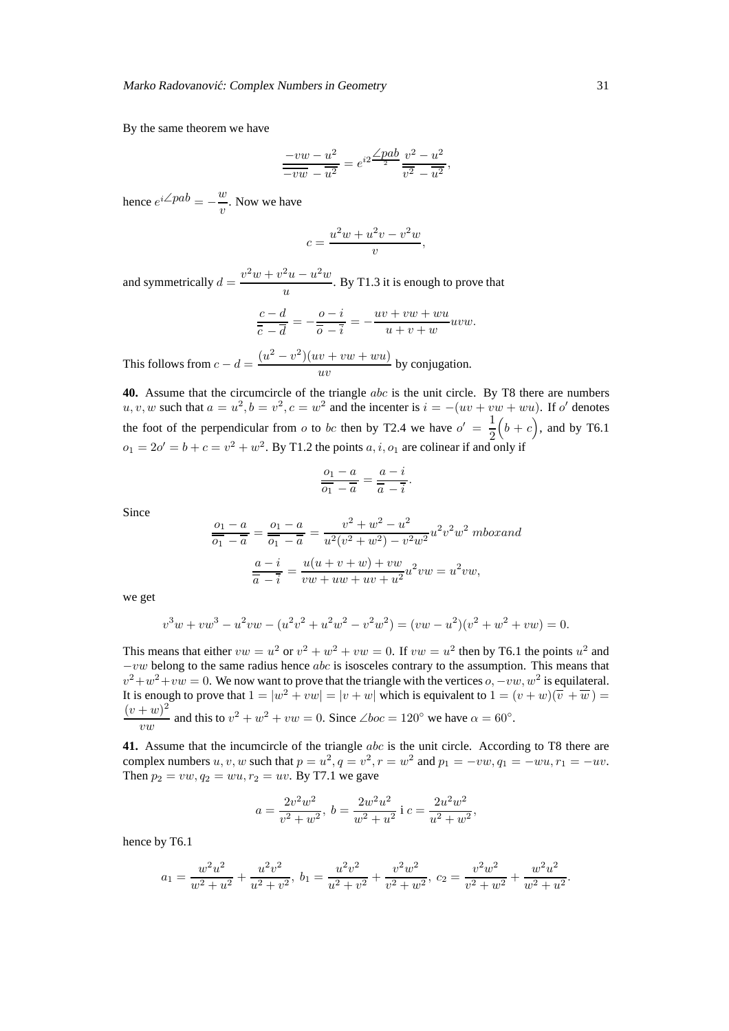By the same theorem we have

$$\frac{-vw - u^2}{\overline{-vw} - \overline{u^2}} = e^{i2\frac{\angle pab}{2}} \frac{v^2 - u^2}{\overline{v^2} - \overline{u^2}},$$

hence $e^{i\angle pab} = -\dfrac{w}{v}$. Now we have

$$c = \frac{u^2 w + u^2 v - v^2 w}{v},$$

and symmetrically $d = \dfrac{v^2 w + v^2 u - u^2 w}{u}$. By T1.3 it is enough to prove that

$$\frac{c-d}{\overline{c} - \overline{d}} = -\frac{o-i}{\overline{o} - \overline{i}} = -\frac{uv + vw + wu}{u + v + w} uvw.$$

This follows from $c - d = \dfrac{(u^2 - v^2)(uv + vw + wu)}{uv}$ by conjugation.

**40.** Assume that the circumcircle of the triangle $abc$ is the unit circle. By T8 there are numbers $u, v, w$ such that $a = u^2, b = v^2, c = w^2$ and the incenter is $i = -(uv + vw + wu)$. If $o'$ denotes the foot of the perpendicular from $o$ to $bc$ then by T2.4 we have $o' = \dfrac{1}{2}\Big(b + c\Big)$, and by T6.1 $o_1 = 2o' = b + c = v^2 + w^2$. By T1.2 the points $a, i, o_1$ are colinear if and only if

$$\frac{o_1 - a}{\overline{o_1} - \overline{a}} = \frac{a - i}{\overline{a} - \overline{i}}.$$

Since

$$\frac{o_1 - a}{\overline{o_1} - \overline{a}} = \frac{o_1 - a}{\overline{o_1} - \overline{a}} = \frac{v^2 + w^2 - u^2}{u^2(v^2 + w^2) - v^2 w^2} u^2 v^2 w^2 \ mboxand$$

$$\frac{a - i}{\overline{a} - \overline{i}} = \frac{u(u + v + w) + vw}{vw + uw + uv + u^2} u^2 vw = u^2 vw,$$

we get

$$v^3 w + vw^3 - u^2 vw - (u^2 v^2 + u^2 w^2 - v^2 w^2) = (vw - u^2)(v^2 + w^2 + vw) = 0.$$

This means that either $vw = u^2$ or $v^2 + w^2 + vw = 0$. If $vw = u^2$ then by T6.1 the points $u^2$ and $-vw$ belong to the same radius hence $abc$ is isosceles contrary to the assumption. This means that $v^2 + w^2 + vw = 0$. We now want to prove that the triangle with the vertices $o, -vw, w^2$ is equilateral. It is enough to prove that $1 = |w^2 + vw| = |v + w|$ which is equivalent to $1 = (v + w)(\overline{v} + \overline{w}) = \dfrac{(v + w)^2}{vw}$ and this to $v^2 + w^2 + vw = 0$. Since $\angle boc = 120^\circ$ we have $\alpha = 60^\circ$.

**41.** Assume that the incumcircle of the triangle $abc$ is the unit circle. According to T8 there are complex numbers $u, v, w$ such that $p = u^2, q = v^2, r = w^2$ and $p_1 = -vw, q_1 = -wu, r_1 = -uv$. Then $p_2 = vw, q_2 = wu, r_2 = uv$. By T7.1 we gave

$$a = \frac{2v^2 w^2}{v^2 + w^2},\ b = \frac{2w^2 u^2}{w^2 + u^2} \text{ i } c = \frac{2u^2 w^2}{u^2 + w^2},$$

hence by T6.1

$$a_1 = \frac{w^2 u^2}{w^2 + u^2} + \frac{u^2 v^2}{u^2 + v^2},\ b_1 = \frac{u^2 v^2}{u^2 + v^2} + \frac{v^2 w^2}{v^2 + w^2},\ c_2 = \frac{v^2 w^2}{v^2 + w^2} + \frac{w^2 u^2}{w^2 + u^2}.$$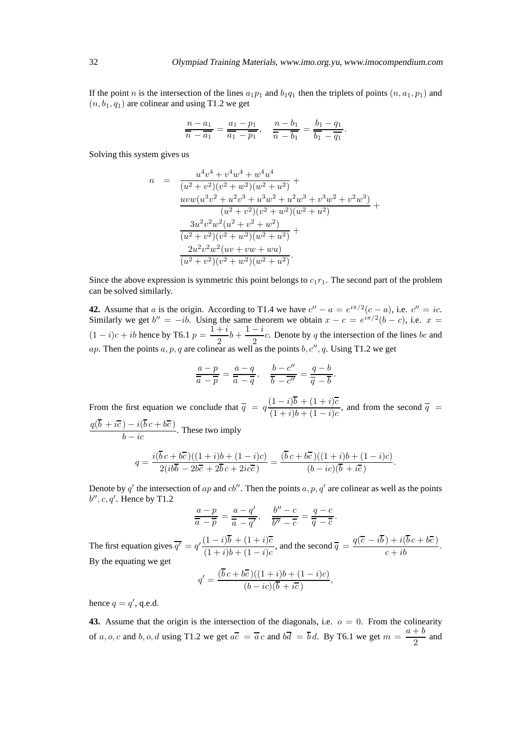If the point $n$ is the intersection of the lines $a_1p_1$ and $b_1q_1$ then the triplets of points $(n, a_1, p_1)$ and $(n, b_1, q_1)$ are colinear and using T1.2 we get

$$\frac{n - a_1}{\overline{n} - \overline{a_1}} = \frac{a_1 - p_1}{\overline{a_1} - \overline{p_1}}, \quad \frac{n - b_1}{\overline{n} - \overline{b_1}} = \frac{b_1 - q_1}{\overline{b_1} - \overline{q_1}}.$$

Solving this system gives us

$$\begin{aligned} n \;=\; & \frac{u^4v^4 + v^4w^4 + w^4u^4}{(u^2+v^2)(v^2+w^2)(w^2+u^2)} + \\ & \frac{uvw(u^3v^2 + u^2v^3 + u^3w^2 + u^2w^3 + v^3w^2 + v^2w^3)}{(u^2+v^2)(v^2+w^2)(w^2+u^2)} + \\ & \frac{3u^2v^2w^2(u^2+v^2+w^2)}{(u^2+v^2)(v^2+w^2)(w^2+u^2)} + \\ & \frac{2u^2v^2w^2(uv+vw+wu)}{(u^2+v^2)(v^2+w^2)(w^2+u^2)}. \end{aligned}$$

Since the above expression is symmetric this point belongs to $c_1r_1$. The second part of the problem can be solved similarly.

**42.** Assume that $a$ is the origin. According to T1.4 we have $c'' - a = e^{i\pi/2}(c - a)$, i.e. $c'' = ic$. Similarly we get $b'' = -ib$. Using the same theorem we obtain $x - c = e^{i\pi/2}(b - c)$, i.e. $x = (1-i)c + ib$ hence by T6.1 $p = \dfrac{1+i}{2}b + \dfrac{1-i}{2}c$. Denote by $q$ the intersection of the lines $bc$ and $ap$. Then the points $a, p, q$ are colinear as well as the points $b, c'', q$. Using T1.2 we get

$$\frac{a - p}{\overline{a} - \overline{p}} = \frac{a - q}{\overline{a} - \overline{q}}, \quad \frac{b - c''}{\overline{b} - \overline{c''}} = \frac{q - b}{\overline{q} - \overline{b}}.$$

From the first equation we conclude that $\overline{q} = q\dfrac{(1-i)\overline{b} + (1+i)\overline{c}}{(1+i)b + (1-i)c}$, and from the second $\overline{q} = \dfrac{q(\overline{b} + i\overline{c}) - i(\overline{b}\,c + b\overline{c})}{b - ic}$. These two imply

$$q = \frac{i(\overline{b}\,c + b\overline{c})((1+i)b + (1-i)c)}{2(ib\overline{b} - 2b\overline{c} + 2\overline{b}\,c + 2ic\overline{c})} = \frac{(\overline{b}\,c + b\overline{c})((1+i)b + (1-i)c)}{(b - ic)(\overline{b} + i\overline{c})}.$$

Denote by $q'$ the intersection of $ap$ and $cb''$. Then the points $a, p, q'$ are colinear as well as the points $b'', c, q'$. Hence by T1.2

$$\frac{a - p}{\overline{a} - \overline{p}} = \frac{a - q'}{\overline{a} - \overline{q'}}, \quad \frac{b'' - c}{\overline{b''} - \overline{c}} = \frac{q - c}{\overline{q} - \overline{c}}.$$

The first equation gives $\overline{q'} = q'\dfrac{(1-i)\overline{b} + (1+i)\overline{c}}{(1+i)b + (1-i)c}$, and the second $\overline{q} = \dfrac{q(\overline{c} - i\overline{b}) + i(\overline{b}\,c + b\overline{c})}{c + ib}$. By the equating we get

$$q' = \frac{(\overline{b}\,c + b\overline{c})((1+i)b + (1-i)c)}{(b - ic)(\overline{b} + i\overline{c})},$$

hence $q = q'$, q.e.d.

**43.** Assume that the origin is the intersection of the diagonals, i.e. $o = 0$. From the colinearity of $a, o, c$ and $b, o, d$ using T1.2 we get $a\overline{c} = \overline{a}\,c$ and $b\overline{d} = \overline{b}\,d$. By T6.1 we get $m = \dfrac{a+b}{2}$ and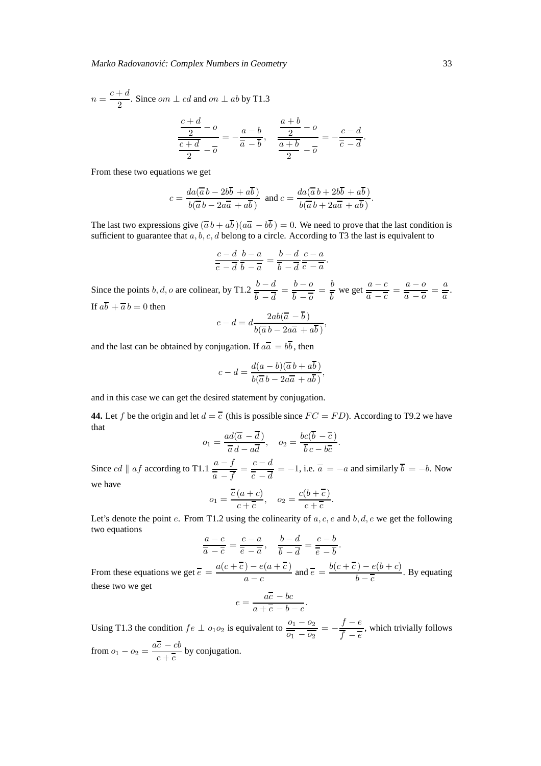$n = \dfrac{c+d}{2}$. Since $om \perp cd$ and $on \perp ab$ by T1.3

$$\frac{\dfrac{c+d}{2} - o}{\dfrac{\overline{c+d}}{2} - \overline{o}} = -\frac{a-b}{\overline{a} - \overline{b}}, \quad \frac{\dfrac{a+b}{2} - o}{\dfrac{\overline{a+b}}{2} - \overline{o}} = -\frac{c-d}{\overline{c} - \overline{d}}.$$

From these two equations we get

$$c = \frac{da(\overline{a}\,b - 2b\overline{b} + a\overline{b})}{b(\overline{a}\,b - 2a\overline{a} + a\overline{b})} \text{ and } c = \frac{da(\overline{a}\,b + 2b\overline{b} + a\overline{b})}{b(\overline{a}\,b + 2a\overline{a} + a\overline{b})}.$$

The last two expressions give $(\overline{a}\,b + a\overline{b})(a\overline{a} - b\overline{b}) = 0$. We need to prove that the last condition is sufficient to guarantee that $a, b, c, d$ belong to a circle. According to T3 the last is equivalent to

$$\frac{c-d}{\overline{c} - \overline{d}}\,\frac{b-a}{\overline{b} - \overline{a}} = \frac{b-d}{\overline{b} - \overline{d}}\,\frac{c-a}{\overline{c} - \overline{a}}.$$

Since the points $b, d, o$ are colinear, by T1.2 $\dfrac{b-d}{\overline{b} - \overline{d}} = \dfrac{b-o}{\overline{b} - \overline{o}} = \dfrac{b}{\overline{b}}$ we get $\dfrac{a-c}{\overline{a} - \overline{c}} = \dfrac{a-o}{\overline{a} - \overline{o}} = \dfrac{a}{\overline{a}}$. If $a\overline{b} + \overline{a}\,b = 0$ then

$$c - d = d\frac{2ab(\overline{a} - \overline{b})}{b(\overline{a}\,b - 2a\overline{a} + a\overline{b})},$$

and the last can be obtained by conjugation. If $a\overline{a} = b\overline{b}$, then

$$c - d = \frac{d(a-b)(\overline{a}\,b + a\overline{b})}{b(\overline{a}\,b - 2a\overline{a} + a\overline{b})},$$

and in this case we can get the desired statement by conjugation.

**44.** Let $f$ be the origin and let $d = \overline{c}$ (this is possible since $FC = FD$). According to T9.2 we have that

$$o_1 = \frac{ad(\overline{a} - \overline{d})}{\overline{a}\,d - a\overline{d}}, \quad o_2 = \frac{bc(\overline{b} - \overline{c})}{\overline{b}\,c - b\overline{c}}.$$

Since $cd \parallel af$ according to T1.1 $\dfrac{a-f}{\overline{a} - \overline{f}} = \dfrac{c-d}{\overline{c} - \overline{d}} = -1$, i.e. $\overline{a} = -a$ and similarly $\overline{b} = -b$. Now we have

$$o_1 = \frac{\overline{c}\,(a+c)}{c + \overline{c}}, \quad o_2 = \frac{c(b + \overline{c})}{c + \overline{c}}.$$

Let's denote the point $e$. From T1.2 using the colinearity of $a, c, e$ and $b, d, e$ we get the following two equations

$$\frac{a-c}{\overline{a} - \overline{c}} = \frac{e-a}{\overline{e} - \overline{a}}, \quad \frac{b-d}{\overline{b} - \overline{d}} = \frac{e-b}{\overline{e} - \overline{b}}.$$

From these equations we get $\overline{e} = \dfrac{a(c + \overline{c}) - e(a + \overline{c})}{a - c}$ and $\overline{e} = \dfrac{b(c + \overline{c}) - e(b + c)}{b - \overline{c}}$. By equating these two we get

$$e = \frac{a\overline{c} - bc}{a + \overline{c} - b - c}.$$

Using T1.3 the condition $fe \perp o_1o_2$ is equivalent to $\dfrac{o_1 - o_2}{\overline{o_1} - \overline{o_2}} = -\dfrac{f-e}{\overline{f} - \overline{e}}$, which trivially follows from $o_1 - o_2 = \dfrac{a\overline{c} - cb}{c + \overline{c}}$ by conjugation.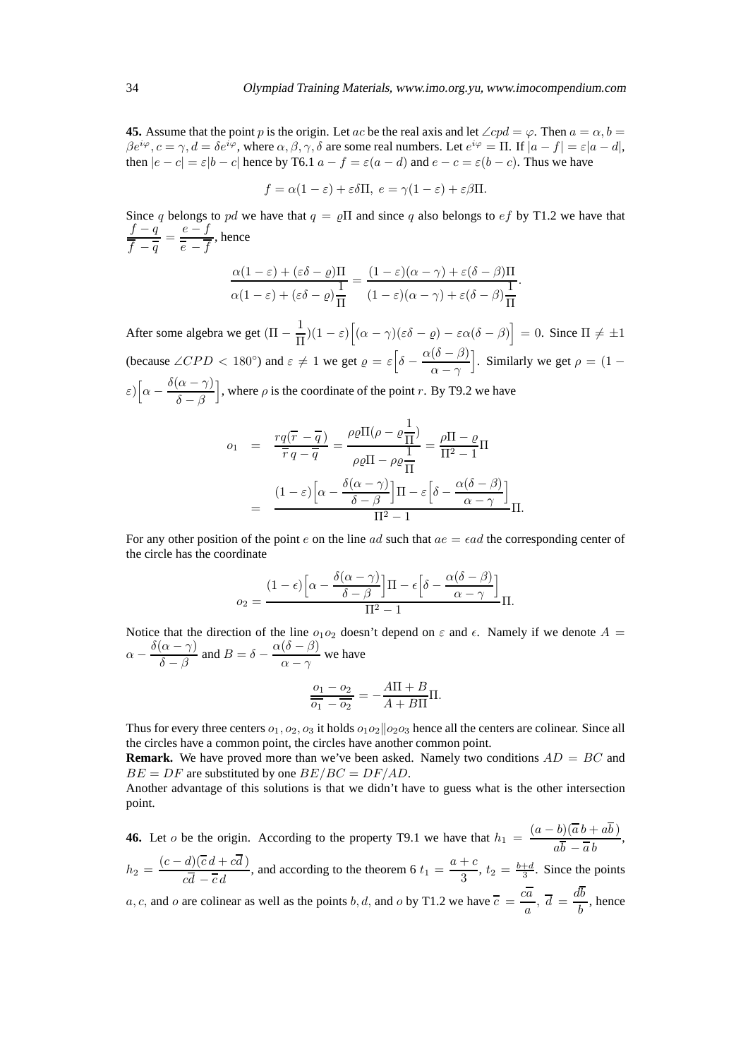**45.** Assume that the point $p$ is the origin. Let $ac$ be the real axis and let $\angle cpd = \varphi$. Then $a = \alpha, b = \beta e^{i\varphi}, c = \gamma, d = \delta e^{i\varphi}$, where $\alpha, \beta, \gamma, \delta$ are some real numbers. Let $e^{i\varphi} = \Pi$. If $|a - f| = \varepsilon|a - d|$, then $|e - c| = \varepsilon|b - c|$ hence by T6.1 $a - f = \varepsilon(a - d)$ and $e - c = \varepsilon(b - c)$. Thus we have

$$f = \alpha(1 - \varepsilon) + \varepsilon\delta\Pi, \; e = \gamma(1 - \varepsilon) + \varepsilon\beta\Pi.$$

Since $q$ belongs to $pd$ we have that $q = \varrho\Pi$ and since $q$ also belongs to $ef$ by T1.2 we have that $\dfrac{f - q}{\overline{f} - \overline{q}} = \dfrac{e - f}{\overline{e} - \overline{f}}$, hence

$$\frac{\alpha(1 - \varepsilon) + (\varepsilon\delta - \varrho)\Pi}{\alpha(1 - \varepsilon) + (\varepsilon\delta - \varrho)\dfrac{1}{\Pi}} = \frac{(1 - \varepsilon)(\alpha - \gamma) + \varepsilon(\delta - \beta)\Pi}{(1 - \varepsilon)(\alpha - \gamma) + \varepsilon(\delta - \beta)\dfrac{1}{\Pi}}.$$

After some algebra we get $(\Pi - \dfrac{1}{\Pi})(1 - \varepsilon)\Big[(\alpha - \gamma)(\varepsilon\delta - \varrho) - \varepsilon\alpha(\delta - \beta)\Big] = 0$. Since $\Pi \neq \pm 1$ (because $\angle CPD < 180^\circ$) and $\varepsilon \neq 1$ we get $\varrho = \varepsilon\Big[\delta - \dfrac{\alpha(\delta - \beta)}{\alpha - \gamma}\Big]$. Similarly we get $\rho = (1 - \varepsilon)\Big[\alpha - \dfrac{\delta(\alpha - \gamma)}{\delta - \beta}\Big]$, where $\rho$ is the coordinate of the point $r$. By T9.2 we have

$$\begin{aligned} o_1 &= \frac{rq(\overline{r} - \overline{q})}{\overline{r}q - \overline{q}} = \frac{\rho\varrho\Pi(\rho - \varrho\dfrac{1}{\Pi})}{\rho\varrho\Pi - \rho\varrho\dfrac{1}{\Pi}} = \frac{\rho\Pi - \varrho}{\Pi^2 - 1}\Pi \\ &= \frac{(1 - \varepsilon)\Big[\alpha - \dfrac{\delta(\alpha - \gamma)}{\delta - \beta}\Big]\Pi - \varepsilon\Big[\delta - \dfrac{\alpha(\delta - \beta)}{\alpha - \gamma}\Big]}{\Pi^2 - 1}\Pi. \end{aligned}$$

For any other position of the point $e$ on the line $ad$ such that $ae = \epsilon ad$ the corresponding center of the circle has the coordinate

$$o_2 = \frac{(1 - \epsilon)\Big[\alpha - \dfrac{\delta(\alpha - \gamma)}{\delta - \beta}\Big]\Pi - \epsilon\Big[\delta - \dfrac{\alpha(\delta - \beta)}{\alpha - \gamma}\Big]}{\Pi^2 - 1}\Pi.$$

Notice that the direction of the line $o_1o_2$ doesn't depend on $\varepsilon$ and $\epsilon$. Namely if we denote $A = \alpha - \dfrac{\delta(\alpha - \gamma)}{\delta - \beta}$ and $B = \delta - \dfrac{\alpha(\delta - \beta)}{\alpha - \gamma}$ we have

$$\frac{o_1 - o_2}{\overline{o_1} - \overline{o_2}} = -\frac{A\Pi + B}{A + B\Pi}\Pi.$$

Thus for every three centers $o_1, o_2, o_3$ it holds $o_1o_2 \| o_2o_3$ hence all the centers are colinear. Since all the circles have a common point, the circles have another common point.

**Remark.** We have proved more than we've been asked. Namely two conditions $AD = BC$ and $BE = DF$ are substituted by one $BE/BC = DF/AD$.

Another advantage of this solutions is that we didn't have to guess what is the other intersection point.

**46.** Let $o$ be the origin. According to the property T9.1 we have that $h_1 = \dfrac{(a - b)(\overline{a}b + a\overline{b})}{a\overline{b} - \overline{a}b}$, $h_2 = \dfrac{(c - d)(\overline{c}d + c\overline{d})}{c\overline{d} - \overline{c}d}$, and according to the theorem 6 $t_1 = \dfrac{a + c}{3}$, $t_2 = \frac{b+d}{3}$. Since the points $a, c$, and $o$ are colinear as well as the points $b, d$, and $o$ by T1.2 we have $\overline{c} = \dfrac{c\overline{a}}{a}$, $\overline{d} = \dfrac{d\overline{b}}{b}$, hence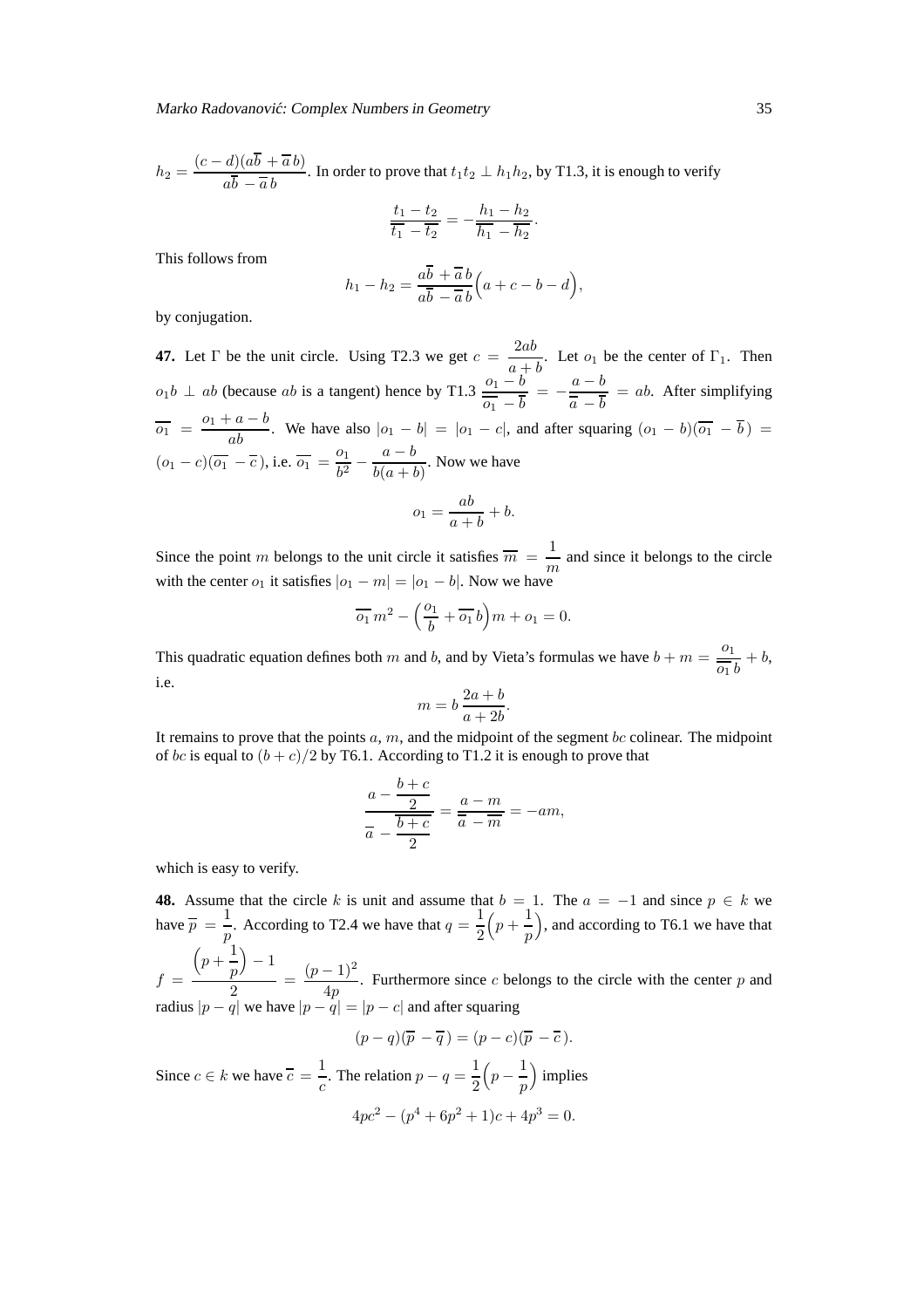$h_2 = \dfrac{(c-d)(a\overline{b}+\overline{a}\,b)}{a\overline{b}-\overline{a}\,b}$. In order to prove that $t_1t_2 \perp h_1h_2$, by T1.3, it is enough to verify

$$\frac{t_1-t_2}{\overline{t_1}-\overline{t_2}} = -\frac{h_1-h_2}{\overline{h_1}-\overline{h_2}}.$$

This follows from

$$h_1-h_2 = \frac{a\overline{b}+\overline{a}\,b}{a\overline{b}-\overline{a}\,b}\Big(a+c-b-d\Big),$$

by conjugation.

**47.** Let $\Gamma$ be the unit circle. Using T2.3 we get $c = \dfrac{2ab}{a+b}$. Let $o_1$ be the center of $\Gamma_1$. Then $o_1b \perp ab$ (because $ab$ is a tangent) hence by T1.3 $\dfrac{o_1-b}{\overline{o_1}-\overline{b}} = -\dfrac{a-b}{\overline{a}-\overline{b}} = ab$. After simplifying $\overline{o_1} = \dfrac{o_1+a-b}{ab}$. We have also $|o_1-b| = |o_1-c|$, and after squaring $(o_1-b)(\overline{o_1}-\overline{b}) = (o_1-c)(\overline{o_1}-\overline{c})$, i.e. $\overline{o_1} = \dfrac{o_1}{b^2} - \dfrac{a-b}{b(a+b)}$. Now we have

$$o_1 = \frac{ab}{a+b} + b.$$

Since the point $m$ belongs to the unit circle it satisfies $\overline{m} = \dfrac{1}{m}$ and since it belongs to the circle with the center $o_1$ it satisfies $|o_1-m| = |o_1-b|$. Now we have

$$\overline{o_1}\,m^2 - \Big(\frac{o_1}{b}+\overline{o_1}\,b\Big)m + o_1 = 0.$$

This quadratic equation defines both $m$ and $b$, and by Vieta's formulas we have $b+m = \dfrac{o_1}{\overline{o_1}\,b}+b$, i.e.

$$m = b\,\frac{2a+b}{a+2b}.$$

It remains to prove that the points $a$, $m$, and the midpoint of the segment $bc$ colinear. The midpoint of $bc$ is equal to $(b+c)/2$ by T6.1. According to T1.2 it is enough to prove that

$$\frac{a-\dfrac{b+c}{2}}{\overline{a}-\dfrac{\overline{b+c}}{2}} = \frac{a-m}{\overline{a}-\overline{m}} = -am,$$

which is easy to verify.

**48.** Assume that the circle $k$ is unit and assume that $b = 1$. The $a = -1$ and since $p \in k$ we have $\overline{p} = \dfrac{1}{p}$. According to T2.4 we have that $q = \dfrac{1}{2}\Big(p+\dfrac{1}{p}\Big)$, and according to T6.1 we have that $f = \dfrac{\Big(p+\dfrac{1}{p}\Big)-1}{2} = \dfrac{(p-1)^2}{4p}$. Furthermore since $c$ belongs to the circle with the center $p$ and radius $|p-q|$ we have $|p-q| = |p-c|$ and after squaring

$$(p-q)(\overline{p}-\overline{q}) = (p-c)(\overline{p}-\overline{c}).$$

Since $c \in k$ we have $\overline{c} = \dfrac{1}{c}$. The relation $p-q = \dfrac{1}{2}\Big(p-\dfrac{1}{p}\Big)$ implies

$$4pc^2 - (p^4+6p^2+1)c + 4p^3 = 0.$$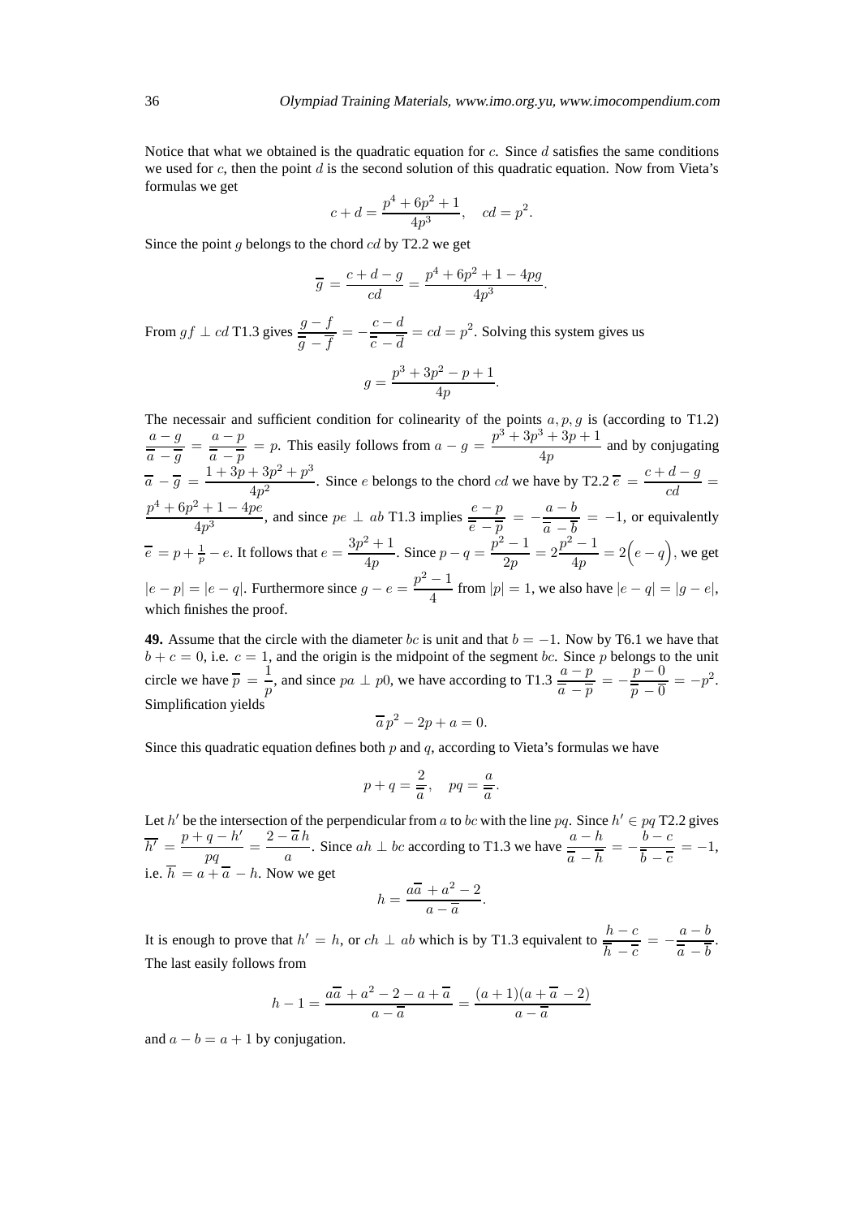Notice that what we obtained is the quadratic equation for $c$. Since $d$ satisfies the same conditions we used for $c$, then the point $d$ is the second solution of this quadratic equation. Now from Vieta's formulas we get

$$c+d=\frac{p^4+6p^2+1}{4p^3}, \quad cd=p^2.$$

Since the point $g$ belongs to the chord $cd$ by T2.2 we get

$$\overline{g}=\frac{c+d-g}{cd}=\frac{p^4+6p^2+1-4pg}{4p^3}.$$

From $gf \perp cd$ T1.3 gives $\dfrac{g-f}{\overline{g}-\overline{f}}=-\dfrac{c-d}{\overline{c}-\overline{d}}=cd=p^2$. Solving this system gives us

$$g=\frac{p^3+3p^2-p+1}{4p}.$$

The necessair and sufficient condition for colinearity of the points $a,p,g$ is (according to T1.2) $\dfrac{a-g}{\overline{a}-\overline{g}}=\dfrac{a-p}{\overline{a}-\overline{p}}=p$. This easily follows from $a-g=\dfrac{p^3+3p^3+3p+1}{4p}$ and by conjugating $\overline{a}-\overline{g}=\dfrac{1+3p+3p^2+p^3}{4p^2}$. Since $e$ belongs to the chord $cd$ we have by T2.2 $\overline{e}=\dfrac{c+d-g}{cd}=\dfrac{p^4+6p^2+1-4pe}{4p^3}$, and since $pe \perp ab$ T1.3 implies $\dfrac{e-p}{\overline{e}-\overline{p}}=-\dfrac{a-b}{\overline{a}-\overline{b}}=-1$, or equivalently $\overline{e}=p+\frac{1}{p}-e$. It follows that $e=\dfrac{3p^2+1}{4p}$. Since $p-q=\dfrac{p^2-1}{2p}=2\dfrac{p^2-1}{4p}=2\Big(e-q\Big)$, we get $|e-p|=|e-q|$. Furthermore since $g-e=\dfrac{p^2-1}{4}$ from $|p|=1$, we also have $|e-q|=|g-e|$, which finishes the proof.

**49.** Assume that the circle with the diameter $bc$ is unit and that $b=-1$. Now by T6.1 we have that $b+c=0$, i.e. $c=1$, and the origin is the midpoint of the segment $bc$. Since $p$ belongs to the unit circle we have $\overline{p}=\dfrac{1}{p}$, and since $pa \perp p0$, we have according to T1.3 $\dfrac{a-p}{\overline{a}-\overline{p}}=-\dfrac{p-0}{\overline{p}-\overline{0}}=-p^2$. Simplification yields

$$\overline{a}\,p^2-2p+a=0.$$

Since this quadratic equation defines both $p$ and $q$, according to Vieta's formulas we have

$$p+q=\frac{2}{\overline{a}}, \quad pq=\frac{a}{\overline{a}}.$$

Let $h'$ be the intersection of the perpendicular from $a$ to $bc$ with the line $pq$. Since $h' \in pq$ T2.2 gives $\overline{h'}=\dfrac{p+q-h'}{pq}=\dfrac{2-\overline{a}\,h}{a}$. Since $ah \perp bc$ according to T1.3 we have $\dfrac{a-h}{\overline{a}-\overline{h}}=-\dfrac{b-c}{\overline{b}-\overline{c}}=-1$, i.e. $\overline{h}=a+\overline{a}-h$. Now we get

$$h=\frac{a\overline{a}+a^2-2}{a-\overline{a}}.$$

It is enough to prove that $h'=h$, or $ch \perp ab$ which is by T1.3 equivalent to $\dfrac{h-c}{\overline{h}-\overline{c}}=-\dfrac{a-b}{\overline{a}-\overline{b}}$. The last easily follows from

$$h-1=\frac{a\overline{a}+a^2-2-a+\overline{a}}{a-\overline{a}}=\frac{(a+1)(a+\overline{a}-2)}{a-\overline{a}}$$

and $a-b=a+1$ by conjugation.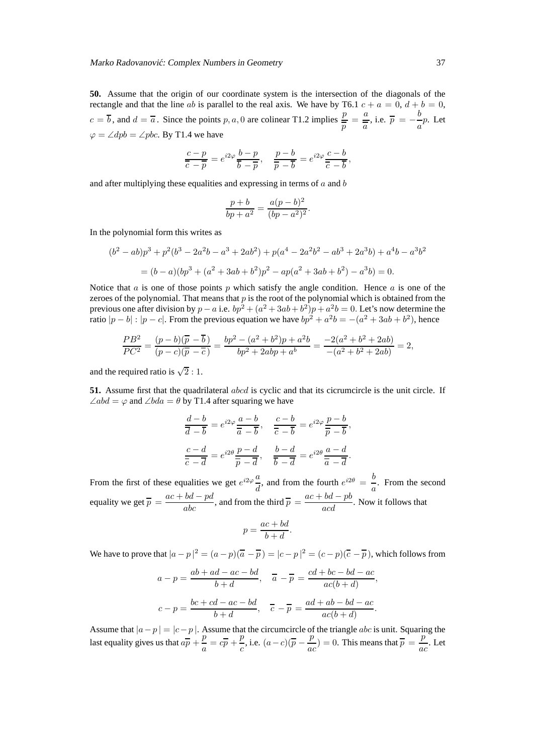**50.** Assume that the origin of our coordinate system is the intersection of the diagonals of the rectangle and that the line $ab$ is parallel to the real axis. We have by T6.1 $c + a = 0$, $d + b = 0$, $c = \overline{b}$, and $d = \overline{a}$. Since the points $p, a, 0$ are colinear T1.2 implies $\dfrac{p}{\overline{p}} = \dfrac{a}{\overline{a}}$, i.e. $\overline{p} = -\dfrac{b}{a}p$. Let $\varphi = \angle dpb = \angle pbc$. By T1.4 we have

$$\frac{c-p}{\overline{c}-\overline{p}} = e^{i2\varphi}\frac{b-p}{\overline{b}-\overline{p}}, \quad \frac{p-b}{\overline{p}-\overline{b}} = e^{i2\varphi}\frac{c-b}{\overline{c}-\overline{b}},$$

and after multiplying these equalities and expressing in terms of $a$ and $b$

$$\frac{p+b}{bp+a^2} = \frac{a(p-b)^2}{(bp-a^2)^2}.$$

In the polynomial form this writes as

$$(b^2-ab)p^3 + p^2(b^3-2a^2b-a^3+2ab^2) + p(a^4-2a^2b^2-ab^3+2a^3b) + a^4b - a^3b^2$$
$$= (b-a)(bp^3 + (a^2+3ab+b^2)p^2 - ap(a^2+3ab+b^2) - a^3b) = 0.$$

Notice that $a$ is one of those points $p$ which satisfy the angle condition. Hence $a$ is one of the zeroes of the polynomial. That means that $p$ is the root of the polynomial which is obtained from the previous one after division by $p-a$ i.e. $bp^2 + (a^2+3ab+b^2)p + a^2b = 0$. Let's now determine the ratio $|p-b| : |p-c|$. From the previous equation we have $bp^2 + a^2b = -(a^2+3ab+b^2)$, hence

$$\frac{PB^2}{PC^2} = \frac{(p-b)(\overline{p}-\overline{b})}{(p-c)(\overline{p}-\overline{c})} = \frac{bp^2 - (a^2+b^2)p + a^2b}{bp^2 + 2abp + a^b} = \frac{-2(a^2+b^2+2ab)}{-(a^2+b^2+2ab)} = 2,$$

and the required ratio is $\sqrt{2} : 1$.

**51.** Assume first that the quadrilateral $abcd$ is cyclic and that its cicrumcircle is the unit circle. If $\angle abd = \varphi$ and $\angle bda = \theta$ by T1.4 after squaring we have

$$\frac{d-b}{\overline{d}-\overline{b}} = e^{i2\varphi}\frac{a-b}{\overline{a}-\overline{b}}, \quad \frac{c-b}{\overline{c}-\overline{b}} = e^{i2\varphi}\frac{p-b}{\overline{p}-\overline{b}},$$

$$\frac{c-d}{\overline{c}-\overline{d}} = e^{i2\theta}\frac{p-d}{\overline{p}-\overline{d}}, \quad \frac{b-d}{\overline{b}-\overline{d}} = e^{i2\theta}\frac{a-d}{\overline{a}-\overline{d}}.$$

From the first of these equalities we get $e^{i2\varphi}\dfrac{a}{d}$, and from the fourth $e^{i2\theta} = \dfrac{b}{a}$. From the second equality we get $\overline{p} = \dfrac{ac+bd-pd}{abc}$, and from the third $\overline{p} = \dfrac{ac+bd-pb}{acd}$. Now it follows that

$$p = \frac{ac+bd}{b+d}.$$

We have to prove that $|a-p|^2 = (a-p)(\overline{a}-\overline{p}) = |c-p|^2 = (c-p)(\overline{c}-\overline{p})$, which follows from

$$a-p = \frac{ab+ad-ac-bd}{b+d}, \quad \overline{a}-\overline{p} = \frac{cd+bc-bd-ac}{ac(b+d)},$$

$$c-p = \frac{bc+cd-ac-bd}{b+d}, \quad \overline{c}-\overline{p} = \frac{ad+ab-bd-ac}{ac(b+d)}.$$

Assume that $|a-p| = |c-p|$. Assume that the circumcircle of the triangle $abc$ is unit. Squaring the last equality gives us that $a\overline{p} + \dfrac{p}{a} = c\overline{p} + \dfrac{p}{c}$, i.e. $(a-c)(\overline{p} - \dfrac{p}{ac}) = 0$. This means that $\overline{p} = \dfrac{p}{ac}$. Let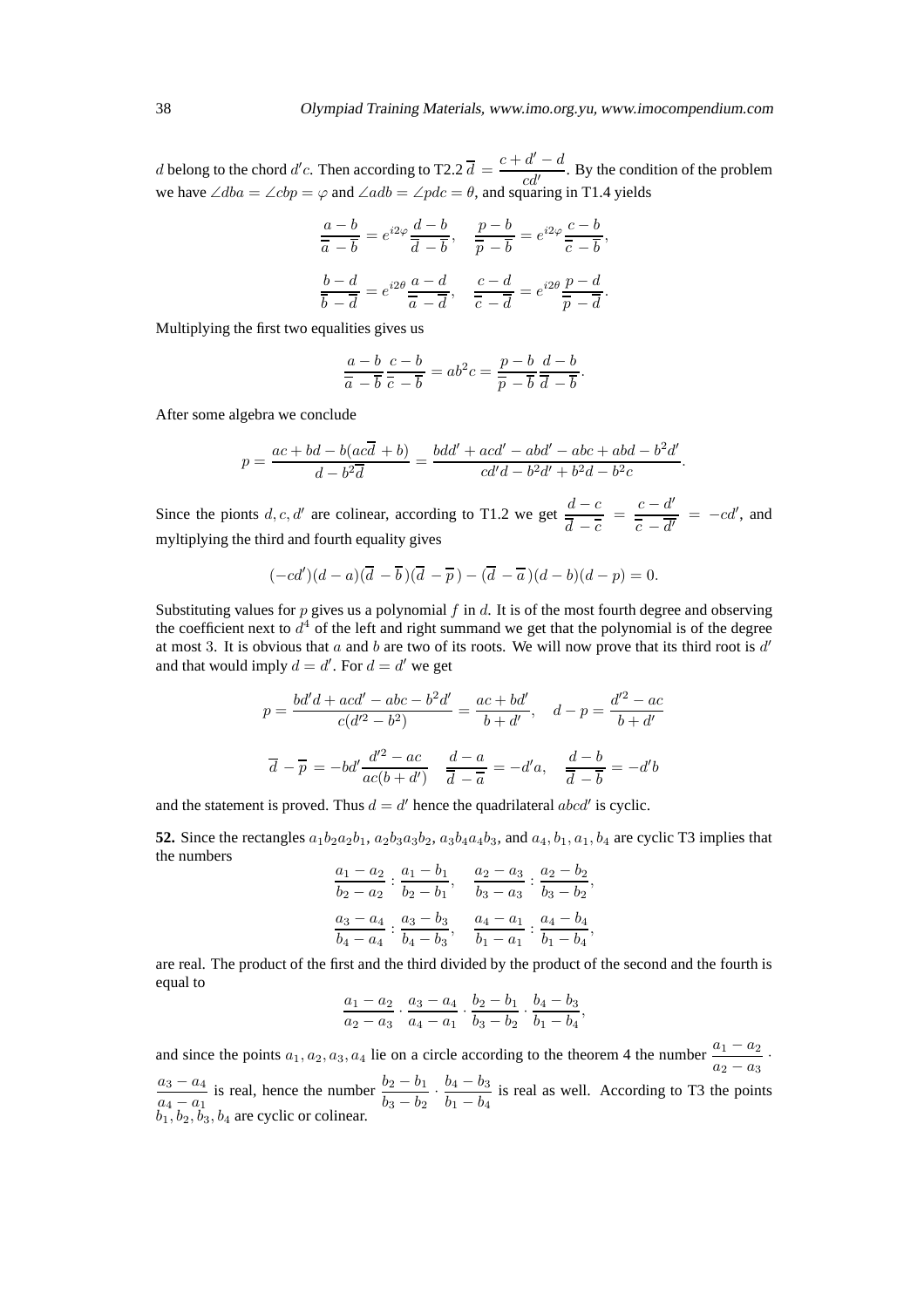$d$ belong to the chord $d'c$. Then according to T2.2 $\overline{d} = \dfrac{c + d' - d}{cd'}$. By the condition of the problem we have $\angle dba = \angle cbp = \varphi$ and $\angle adb = \angle pdc = \theta$, and squaring in T1.4 yields

$$\frac{a-b}{\overline{a}-\overline{b}} = e^{i2\varphi}\frac{d-b}{\overline{d}-\overline{b}}, \quad \frac{p-b}{\overline{p}-\overline{b}} = e^{i2\varphi}\frac{c-b}{\overline{c}-\overline{b}},$$

$$\frac{b-d}{\overline{b}-\overline{d}} = e^{i2\theta}\frac{a-d}{\overline{a}-\overline{d}}, \quad \frac{c-d}{\overline{c}-\overline{d}} = e^{i2\theta}\frac{p-d}{\overline{p}-\overline{d}}.$$

Multiplying the first two equalities gives us

$$\frac{a-b}{\overline{a}-\overline{b}}\frac{c-b}{\overline{c}-\overline{b}} = ab^2c = \frac{p-b}{\overline{p}-\overline{b}}\frac{d-b}{\overline{d}-\overline{b}}.$$

After some algebra we conclude

$$p = \frac{ac + bd - b(ac\overline{d} + b)}{d - b^2\overline{d}} = \frac{bdd' + acd' - abd' - abc + abd - b^2d'}{cd'd - b^2d' + b^2d - b^2c}.$$

Since the pionts $d, c, d'$ are colinear, according to T1.2 we get $\dfrac{d-c}{\overline{d}-\overline{c}} = \dfrac{c-d'}{\overline{c}-\overline{d'}} = -cd'$, and myltiplying the third and fourth equality gives

$$(-cd')(d-a)(\overline{d}-\overline{b})(\overline{d}-\overline{p}) - (\overline{d}-\overline{a})(d-b)(d-p) = 0.$$

Substituting values for $p$ gives us a polynomial $f$ in $d$. It is of the most fourth degree and observing the coefficient next to $d^4$ of the left and right summand we get that the polynomial is of the degree at most 3. It is obvious that $a$ and $b$ are two of its roots. We will now prove that its third root is $d'$ and that would imply $d = d'$. For $d = d'$ we get

$$p = \frac{bd'd + acd' - abc - b^2d'}{c(d'^2 - b^2)} = \frac{ac + bd'}{b + d'}, \quad d - p = \frac{d'^2 - ac}{b + d'}$$

$$\overline{d} - \overline{p} = -bd'\frac{d'^2 - ac}{ac(b + d')} \quad \frac{d-a}{\overline{d}-\overline{a}} = -d'a, \quad \frac{d-b}{\overline{d}-\overline{b}} = -d'b$$

and the statement is proved. Thus $d = d'$ hence the quadrilateral $abcd'$ is cyclic.

**52.** Since the rectangles $a_1b_2a_2b_1$, $a_2b_3a_3b_2$, $a_3b_4a_4b_3$, and $a_4, b_1, a_1, b_4$ are cyclic T3 implies that the numbers

$$\frac{a_1 - a_2}{b_2 - a_2} : \frac{a_1 - b_1}{b_2 - b_1}, \quad \frac{a_2 - a_3}{b_3 - a_3} : \frac{a_2 - b_2}{b_3 - b_2},$$

$$\frac{a_3 - a_4}{b_4 - a_4} : \frac{a_3 - b_3}{b_4 - b_3}, \quad \frac{a_4 - a_1}{b_1 - a_1} : \frac{a_4 - b_4}{b_1 - b_4},$$

are real. The product of the first and the third divided by the product of the second and the fourth is equal to

$$\frac{a_1 - a_2}{a_2 - a_3} \cdot \frac{a_3 - a_4}{a_4 - a_1} \cdot \frac{b_2 - b_1}{b_3 - b_2} \cdot \frac{b_4 - b_3}{b_1 - b_4},$$

and since the points $a_1, a_2, a_3, a_4$ lie on a circle according to the theorem 4 the number $\dfrac{a_1 - a_2}{a_2 - a_3} \cdot \dfrac{a_3 - a_4}{a_4 - a_1}$ is real, hence the number $\dfrac{b_2 - b_1}{b_3 - b_2} \cdot \dfrac{b_4 - b_3}{b_1 - b_4}$ is real as well. According to T3 the points $b_1, b_2, b_3, b_4$ are cyclic or colinear.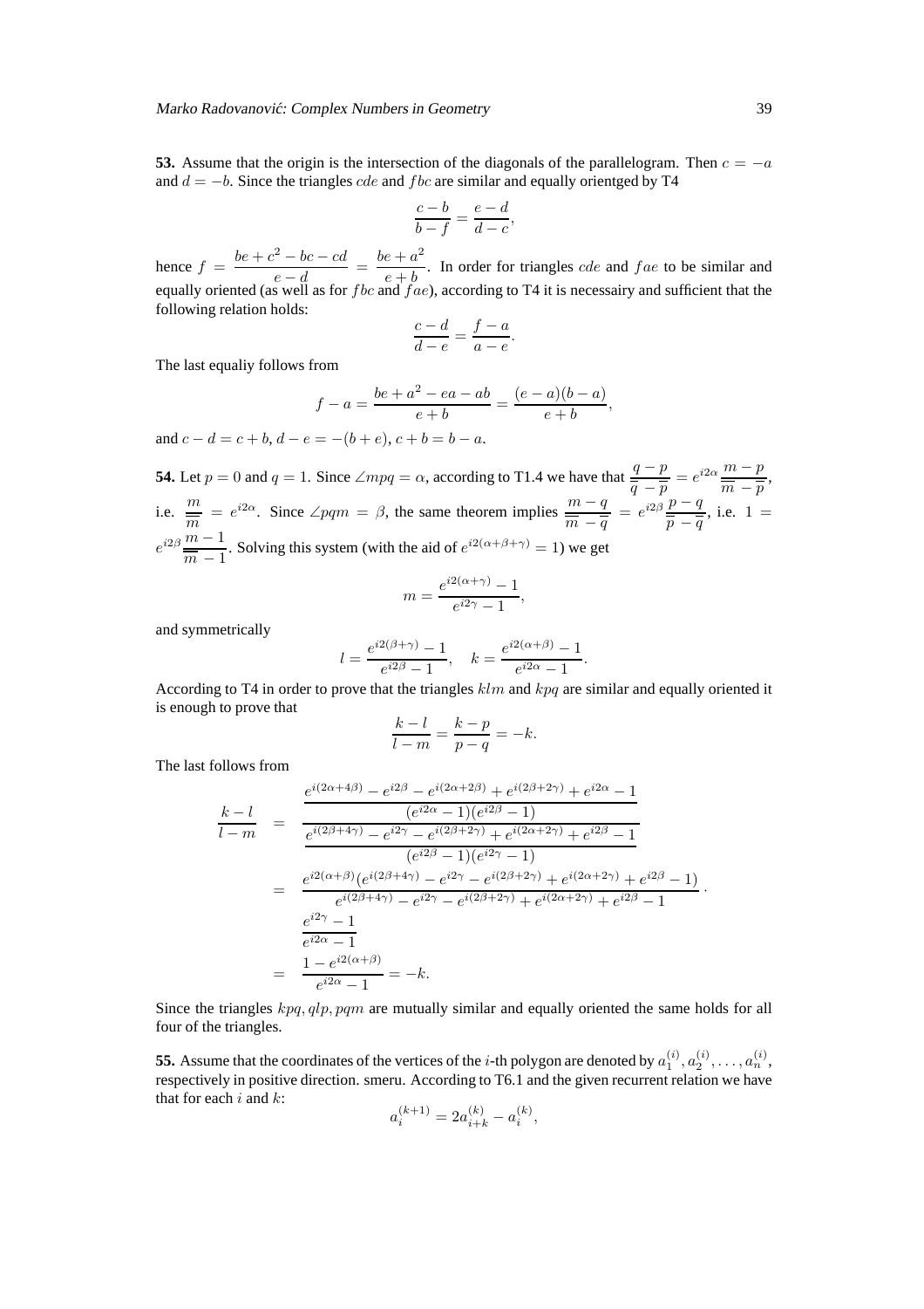**53.** Assume that the origin is the intersection of the diagonals of the parallelogram. Then $c = -a$ and $d = -b$. Since the triangles $cde$ and $fbc$ are similar and equally orientged by T4

$$\frac{c-b}{b-f} = \frac{e-d}{d-c},$$

hence $f = \dfrac{be + c^2 - bc - cd}{e-d} = \dfrac{be + a^2}{e+b}$. In order for triangles $cde$ and $fae$ to be similar and equally oriented (as well as for $fbc$ and $fae$), according to T4 it is necessairy and sufficient that the following relation holds:

$$\frac{c-d}{d-e} = \frac{f-a}{a-e}.$$

The last equaliy follows from

$$f - a = \frac{be + a^2 - ea - ab}{e+b} = \frac{(e-a)(b-a)}{e+b},$$

and $c - d = c + b$, $d - e = -(b+e)$, $c + b = b - a$.

**54.** Let $p = 0$ and $q = 1$. Since $\angle mpq = \alpha$, according to T1.4 we have that $\dfrac{q-p}{\overline{q}-\overline{p}} = e^{i2\alpha}\dfrac{m-p}{\overline{m}-\overline{p}}$, i.e. $\dfrac{m}{\overline{m}} = e^{i2\alpha}$. Since $\angle pqm = \beta$, the same theorem implies $\dfrac{m-q}{\overline{m}-\overline{q}} = e^{i2\beta}\dfrac{p-q}{\overline{p}-\overline{q}}$, i.e. $1 = e^{i2\beta}\dfrac{m-1}{\overline{m}-1}$. Solving this system (with the aid of $e^{i2(\alpha+\beta+\gamma)} = 1$) we get

$$m = \frac{e^{i2(\alpha+\gamma)} - 1}{e^{i2\gamma} - 1},$$

and symmetrically

$$l = \frac{e^{i2(\beta+\gamma)} - 1}{e^{i2\beta} - 1}, \quad k = \frac{e^{i2(\alpha+\beta)} - 1}{e^{i2\alpha} - 1}.$$

According to T4 in order to prove that the triangles $klm$ and $kpq$ are similar and equally oriented it is enough to prove that

$$\frac{k-l}{l-m} = \frac{k-p}{p-q} = -k.$$

The last follows from

$$\begin{aligned}
\frac{k-l}{l-m} &= \frac{\dfrac{e^{i(2\alpha+4\beta)} - e^{i2\beta} - e^{i(2\alpha+2\beta)} + e^{i(2\beta+2\gamma)} + e^{i2\alpha} - 1}{(e^{i2\alpha}-1)(e^{i2\beta}-1)}}{\dfrac{e^{i(2\beta+4\gamma)} - e^{i2\gamma} - e^{i(2\beta+2\gamma)} + e^{i(2\alpha+2\gamma)} + e^{i2\beta} - 1}{(e^{i2\beta}-1)(e^{i2\gamma}-1)}} \\
&= \frac{e^{i2(\alpha+\beta)}(e^{i(2\beta+4\gamma)} - e^{i2\gamma} - e^{i(2\beta+2\gamma)} + e^{i(2\alpha+2\gamma)} + e^{i2\beta} - 1)}{e^{i(2\beta+4\gamma)} - e^{i2\gamma} - e^{i(2\beta+2\gamma)} + e^{i(2\alpha+2\gamma)} + e^{i2\beta} - 1} \cdot \frac{e^{i2\gamma}-1}{e^{i2\alpha}-1} \\
&= \frac{1 - e^{i2(\alpha+\beta)}}{e^{i2\alpha}-1} = -k.
\end{aligned}$$

Since the triangles $kpq, qlp, pqm$ are mutually similar and equally oriented the same holds for all four of the triangles.

**55.** Assume that the coordinates of the vertices of the $i$-th polygon are denoted by $a_1^{(i)}, a_2^{(i)}, \ldots, a_n^{(i)}$, respectively in positive direction. smeru. According to T6.1 and the given recurrent relation we have that for each $i$ and $k$:

$$a_i^{(k+1)} = 2a_{i+k}^{(k)} - a_i^{(k)},$$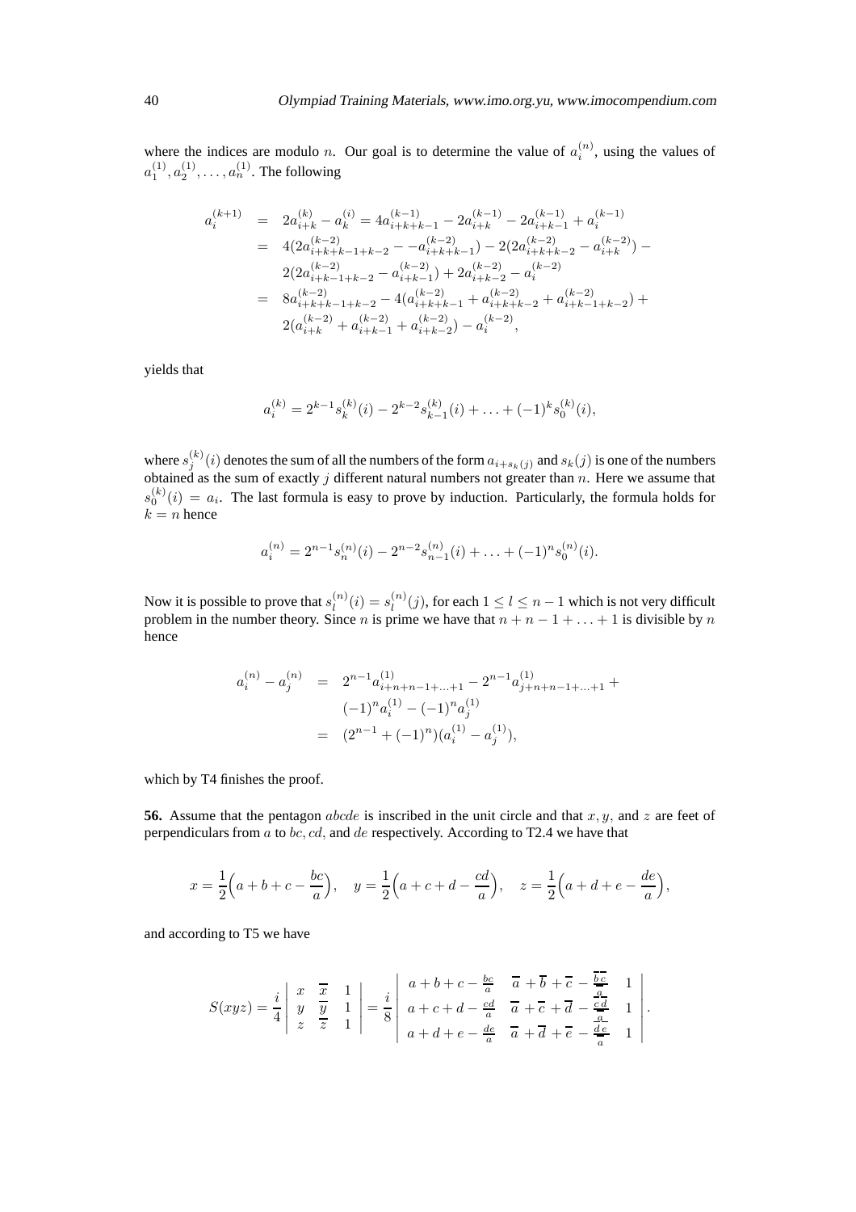where the indices are modulo $n$. Our goal is to determine the value of $a_i^{(n)}$, using the values of $a_1^{(1)}, a_2^{(1)}, \dots, a_n^{(1)}$. The following

$$
\begin{aligned}
a_i^{(k+1)} &= 2a_{i+k}^{(k)} - a_k^{(i)} = 4a_{i+k+k-1}^{(k-1)} - 2a_{i+k}^{(k-1)} - 2a_{i+k-1}^{(k-1)} + a_i^{(k-1)} \\
&= 4(2a_{i+k+k-1+k-2}^{(k-2)} - -a_{i+k+k-1}^{(k-2)}) - 2(2a_{i+k+k-2}^{(k-2)} - a_{i+k}^{(k-2)}) - \\
&\quad 2(2a_{i+k-1+k-2}^{(k-2)} - a_{i+k-1}^{(k-2)}) + 2a_{i+k-2}^{(k-2)} - a_i^{(k-2)} \\
&= 8a_{i+k+k-1+k-2}^{(k-2)} - 4(a_{i+k+k-1}^{(k-2)} + a_{i+k+k-2}^{(k-2)} + a_{i+k-1+k-2}^{(k-2)}) + \\
&\quad 2(a_{i+k}^{(k-2)} + a_{i+k-1}^{(k-2)} + a_{i+k-2}^{(k-2)}) - a_i^{(k-2)},
\end{aligned}
$$

yields that

$$
a_i^{(k)} = 2^{k-1}s_k^{(k)}(i) - 2^{k-2}s_{k-1}^{(k)}(i) + \dots + (-1)^k s_0^{(k)}(i),
$$

where $s_j^{(k)}(i)$ denotes the sum of all the numbers of the form $a_{i+s_k(j)}$ and $s_k(j)$ is one of the numbers obtained as the sum of exactly $j$ different natural numbers not greater than $n$. Here we assume that $s_0^{(k)}(i) = a_i$. The last formula is easy to prove by induction. Particularly, the formula holds for $k = n$ hence

$$
a_i^{(n)} = 2^{n-1}s_n^{(n)}(i) - 2^{n-2}s_{n-1}^{(n)}(i) + \dots + (-1)^n s_0^{(n)}(i).
$$

Now it is possible to prove that $s_l^{(n)}(i) = s_l^{(n)}(j)$, for each $1 \le l \le n-1$ which is not very difficult problem in the number theory. Since $n$ is prime we have that $n + n - 1 + \dots + 1$ is divisible by $n$ hence

$$
\begin{aligned}
a_i^{(n)} - a_j^{(n)} &= 2^{n-1}a_{i+n+n-1+\dots+1}^{(1)} - 2^{n-1}a_{j+n+n-1+\dots+1}^{(1)} + \\
&\quad (-1)^n a_i^{(1)} - (-1)^n a_j^{(1)} \\
&= (2^{n-1} + (-1)^n)(a_i^{(1)} - a_j^{(1)}),
\end{aligned}
$$

which by T4 finishes the proof.

**56.** Assume that the pentagon $abcde$ is inscribed in the unit circle and that $x, y$, and $z$ are feet of perpendiculars from $a$ to $bc, cd$, and $de$ respectively. According to T2.4 we have that

$$
x = \frac{1}{2}\Big(a + b + c - \frac{bc}{a}\Big), \quad y = \frac{1}{2}\Big(a + c + d - \frac{cd}{a}\Big), \quad z = \frac{1}{2}\Big(a + d + e - \frac{de}{a}\Big),
$$

and according to T5 we have

$$
S(xyz) = \frac{i}{4}\begin{vmatrix} x & \overline{x} & 1 \\ y & \overline{y} & 1 \\ z & \overline{z} & 1 \end{vmatrix} = \frac{i}{8}\begin{vmatrix} a+b+c-\frac{bc}{a} & \overline{a}+\overline{b}+\overline{c}-\frac{\overline{b}\,\overline{c}}{\overline{a}} & 1 \\ a+c+d-\frac{cd}{a} & \overline{a}+\overline{c}+\overline{d}-\frac{\overline{c}\,\overline{d}}{\overline{a}} & 1 \\ a+d+e-\frac{de}{a} & \overline{a}+\overline{d}+\overline{e}-\frac{\overline{d}\,\overline{e}}{\overline{a}} & 1 \end{vmatrix}.
$$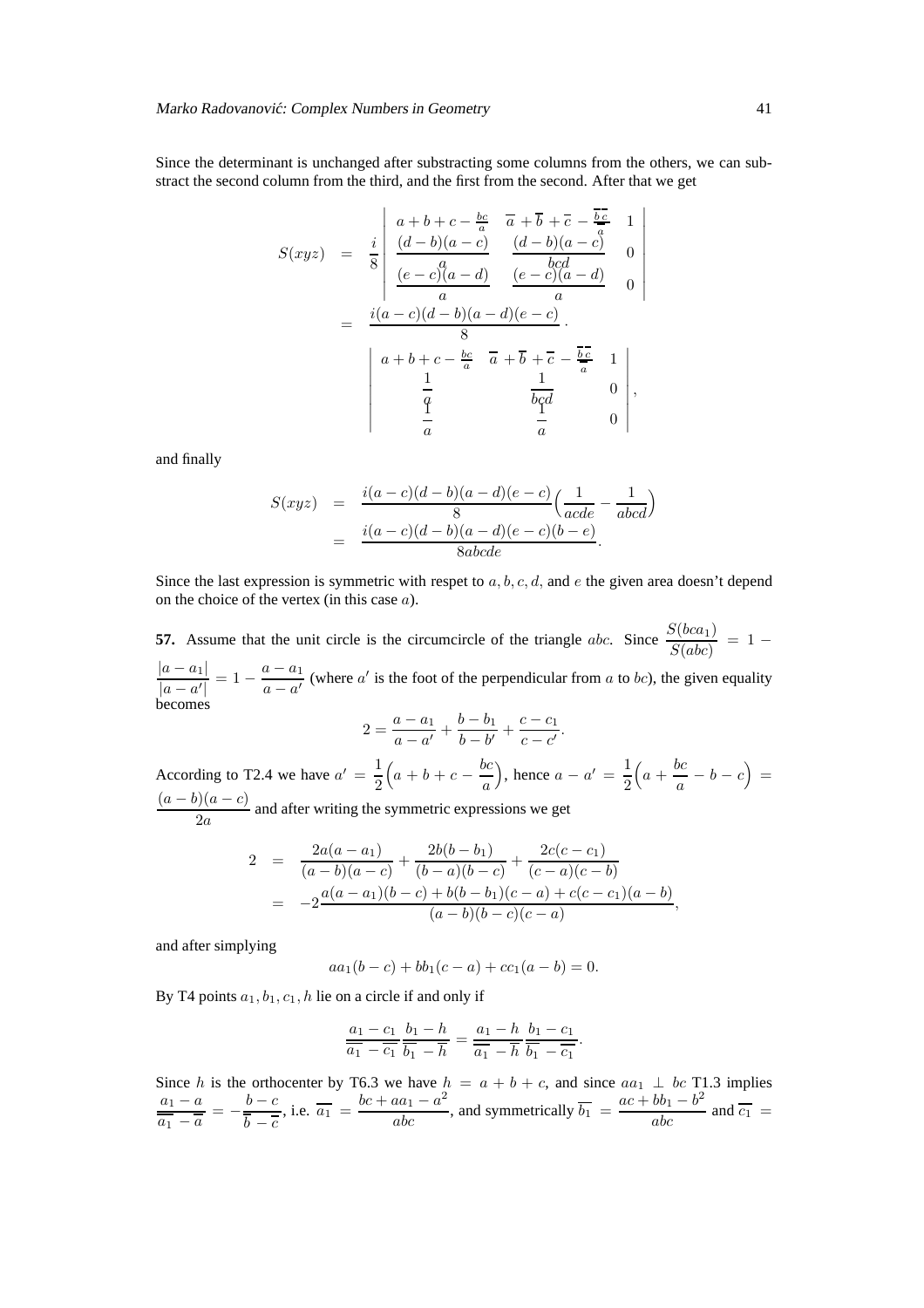Since the determinant is unchanged after substracting some columns from the others, we can substract the second column from the third, and the first from the second. After that we get

$$
\begin{aligned}
S(xyz) &= \frac{i}{8}\begin{vmatrix} a+b+c-\frac{bc}{a} & \overline{a}+\overline{b}+\overline{c}-\frac{\overline{b}\,\overline{c}}{\overline{a}} & 1 \\ \dfrac{(d-b)(a-c)}{a} & \dfrac{(d-b)(a-c)}{bcd} & 0 \\ \dfrac{(e-c)(a-d)}{a} & \dfrac{(e-c)(a-d)}{a} & 0 \end{vmatrix} \\
&= \frac{i(a-c)(d-b)(a-d)(e-c)}{8}\cdot \\
&\quad \begin{vmatrix} a+b+c-\frac{bc}{a} & \overline{a}+\overline{b}+\overline{c}-\frac{\overline{b}\,\overline{c}}{\overline{a}} & 1 \\ \dfrac{1}{a} & \dfrac{1}{bcd} & 0 \\ \dfrac{1}{a} & \dfrac{1}{a} & 0 \end{vmatrix},
\end{aligned}
$$

and finally

$$
\begin{aligned}
S(xyz) &= \frac{i(a-c)(d-b)(a-d)(e-c)}{8}\Big(\frac{1}{acde}-\frac{1}{abcd}\Big) \\
&= \frac{i(a-c)(d-b)(a-d)(e-c)(b-e)}{8abcde}.
\end{aligned}
$$

Since the last expression is symmetric with respet to $a, b, c, d$, and $e$ the given area doesn't depend on the choice of the vertex (in this case $a$).

**57.** Assume that the unit circle is the circumcircle of the triangle $abc$. Since $\dfrac{S(bca_1)}{S(abc)} = 1 - \dfrac{|a-a_1|}{|a-a'|} = 1 - \dfrac{a-a_1}{a-a'}$ (where $a'$ is the foot of the perpendicular from $a$ to $bc$), the given equality becomes

$$
2 = \frac{a-a_1}{a-a'} + \frac{b-b_1}{b-b'} + \frac{c-c_1}{c-c'}.
$$

According to T2.4 we have $a' = \dfrac{1}{2}\Big(a+b+c-\dfrac{bc}{a}\Big)$, hence $a-a' = \dfrac{1}{2}\Big(a+\dfrac{bc}{a}-b-c\Big) = \dfrac{(a-b)(a-c)}{2a}$ and after writing the symmetric expressions we get

$$
\begin{aligned}
2 &= \frac{2a(a-a_1)}{(a-b)(a-c)} + \frac{2b(b-b_1)}{(b-a)(b-c)} + \frac{2c(c-c_1)}{(c-a)(c-b)} \\
&= -2\frac{a(a-a_1)(b-c)+b(b-b_1)(c-a)+c(c-c_1)(a-b)}{(a-b)(b-c)(c-a)},
\end{aligned}
$$

and after simplying

$$
aa_1(b-c)+bb_1(c-a)+cc_1(a-b)=0.
$$

By T4 points $a_1, b_1, c_1, h$ lie on a circle if and only if

$$
\frac{a_1-c_1}{\overline{a_1}-\overline{c_1}}\,\frac{b_1-h}{\overline{b_1}-\overline{h}} = \frac{a_1-h}{\overline{a_1}-\overline{h}}\,\frac{b_1-c_1}{\overline{b_1}-\overline{c_1}}.
$$

Since $h$ is the orthocenter by T6.3 we have $h = a+b+c$, and since $aa_1 \perp bc$ T1.3 implies $\dfrac{a_1-a}{\overline{a_1}-\overline{a}} = -\dfrac{b-c}{\overline{b}-\overline{c}}$, i.e. $\overline{a_1} = \dfrac{bc+aa_1-a^2}{abc}$, and symmetrically $\overline{b_1} = \dfrac{ac+bb_1-b^2}{abc}$ and $\overline{c_1} =$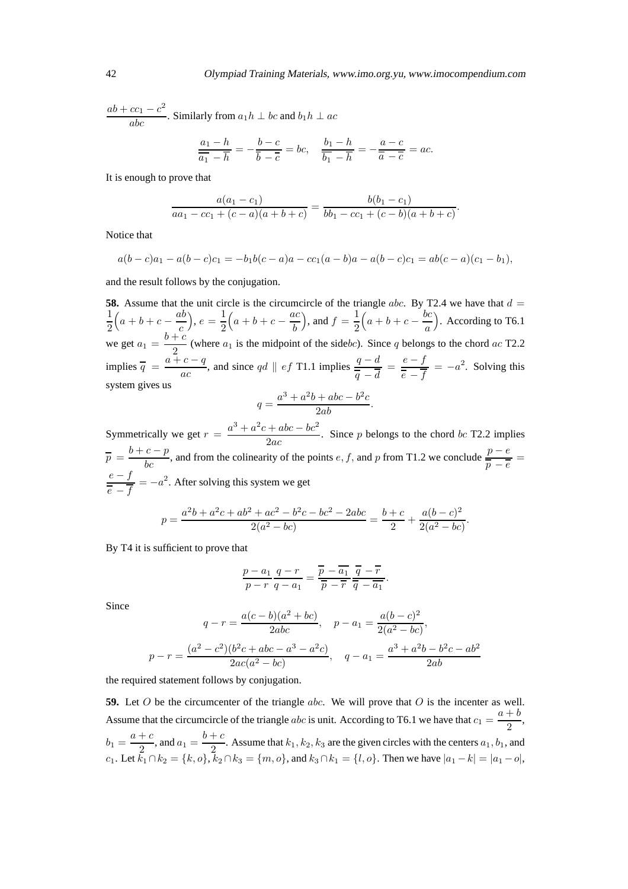$\dfrac{ab+cc_1-c^2}{abc}$. Similarly from $a_1h\perp bc$ and $b_1h\perp ac$

$$\frac{a_1-h}{\overline{a_1}-\overline{h}}=-\frac{b-c}{\overline{b}-\overline{c}}=bc,\quad \frac{b_1-h}{\overline{b_1}-\overline{h}}=-\frac{a-c}{\overline{a}-\overline{c}}=ac.$$

It is enough to prove that

$$\frac{a(a_1-c_1)}{aa_1-cc_1+(c-a)(a+b+c)}=\frac{b(b_1-c_1)}{bb_1-cc_1+(c-b)(a+b+c)}.$$

Notice that

$$a(b-c)a_1-a(b-c)c_1=-b_1b(c-a)a-cc_1(a-b)a-a(b-c)c_1=ab(c-a)(c_1-b_1),$$

and the result follows by the conjugation.

**58.** Assume that the unit circle is the circumcircle of the triangle $abc$. By T2.4 we have that $d=\dfrac{1}{2}\Big(a+b+c-\dfrac{ab}{c}\Big)$, $e=\dfrac{1}{2}\Big(a+b+c-\dfrac{ac}{b}\Big)$, and $f=\dfrac{1}{2}\Big(a+b+c-\dfrac{bc}{a}\Big)$. According to T6.1 we get $a_1=\dfrac{b+c}{2}$ (where $a_1$ is the midpoint of the side$bc$). Since $q$ belongs to the chord $ac$ T2.2 implies $\overline{q}=\dfrac{a+c-q}{ac}$, and since $qd\parallel ef$ T1.1 implies $\dfrac{q-d}{\overline{q}-\overline{d}}=\dfrac{e-f}{\overline{e}-\overline{f}}=-a^2$. Solving this system gives us

$$q=\frac{a^3+a^2b+abc-b^2c}{2ab}.$$

Symmetrically we get $r=\dfrac{a^3+a^2c+abc-bc^2}{2ac}$. Since $p$ belongs to the chord $bc$ T2.2 implies $\overline{p}=\dfrac{b+c-p}{bc}$, and from the colinearity of the points $e$, $f$, and $p$ from T1.2 we conclude $\dfrac{p-e}{\overline{p}-\overline{e}}=\dfrac{e-f}{\overline{e}-\overline{f}}=-a^2$. After solving this system we get

$$p=\frac{a^2b+a^2c+ab^2+ac^2-b^2c-bc^2-2abc}{2(a^2-bc)}=\frac{b+c}{2}+\frac{a(b-c)^2}{2(a^2-bc)}.$$

By T4 it is sufficient to prove that

$$\frac{p-a_1}{p-r}\frac{q-r}{q-a_1}=\frac{\overline{p}-\overline{a_1}}{\overline{p}-\overline{r}}\frac{\overline{q}-\overline{r}}{\overline{q}-\overline{a_1}}.$$

Since

$$q-r=\frac{a(c-b)(a^2+bc)}{2abc},\quad p-a_1=\frac{a(b-c)^2}{2(a^2-bc)},$$

$$p-r=\frac{(a^2-c^2)(b^2c+abc-a^3-a^2c)}{2ac(a^2-bc)},\quad q-a_1=\frac{a^3+a^2b-b^2c-ab^2}{2ab}$$

the required statement follows by conjugation.

**59.** Let $O$ be the circumcenter of the triangle $abc$. We will prove that $O$ is the incenter as well. Assume that the circumcircle of the triangle $abc$ is unit. According to T6.1 we have that $c_1=\dfrac{a+b}{2}$, $b_1=\dfrac{a+c}{2}$, and $a_1=\dfrac{b+c}{2}$. Assume that $k_1,k_2,k_3$ are the given circles with the centers $a_1,b_1$, and $c_1$. Let $k_1\cap k_2=\{k,o\}$, $k_2\cap k_3=\{m,o\}$, and $k_3\cap k_1=\{l,o\}$. Then we have $|a_1-k|=|a_1-o|$,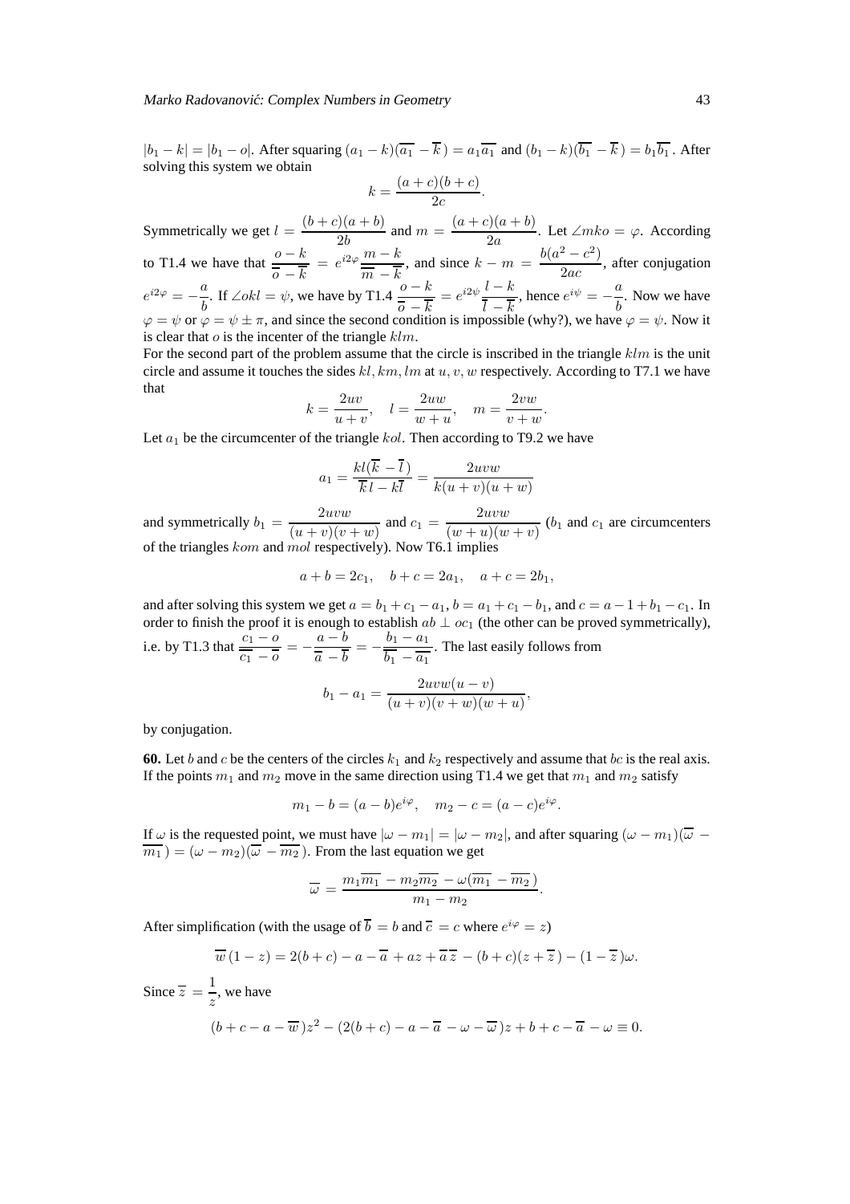$|b_1 - k| = |b_1 - o|$. After squaring $(a_1 - k)(\overline{a_1} - \overline{k}) = a_1\overline{a_1}$ and $(b_1 - k)(\overline{b_1} - \overline{k}) = b_1\overline{b_1}$. After solving this system we obtain

$$k = \frac{(a+c)(b+c)}{2c}.$$

Symmetrically we get $l = \dfrac{(b+c)(a+b)}{2b}$ and $m = \dfrac{(a+c)(a+b)}{2a}$. Let $\angle mko = \varphi$. According to T1.4 we have that $\dfrac{o-k}{\overline{o}-\overline{k}} = e^{i2\varphi}\dfrac{m-k}{\overline{m}-\overline{k}}$, and since $k - m = \dfrac{b(a^2-c^2)}{2ac}$, after conjugation $e^{i2\varphi} = -\dfrac{a}{b}$. If $\angle okl = \psi$, we have by T1.4 $\dfrac{o-k}{\overline{o}-\overline{k}} = e^{i2\psi}\dfrac{l-k}{\overline{l}-\overline{k}}$, hence $e^{i\psi} = -\dfrac{a}{b}$. Now we have $\varphi = \psi$ or $\varphi = \psi \pm \pi$, and since the second condition is impossible (why?), we have $\varphi = \psi$. Now it is clear that $o$ is the incenter of the triangle $klm$.

For the second part of the problem assume that the circle is inscribed in the triangle $klm$ is the unit circle and assume it touches the sides $kl, km, lm$ at $u, v, w$ respectively. According to T7.1 we have that

$$k = \frac{2uv}{u+v}, \quad l = \frac{2uw}{w+u}, \quad m = \frac{2vw}{v+w}.$$

Let $a_1$ be the circumcenter of the triangle $kol$. Then according to T9.2 we have

$$a_1 = \frac{kl(\overline{k} - \overline{l})}{\overline{k}l - k\overline{l}} = \frac{2uvw}{k(u+v)(u+w)}$$

and symmetrically $b_1 = \dfrac{2uvw}{(u+v)(v+w)}$ and $c_1 = \dfrac{2uvw}{(w+u)(w+v)}$ ($b_1$ and $c_1$ are circumcenters of the triangles $kom$ and $mol$ respectively). Now T6.1 implies

$$a + b = 2c_1, \quad b + c = 2a_1, \quad a + c = 2b_1,$$

and after solving this system we get $a = b_1 + c_1 - a_1$, $b = a_1 + c_1 - b_1$, and $c = a - 1 + b_1 - c_1$. In order to finish the proof it is enough to establish $ab \perp oc_1$ (the other can be proved symmetrically), i.e. by T1.3 that $\dfrac{c_1 - o}{\overline{c_1} - \overline{o}} = -\dfrac{a-b}{\overline{a}-\overline{b}} = -\dfrac{b_1 - a_1}{\overline{b_1} - \overline{a_1}}$. The last easily follows from

$$b_1 - a_1 = \frac{2uvw(u-v)}{(u+v)(v+w)(w+u)},$$

by conjugation.

**60.** Let $b$ and $c$ be the centers of the circles $k_1$ and $k_2$ respectively and assume that $bc$ is the real axis. If the points $m_1$ and $m_2$ move in the same direction using T1.4 we get that $m_1$ and $m_2$ satisfy

$$m_1 - b = (a-b)e^{i\varphi}, \quad m_2 - c = (a-c)e^{i\varphi}.$$

If $\omega$ is the requested point, we must have $|\omega - m_1| = |\omega - m_2|$, and after squaring $(\omega - m_1)(\overline{\omega} - \overline{m_1}) = (\omega - m_2)(\overline{\omega} - \overline{m_2})$. From the last equation we get

$$\overline{\omega} = \frac{m_1\overline{m_1} - m_2\overline{m_2} - \omega(\overline{m_1} - \overline{m_2})}{m_1 - m_2}.$$

After simplification (with the usage of $\overline{b} = b$ and $\overline{c} = c$ where $e^{i\varphi} = z$)

$$\overline{w}(1-z) = 2(b+c) - a - \overline{a} + az + \overline{a}\,\overline{z} - (b+c)(z + \overline{z}) - (1 - \overline{z})\omega.$$

Since $\overline{z} = \dfrac{1}{z}$, we have

$$(b + c - a - \overline{w})z^2 - (2(b+c) - a - \overline{a} - \omega - \overline{\omega})z + b + c - \overline{a} - \omega \equiv 0.$$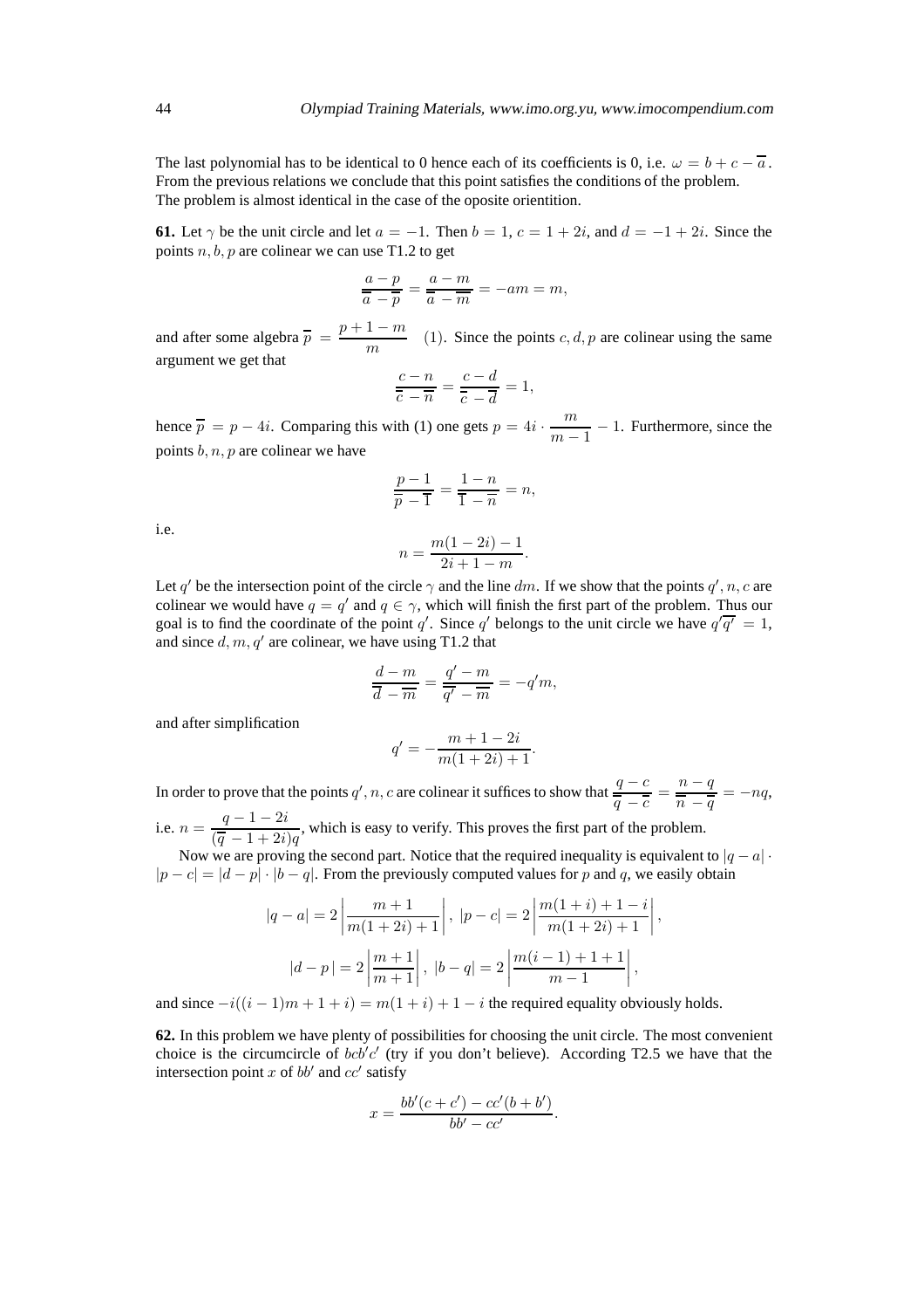The last polynomial has to be identical to 0 hence each of its coefficients is 0, i.e. $\omega = b + c - \overline{a}$. From the previous relations we conclude that this point satisfies the conditions of the problem. The problem is almost identical in the case of the oposite orientition.

**61.** Let $\gamma$ be the unit circle and let $a = -1$. Then $b = 1$, $c = 1 + 2i$, and $d = -1 + 2i$. Since the points $n, b, p$ are colinear we can use T1.2 to get

$$\frac{a-p}{\overline{a}-\overline{p}} = \frac{a-m}{\overline{a}-\overline{m}} = -am = m,$$

and after some algebra $\overline{p} = \dfrac{p+1-m}{m}$ (1). Since the points $c, d, p$ are colinear using the same argument we get that

$$\frac{c-n}{\overline{c}-\overline{n}} = \frac{c-d}{\overline{c}-\overline{d}} = 1,$$

hence $\overline{p} = p - 4i$. Comparing this with (1) one gets $p = 4i \cdot \dfrac{m}{m-1} - 1$. Furthermore, since the points $b, n, p$ are colinear we have

$$\frac{p-1}{\overline{p}-\overline{1}} = \frac{1-n}{\overline{1}-\overline{n}} = n,$$

i.e.

$$n = \frac{m(1-2i)-1}{2i+1-m}.$$

Let $q'$ be the intersection point of the circle $\gamma$ and the line $dm$. If we show that the points $q', n, c$ are colinear we would have $q = q'$ and $q \in \gamma$, which will finish the first part of the problem. Thus our goal is to find the coordinate of the point $q'$. Since $q'$ belongs to the unit circle we have $q'\overline{q'} = 1$, and since $d, m, q'$ are colinear, we have using T1.2 that

$$\frac{d-m}{\overline{d}-\overline{m}} = \frac{q'-m}{\overline{q'}-\overline{m}} = -q'm,$$

and after simplification

$$q' = -\frac{m+1-2i}{m(1+2i)+1}.$$

In order to prove that the points $q', n, c$ are colinear it suffices to show that $\dfrac{q-c}{\overline{q}-\overline{c}} = \dfrac{n-q}{\overline{n}-\overline{q}} = -nq$, i.e. $n = \dfrac{q-1-2i}{(\overline{q}-1+2i)q}$, which is easy to verify. This proves the first part of the problem.

Now we are proving the second part. Notice that the required inequality is equivalent to $|q-a| \cdot |p-c| = |d-p| \cdot |b-q|$. From the previously computed values for $p$ and $q$, we easily obtain

$$|q-a| = 2\left|\frac{m+1}{m(1+2i)+1}\right|, \ |p-c| = 2\left|\frac{m(1+i)+1-i}{m(1+2i)+1}\right|,$$

$$|d-p| = 2\left|\frac{m+1}{m+1}\right|, \ |b-q| = 2\left|\frac{m(i-1)+1+1}{m-1}\right|,$$

and since $-i((i-1)m+1+i) = m(1+i)+1-i$ the required equality obviously holds.

**62.** In this problem we have plenty of possibilities for choosing the unit circle. The most convenient choice is the circumcircle of $bcb'c'$ (try if you don't believe). According T2.5 we have that the intersection point $x$ of $bb'$ and $cc'$ satisfy

$$x = \frac{bb'(c+c') - cc'(b+b')}{bb'-cc'}.$$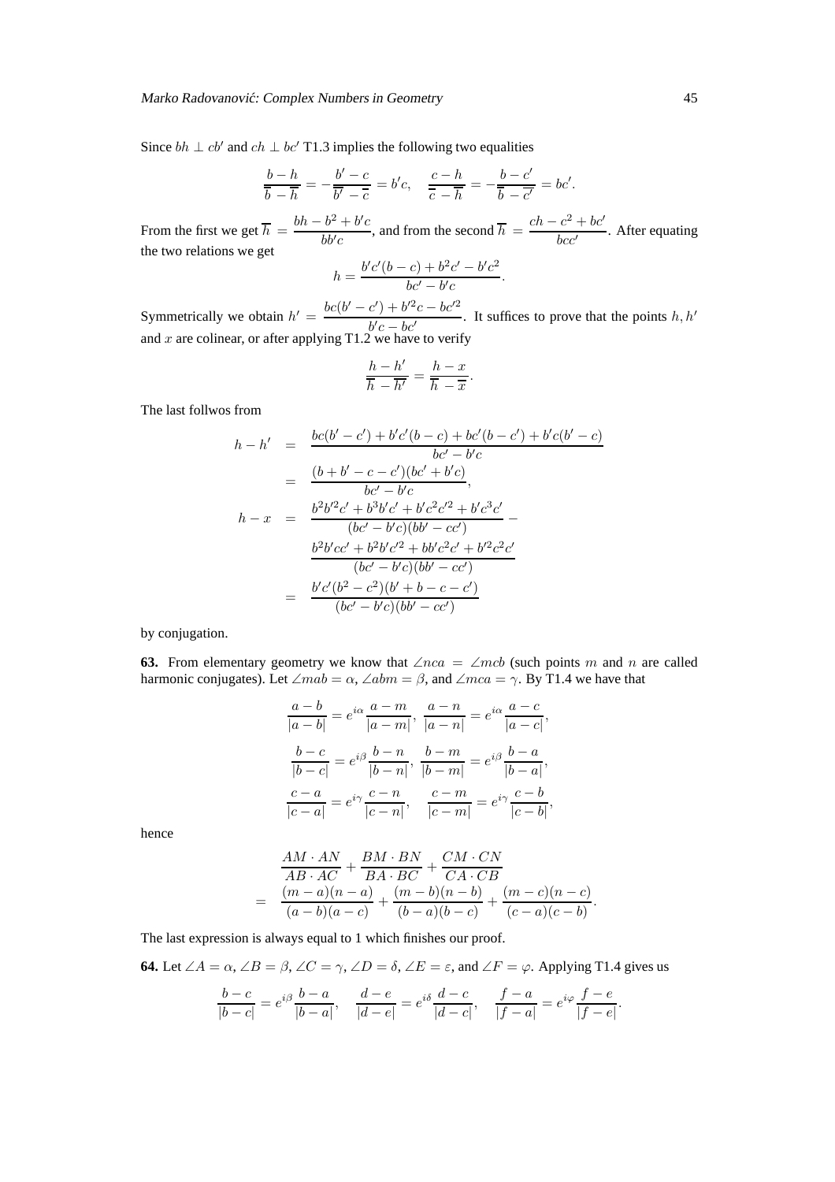Since $bh \perp cb'$ and $ch \perp bc'$ T1.3 implies the following two equalities

$$\frac{b-h}{\overline{b}-\overline{h}} = -\frac{b'-c}{\overline{b'}-\overline{c}} = b'c, \quad \frac{c-h}{\overline{c}-\overline{h}} = -\frac{b-c'}{\overline{b}-\overline{c'}} = bc'.$$

From the first we get $\overline{h} = \dfrac{bh - b^2 + b'c}{bb'c}$, and from the second $\overline{h} = \dfrac{ch - c^2 + bc'}{bcc'}$. After equating the two relations we get

$$h = \frac{b'c'(b-c) + b^2c' - b'c^2}{bc' - b'c}.$$

Symmetrically we obtain $h' = \dfrac{bc(b'-c') + b'^2c - bc'^2}{b'c - bc'}$. It suffices to prove that the points $h, h'$ and $x$ are colinear, or after applying T1.2 we have to verify

$$\frac{h-h'}{\overline{h}-\overline{h'}} = \frac{h-x}{\overline{h}-\overline{x}}.$$

The last follwos from

$$\begin{aligned}
h - h' &= \frac{bc(b'-c') + b'c'(b-c) + bc'(b-c') + b'c(b'-c)}{bc' - b'c} \\
&= \frac{(b + b' - c - c')(bc' + b'c)}{bc' - b'c}, \\
h - x &= \frac{b^2b'^2c' + b^3b'c' + b'c^2c'^2 + b'c^3c'}{(bc' - b'c)(bb' - cc')} - \\
&\quad \frac{b^2b'cc' + b^2b'c'^2 + bb'c^2c' + b'^2c^2c'}{(bc' - b'c)(bb' - cc')} \\
&= \frac{b'c'(b^2 - c^2)(b' + b - c - c')}{(bc' - b'c)(bb' - cc')}
\end{aligned}$$

by conjugation.

**63.** From elementary geometry we know that $\angle nca = \angle mcb$ (such points $m$ and $n$ are called harmonic conjugates). Let $\angle mab = \alpha$, $\angle abm = \beta$, and $\angle mca = \gamma$. By T1.4 we have that

$$\frac{a-b}{|a-b|} = e^{i\alpha}\frac{a-m}{|a-m|}, \ \frac{a-n}{|a-n|} = e^{i\alpha}\frac{a-c}{|a-c|},$$

$$\frac{b-c}{|b-c|} = e^{i\beta}\frac{b-n}{|b-n|}, \ \frac{b-m}{|b-m|} = e^{i\beta}\frac{b-a}{|b-a|},$$

$$\frac{c-a}{|c-a|} = e^{i\gamma}\frac{c-n}{|c-n|}, \quad \frac{c-m}{|c-m|} = e^{i\gamma}\frac{c-b}{|c-b|},$$

hence

$$\begin{aligned}
&\frac{AM \cdot AN}{AB \cdot AC} + \frac{BM \cdot BN}{BA \cdot BC} + \frac{CM \cdot CN}{CA \cdot CB} \\
= \ &\frac{(m-a)(n-a)}{(a-b)(a-c)} + \frac{(m-b)(n-b)}{(b-a)(b-c)} + \frac{(m-c)(n-c)}{(c-a)(c-b)}.
\end{aligned}$$

The last expression is always equal to 1 which finishes our proof.

**64.** Let $\angle A = \alpha$, $\angle B = \beta$, $\angle C = \gamma$, $\angle D = \delta$, $\angle E = \varepsilon$, and $\angle F = \varphi$. Applying T1.4 gives us

$$\frac{b-c}{|b-c|} = e^{i\beta}\frac{b-a}{|b-a|}, \quad \frac{d-e}{|d-e|} = e^{i\delta}\frac{d-c}{|d-c|}, \quad \frac{f-a}{|f-a|} = e^{i\varphi}\frac{f-e}{|f-e|}.$$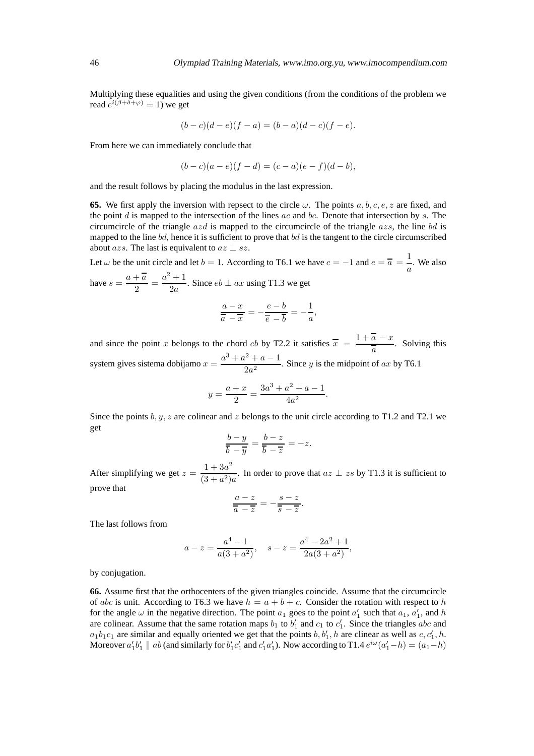Multiplying these equalities and using the given conditions (from the conditions of the problem we read $e^{i(\beta+\delta+\varphi)} = 1$) we get

$$(b-c)(d-e)(f-a) = (b-a)(d-c)(f-e).$$

From here we can immediately conclude that

$$(b-c)(a-e)(f-d) = (c-a)(e-f)(d-b),$$

and the result follows by placing the modulus in the last expression.

**65.** We first apply the inversion with repsect to the circle $\omega$. The points $a, b, c, e, z$ are fixed, and the point $d$ is mapped to the intersection of the lines $ae$ and $bc$. Denote that intersection by $s$. The circumcircle of the triangle $azd$ is mapped to the circumcircle of the triangle $azs$, the line $bd$ is mapped to the line $bd$, hence it is sufficient to prove that $bd$ is the tangent to the circle circumscribed about $azs$. The last is equivalent to $az \perp sz$.

Let $\omega$ be the unit circle and let $b = 1$. According to T6.1 we have $c = -1$ and $e = \overline{a} = \dfrac{1}{a}$. We also have $s = \dfrac{a + \overline{a}}{2} = \dfrac{a^2+1}{2a}$. Since $eb \perp ax$ using T1.3 we get

$$\frac{a-x}{\overline{a}-\overline{x}} = -\frac{e-b}{\overline{e}-\overline{b}} = -\frac{1}{a},$$

and since the point $x$ belongs to the chord $eb$ by T2.2 it satisfies $\overline{x} = \dfrac{1+\overline{a}-x}{\overline{a}}$. Solving this system gives sistema dobijamo $x = \dfrac{a^3+a^2+a-1}{2a^2}$. Since $y$ is the midpoint of $ax$ by T6.1

$$y = \frac{a+x}{2} = \frac{3a^3+a^2+a-1}{4a^2}.$$

Since the points $b, y, z$ are colinear and $z$ belongs to the unit circle according to T1.2 and T2.1 we get

$$\frac{b-y}{\overline{b}-\overline{y}} = \frac{b-z}{\overline{b}-\overline{z}} = -z.$$

After simplifying we get $z = \dfrac{1+3a^2}{(3+a^2)a}$. In order to prove that $az \perp zs$ by T1.3 it is sufficient to prove that

$$\frac{a-z}{\overline{a}-\overline{z}} = -\frac{s-z}{\overline{s}-\overline{z}}.$$

The last follows from

$$a-z = \frac{a^4-1}{a(3+a^2)}, \quad s-z = \frac{a^4-2a^2+1}{2a(3+a^2)},$$

by conjugation.

**66.** Assume first that the orthocenters of the given triangles coincide. Assume that the circumcircle of $abc$ is unit. According to T6.3 we have $h = a + b + c$. Consider the rotation with respect to $h$ for the angle $\omega$ in the negative direction. The point $a_1$ goes to the point $a_1'$ such that $a_1$, $a_1'$, and $h$ are colinear. Assume that the same rotation maps $b_1$ to $b_1'$ and $c_1$ to $c_1'$. Since the triangles $abc$ and $a_1b_1c_1$ are similar and equally oriented we get that the points $b, b_1', h$ are clinear as well as $c, c_1', h$. Moreover $a_1'b_1' \parallel ab$ (and similarly for $b_1'c_1'$ and $c_1'a_1'$). Now according to T1.4 $e^{i\omega}(a_1'-h) = (a_1-h)$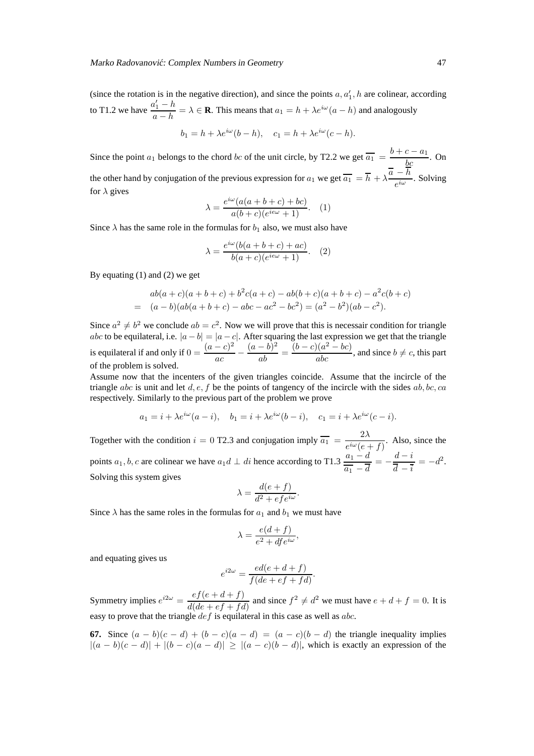(since the rotation is in the negative direction), and since the points $a, a_1', h$ are colinear, according to T1.2 we have $\dfrac{a_1' - h}{a - h} = \lambda \in \mathbf{R}$. This means that $a_1 = h + \lambda e^{i\omega}(a - h)$ and analogously

$$b_1 = h + \lambda e^{i\omega}(b - h), \quad c_1 = h + \lambda e^{i\omega}(c - h).$$

Since the point $a_1$ belongs to the chord $bc$ of the unit circle, by T2.2 we get $\overline{a_1} = \dfrac{b + c - a_1}{bc}$. On the other hand by conjugation of the previous expression for $a_1$ we get $\overline{a_1} = \overline{h} + \lambda \dfrac{\overline{a} - \overline{h}}{e^{i\omega}}$. Solving for $\lambda$ gives

$$\lambda = \frac{e^{i\omega}(a(a + b + c) + bc)}{a(b + c)(e^{ie\omega} + 1)}. \quad (1)$$

Since $\lambda$ has the same role in the formulas for $b_1$ also, we must also have

$$\lambda = \frac{e^{i\omega}(b(a + b + c) + ac)}{b(a + c)(e^{ie\omega} + 1)}. \quad (2)$$

By equating (1) and (2) we get

$$\begin{aligned} & ab(a + c)(a + b + c) + b^2c(a + c) - ab(b + c)(a + b + c) - a^2c(b + c) \\ = \; & (a - b)(ab(a + b + c) - abc - ac^2 - bc^2) = (a^2 - b^2)(ab - c^2). \end{aligned}$$

Since $a^2 \neq b^2$ we conclude $ab = c^2$. Now we will prove that this is necessair condition for triangle $abc$ to be equilateral, i.e. $|a - b| = |a - c|$. After squaring the last expression we get that the triangle is equilateral if and only if $0 = \dfrac{(a - c)^2}{ac} - \dfrac{(a - b)^2}{ab} = \dfrac{(b - c)(a^2 - bc)}{abc}$, and since $b \neq c$, this part of the problem is solved.

Assume now that the incenters of the given triangles coincide. Assume that the incircle of the triangle $abc$ is unit and let $d, e, f$ be the points of tangency of the incircle with the sides $ab, bc, ca$ respectively. Similarly to the previous part of the problem we prove

$$a_1 = i + \lambda e^{i\omega}(a - i), \quad b_1 = i + \lambda e^{i\omega}(b - i), \quad c_1 = i + \lambda e^{i\omega}(c - i).$$

Together with the condition $i = 0$ T2.3 and conjugation imply $\overline{a_1} = \dfrac{2\lambda}{e^{i\omega}(e + f)}$. Also, since the points $a_1, b, c$ are colinear we have $a_1 d \perp di$ hence according to T1.3 $\dfrac{a_1 - d}{\overline{a_1} - \overline{d}} = -\dfrac{d - i}{\overline{d} - \overline{i}} = -d^2$. Solving this system gives

$$\lambda = \frac{d(e + f)}{d^2 + efe^{i\omega}}.$$

Since $\lambda$ has the same roles in the formulas for $a_1$ and $b_1$ we must have

$$\lambda = \frac{e(d + f)}{e^2 + dfe^{i\omega}},$$

and equating gives us

$$e^{i2\omega} = \frac{ed(e + d + f)}{f(de + ef + fd)}.$$

Symmetry implies $e^{i2\omega} = \dfrac{ef(e + d + f)}{d(de + ef + fd)}$ and since $f^2 \neq d^2$ we must have $e + d + f = 0$. It is easy to prove that the triangle $def$ is equilateral in this case as well as $abc$.

**67.** Since $(a - b)(c - d) + (b - c)(a - d) = (a - c)(b - d)$ the triangle inequality implies $|(a - b)(c - d)| + |(b - c)(a - d)| \geq |(a - c)(b - d)|$, which is exactly an expression of the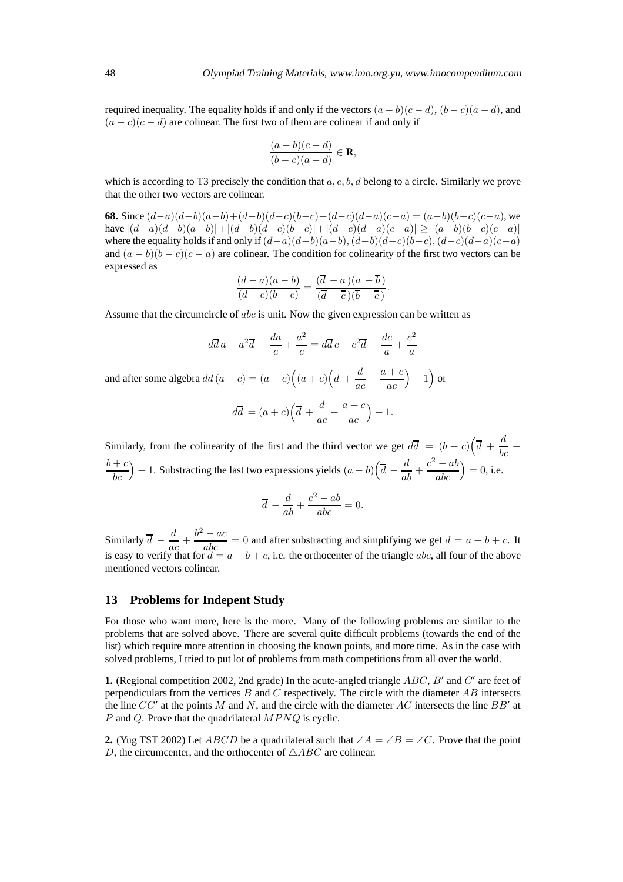required inequality. The equality holds if and only if the vectors $(a-b)(c-d)$, $(b-c)(a-d)$, and $(a-c)(c-d)$ are colinear. The first two of them are colinear if and only if

$$\frac{(a-b)(c-d)}{(b-c)(a-d)} \in \mathbf{R},$$

which is according to T3 precisely the condition that $a, c, b, d$ belong to a circle. Similarly we prove that the other two vectors are colinear.

**68.** Since $(d-a)(d-b)(a-b)+(d-b)(d-c)(b-c)+(d-c)(d-a)(c-a) = (a-b)(b-c)(c-a)$, we have $|(d-a)(d-b)(a-b)|+|(d-b)(d-c)(b-c)|+|(d-c)(d-a)(c-a)| \geq |(a-b)(b-c)(c-a)|$ where the equality holds if and only if $(d-a)(d-b)(a-b)$, $(d-b)(d-c)(b-c)$, $(d-c)(d-a)(c-a)$ and $(a-b)(b-c)(c-a)$ are colinear. The condition for colinearity of the first two vectors can be expressed as

$$\frac{(d-a)(a-b)}{(d-c)(b-c)} = \frac{(\overline{d}-\overline{a})(\overline{a}-\overline{b})}{(\overline{d}-\overline{c})(\overline{b}-\overline{c})}.$$

Assume that the circumcircle of $abc$ is unit. Now the given expression can be written as

$$d\overline{d}\,a - a^2\overline{d} - \frac{da}{c} + \frac{a^2}{c} = d\overline{d}\,c - c^2\overline{d} - \frac{dc}{a} + \frac{c^2}{a}$$

and after some algebra $d\overline{d}\,(a-c) = (a-c)\Big((a+c)\Big(\overline{d} + \dfrac{d}{ac} - \dfrac{a+c}{ac}\Big) + 1\Big)$ or

$$d\overline{d} = (a+c)\Big(\overline{d} + \frac{d}{ac} - \frac{a+c}{ac}\Big) + 1.$$

Similarly, from the colinearity of the first and the third vector we get $d\overline{d} = (b+c)\Big(\overline{d} + \dfrac{d}{bc} - \dfrac{b+c}{bc}\Big) + 1$. Substracting the last two expressions yields $(a-b)\Big(\overline{d} - \dfrac{d}{ab} + \dfrac{c^2-ab}{abc}\Big) = 0$, i.e.

$$\overline{d} - \frac{d}{ab} + \frac{c^2-ab}{abc} = 0.$$

Similarly $\overline{d} - \dfrac{d}{ac} + \dfrac{b^2-ac}{abc} = 0$ and after substracting and simplifying we get $d = a+b+c$. It is easy to verify that for $d = a+b+c$, i.e. the orthocenter of the triangle $abc$, all four of the above mentioned vectors colinear.

## 13 Problems for Indepent Study

For those who want more, here is the more. Many of the following problems are similar to the problems that are solved above. There are several quite difficult problems (towards the end of the list) which require more attention in choosing the known points, and more time. As in the case with solved problems, I tried to put lot of problems from math competitions from all over the world.

**1.** (Regional competition 2002, 2nd grade) In the acute-angled triangle $ABC$, $B'$ and $C'$ are feet of perpendiculars from the vertices $B$ and $C$ respectively. The circle with the diameter $AB$ intersects the line $CC'$ at the points $M$ and $N$, and the circle with the diameter $AC$ intersects the line $BB'$ at $P$ and $Q$. Prove that the quadrilateral $MPNQ$ is cyclic.

**2.** (Yug TST 2002) Let $ABCD$ be a quadrilateral such that $\angle A = \angle B = \angle C$. Prove that the point $D$, the circumcenter, and the orthocenter of $\triangle ABC$ are colinear.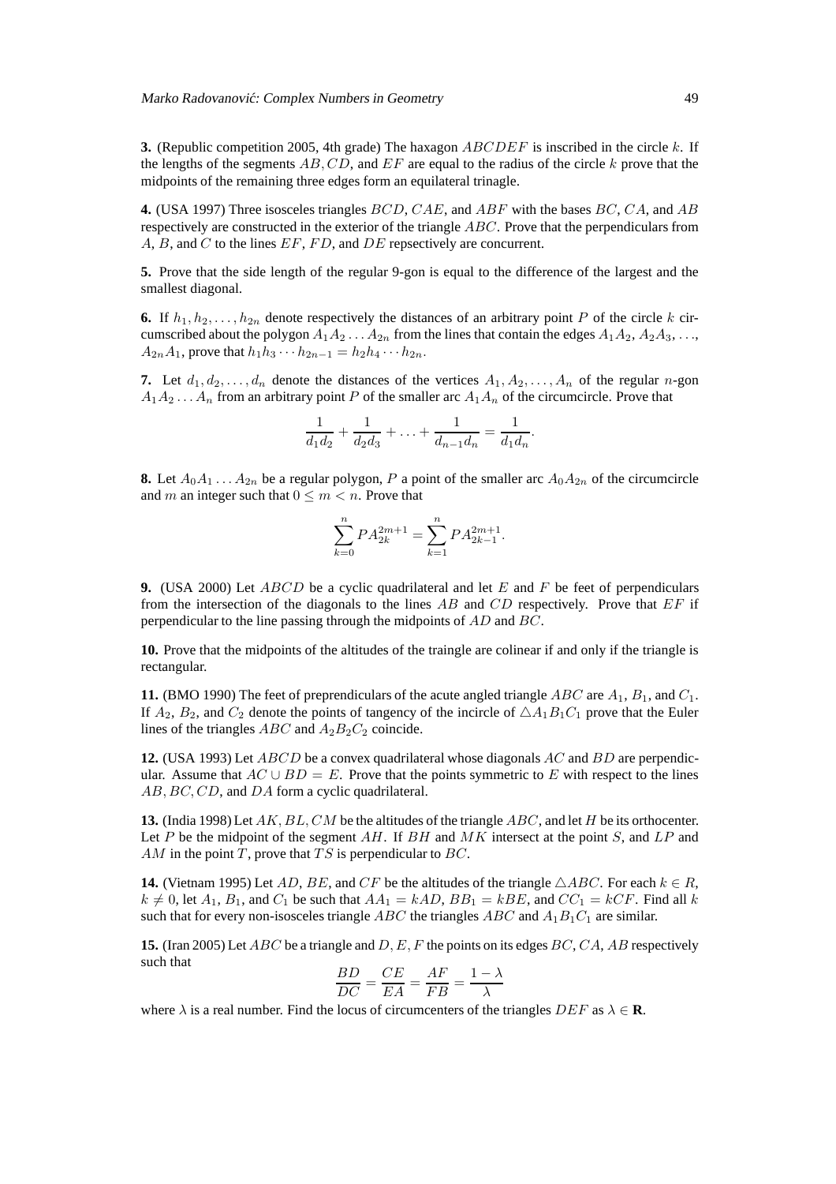**3.** (Republic competition 2005, 4th grade) The haxagon $ABCDEF$ is inscribed in the circle $k$. If the lengths of the segments $AB, CD$, and $EF$ are equal to the radius of the circle $k$ prove that the midpoints of the remaining three edges form an equilateral trinagle.

**4.** (USA 1997) Three isosceles triangles $BCD, CAE$, and $ABF$ with the bases $BC, CA$, and $AB$ respectively are constructed in the exterior of the triangle $ABC$. Prove that the perpendiculars from $A$, $B$, and $C$ to the lines $EF$, $FD$, and $DE$ repsectively are concurrent.

**5.** Prove that the side length of the regular 9-gon is equal to the difference of the largest and the smallest diagonal.

**6.** If $h_1, h_2, \dots, h_{2n}$ denote respectively the distances of an arbitrary point $P$ of the circle $k$ circumscribed about the polygon $A_1A_2 \dots A_{2n}$ from the lines that contain the edges $A_1A_2, A_2A_3, \dots, A_{2n}A_1$, prove that $h_1h_3 \cdots h_{2n-1} = h_2h_4 \cdots h_{2n}$.

**7.** Let $d_1, d_2, \dots, d_n$ denote the distances of the vertices $A_1, A_2, \dots, A_n$ of the regular $n$-gon $A_1A_2 \dots A_n$ from an arbitrary point $P$ of the smaller arc $A_1A_n$ of the circumcircle. Prove that

$$\frac{1}{d_1d_2} + \frac{1}{d_2d_3} + \dots + \frac{1}{d_{n-1}d_n} = \frac{1}{d_1d_n}.$$

**8.** Let $A_0A_1 \dots A_{2n}$ be a regular polygon, $P$ a point of the smaller arc $A_0A_{2n}$ of the circumcircle and $m$ an integer such that $0 \leq m < n$. Prove that

$$\sum_{k=0}^{n} PA_{2k}^{2m+1} = \sum_{k=1}^{n} PA_{2k-1}^{2m+1}.$$

**9.** (USA 2000) Let $ABCD$ be a cyclic quadrilateral and let $E$ and $F$ be feet of perpendiculars from the intersection of the diagonals to the lines $AB$ and $CD$ respectively. Prove that $EF$ if perpendicular to the line passing through the midpoints of $AD$ and $BC$.

**10.** Prove that the midpoints of the altitudes of the traingle are colinear if and only if the triangle is rectangular.

**11.** (BMO 1990) The feet of preprendiculars of the acute angled triangle $ABC$ are $A_1$, $B_1$, and $C_1$. If $A_2$, $B_2$, and $C_2$ denote the points of tangency of the incircle of $\triangle A_1B_1C_1$ prove that the Euler lines of the triangles $ABC$ and $A_2B_2C_2$ coincide.

**12.** (USA 1993) Let $ABCD$ be a convex quadrilateral whose diagonals $AC$ and $BD$ are perpendicular. Assume that $AC \cup BD = E$. Prove that the points symmetric to $E$ with respect to the lines $AB, BC, CD$, and $DA$ form a cyclic quadrilateral.

**13.** (India 1998) Let $AK, BL, CM$ be the altitudes of the triangle $ABC$, and let $H$ be its orthocenter. Let $P$ be the midpoint of the segment $AH$. If $BH$ and $MK$ intersect at the point $S$, and $LP$ and $AM$ in the point $T$, prove that $TS$ is perpendicular to $BC$.

**14.** (Vietnam 1995) Let $AD$, $BE$, and $CF$ be the altitudes of the triangle $\triangle ABC$. For each $k \in R$, $k \neq 0$, let $A_1$, $B_1$, and $C_1$ be such that $AA_1 = kAD$, $BB_1 = kBE$, and $CC_1 = kCF$. Find all $k$ such that for every non-isosceles triangle $ABC$ the triangles $ABC$ and $A_1B_1C_1$ are similar.

**15.** (Iran 2005) Let $ABC$ be a triangle and $D, E, F$ the points on its edges $BC, CA, AB$ respectively such that

$$\frac{BD}{DC} = \frac{CE}{EA} = \frac{AF}{FB} = \frac{1-\lambda}{\lambda}$$

where $\lambda$ is a real number. Find the locus of circumcenters of the triangles $DEF$ as $\lambda \in \mathbf{R}$.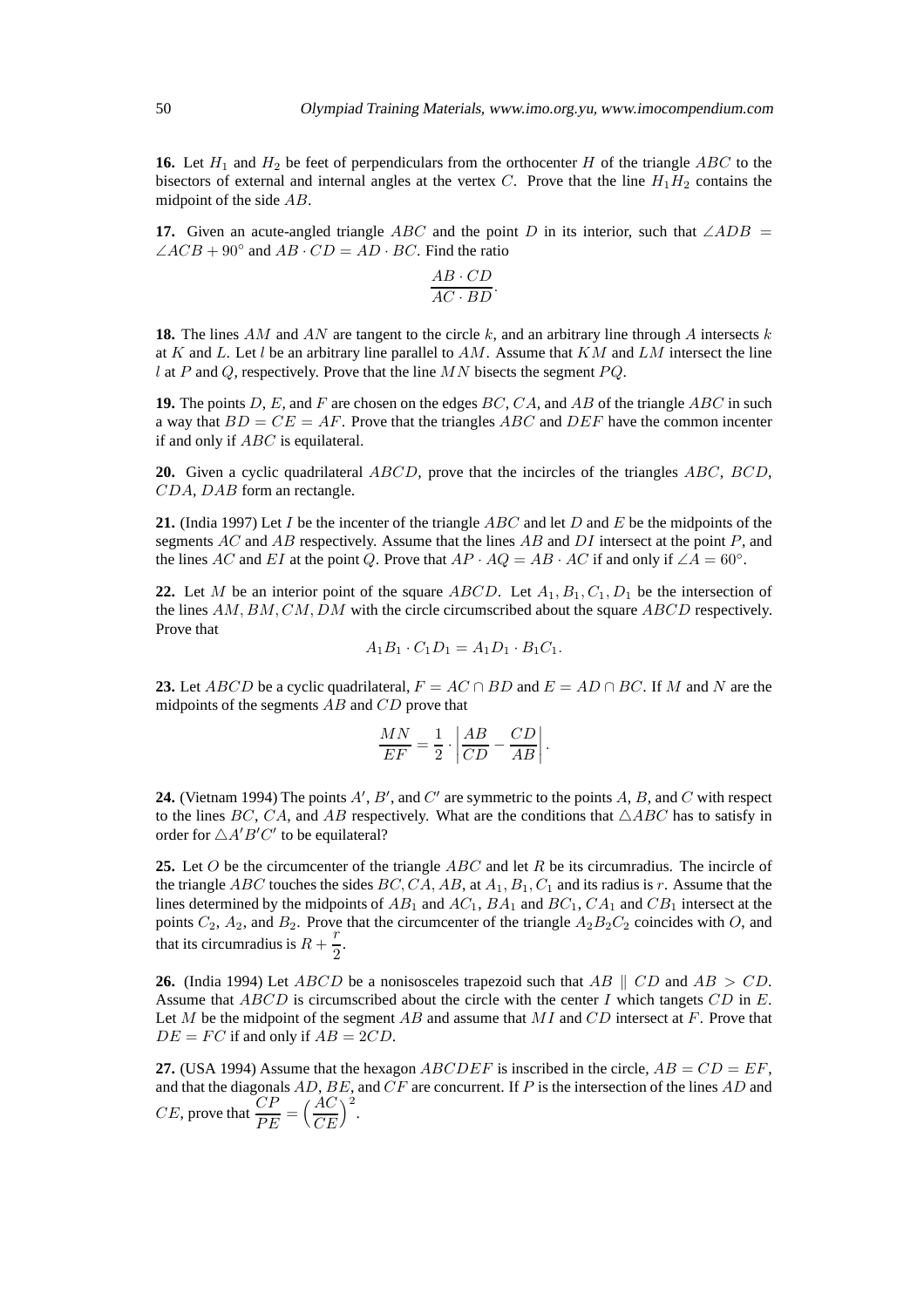**16.** Let $H_1$ and $H_2$ be feet of perpendiculars from the orthocenter $H$ of the triangle $ABC$ to the bisectors of external and internal angles at the vertex $C$. Prove that the line $H_1H_2$ contains the midpoint of the side $AB$.

**17.** Given an acute-angled triangle $ABC$ and the point $D$ in its interior, such that $\angle ADB = \angle ACB + 90^\circ$ and $AB \cdot CD = AD \cdot BC$. Find the ratio

$$\frac{AB \cdot CD}{AC \cdot BD}.$$

**18.** The lines $AM$ and $AN$ are tangent to the circle $k$, and an arbitrary line through $A$ intersects $k$ at $K$ and $L$. Let $l$ be an arbitrary line parallel to $AM$. Assume that $KM$ and $LM$ intersect the line $l$ at $P$ and $Q$, respectively. Prove that the line $MN$ bisects the segment $PQ$.

**19.** The points $D$, $E$, and $F$ are chosen on the edges $BC$, $CA$, and $AB$ of the triangle $ABC$ in such a way that $BD = CE = AF$. Prove that the triangles $ABC$ and $DEF$ have the common incenter if and only if $ABC$ is equilateral.

**20.** Given a cyclic quadrilateral $ABCD$, prove that the incircles of the triangles $ABC$, $BCD$, $CDA$, $DAB$ form an rectangle.

**21.** (India 1997) Let $I$ be the incenter of the triangle $ABC$ and let $D$ and $E$ be the midpoints of the segments $AC$ and $AB$ respectively. Assume that the lines $AB$ and $DI$ intersect at the point $P$, and the lines $AC$ and $EI$ at the point $Q$. Prove that $AP \cdot AQ = AB \cdot AC$ if and only if $\angle A = 60^\circ$.

**22.** Let $M$ be an interior point of the square $ABCD$. Let $A_1, B_1, C_1, D_1$ be the intersection of the lines $AM, BM, CM, DM$ with the circle circumscribed about the square $ABCD$ respectively. Prove that

$$A_1B_1 \cdot C_1D_1 = A_1D_1 \cdot B_1C_1.$$

**23.** Let $ABCD$ be a cyclic quadrilateral, $F = AC \cap BD$ and $E = AD \cap BC$. If $M$ and $N$ are the midpoints of the segments $AB$ and $CD$ prove that

$$\frac{MN}{EF} = \frac{1}{2} \cdot \left| \frac{AB}{CD} - \frac{CD}{AB} \right|.$$

**24.** (Vietnam 1994) The points $A'$, $B'$, and $C'$ are symmetric to the points $A$, $B$, and $C$ with respect to the lines $BC$, $CA$, and $AB$ respectively. What are the conditions that $\triangle ABC$ has to satisfy in order for $\triangle A'B'C'$ to be equilateral?

**25.** Let $O$ be the circumcenter of the triangle $ABC$ and let $R$ be its circumradius. The incircle of the triangle $ABC$ touches the sides $BC, CA, AB$, at $A_1, B_1, C_1$ and its radius is $r$. Assume that the lines determined by the midpoints of $AB_1$ and $AC_1$, $BA_1$ and $BC_1$, $CA_1$ and $CB_1$ intersect at the points $C_2$, $A_2$, and $B_2$. Prove that the circumcenter of the triangle $A_2B_2C_2$ coincides with $O$, and that its circumradius is $R + \dfrac{r}{2}$.

**26.** (India 1994) Let $ABCD$ be a nonisosceles trapezoid such that $AB \parallel CD$ and $AB > CD$. Assume that $ABCD$ is circumscribed about the circle with the center $I$ which tangets $CD$ in $E$. Let $M$ be the midpoint of the segment $AB$ and assume that $MI$ and $CD$ intersect at $F$. Prove that $DE = FC$ if and only if $AB = 2CD$.

**27.** (USA 1994) Assume that the hexagon $ABCDEF$ is inscribed in the circle, $AB = CD = EF$, and that the diagonals $AD$, $BE$, and $CF$ are concurrent. If $P$ is the intersection of the lines $AD$ and $CE$, prove that $\dfrac{CP}{PE} = \left(\dfrac{AC}{CE}\right)^2$.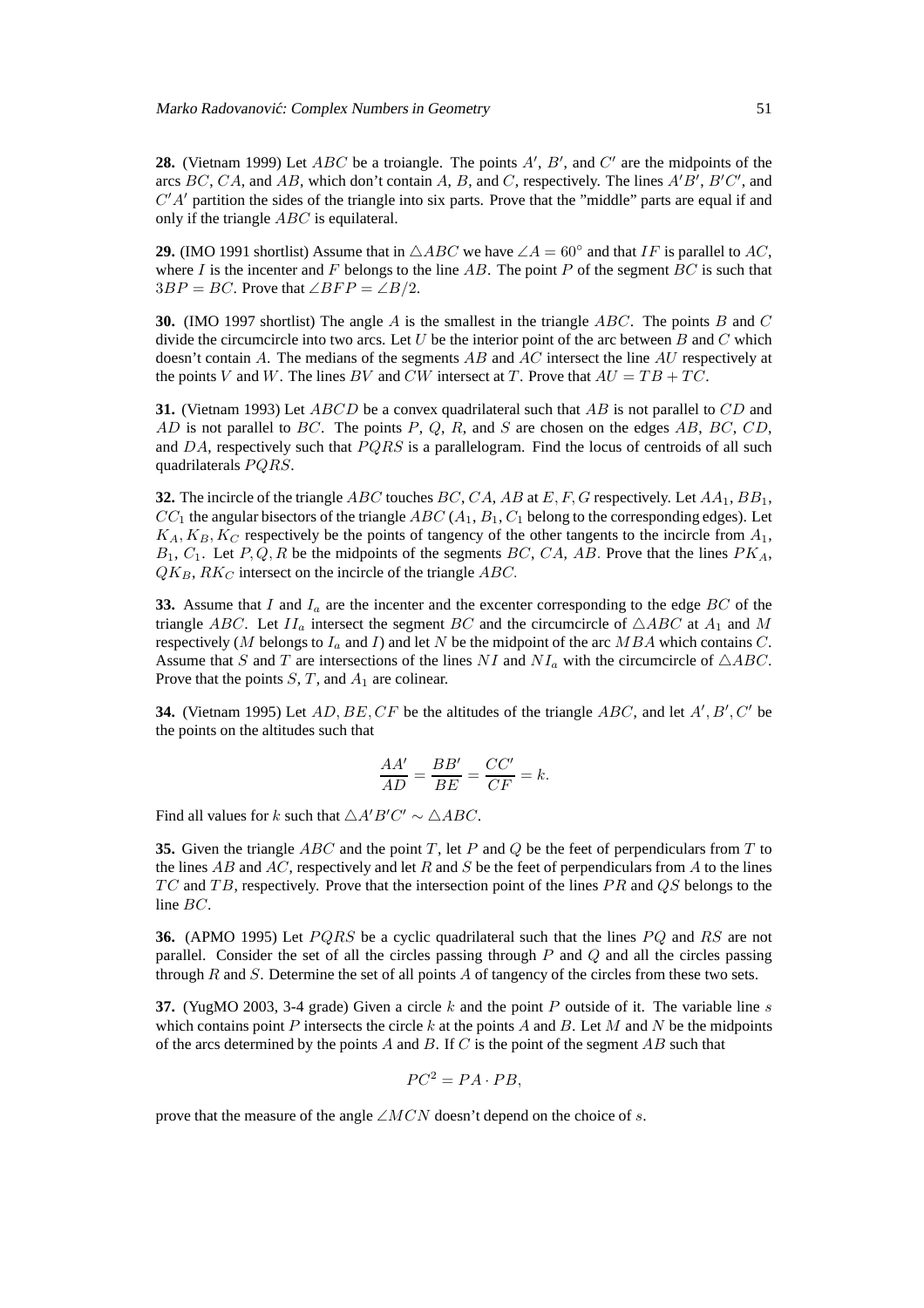**28.** (Vietnam 1999) Let $ABC$ be a troiangle. The points $A'$, $B'$, and $C'$ are the midpoints of the arcs $BC$, $CA$, and $AB$, which don't contain $A$, $B$, and $C$, respectively. The lines $A'B'$, $B'C'$, and $C'A'$ partition the sides of the triangle into six parts. Prove that the "middle" parts are equal if and only if the triangle $ABC$ is equilateral.

**29.** (IMO 1991 shortlist) Assume that in $\triangle ABC$ we have $\angle A = 60^\circ$ and that $IF$ is parallel to $AC$, where $I$ is the incenter and $F$ belongs to the line $AB$. The point $P$ of the segment $BC$ is such that $3BP = BC$. Prove that $\angle BFP = \angle B/2$.

**30.** (IMO 1997 shortlist) The angle $A$ is the smallest in the triangle $ABC$. The points $B$ and $C$ divide the circumcircle into two arcs. Let $U$ be the interior point of the arc between $B$ and $C$ which doesn't contain $A$. The medians of the segments $AB$ and $AC$ intersect the line $AU$ respectively at the points $V$ and $W$. The lines $BV$ and $CW$ intersect at $T$. Prove that $AU = TB + TC$.

**31.** (Vietnam 1993) Let $ABCD$ be a convex quadrilateral such that $AB$ is not parallel to $CD$ and $AD$ is not parallel to $BC$. The points $P$, $Q$, $R$, and $S$ are chosen on the edges $AB$, $BC$, $CD$, and $DA$, respectively such that $PQRS$ is a parallelogram. Find the locus of centroids of all such quadrilaterals $PQRS$.

**32.** The incircle of the triangle $ABC$ touches $BC, CA, AB$ at $E, F, G$ respectively. Let $AA_1$, $BB_1$, $CC_1$ the angular bisectors of the triangle $ABC$ ($A_1$, $B_1$, $C_1$ belong to the corresponding edges). Let $K_A, K_B, K_C$ respectively be the points of tangency of the other tangents to the incircle from $A_1$, $B_1$, $C_1$. Let $P, Q, R$ be the midpoints of the segments $BC$, $CA$, $AB$. Prove that the lines $PK_A$, $QK_B$, $RK_C$ intersect on the incircle of the triangle $ABC$.

**33.** Assume that $I$ and $I_a$ are the incenter and the excenter corresponding to the edge $BC$ of the triangle $ABC$. Let $II_a$ intersect the segment $BC$ and the circumcircle of $\triangle ABC$ at $A_1$ and $M$ respectively ($M$ belongs to $I_a$ and $I$) and let $N$ be the midpoint of the arc $MBA$ which contains $C$. Assume that $S$ and $T$ are intersections of the lines $NI$ and $NI_a$ with the circumcircle of $\triangle ABC$. Prove that the points $S$, $T$, and $A_1$ are colinear.

**34.** (Vietnam 1995) Let $AD, BE, CF$ be the altitudes of the triangle $ABC$, and let $A', B', C'$ be the points on the altitudes such that

$$\frac{AA'}{AD} = \frac{BB'}{BE} = \frac{CC'}{CF} = k.$$

Find all values for $k$ such that $\triangle A'B'C' \sim \triangle ABC$.

**35.** Given the triangle $ABC$ and the point $T$, let $P$ and $Q$ be the feet of perpendiculars from $T$ to the lines $AB$ and $AC$, respectively and let $R$ and $S$ be the feet of perpendiculars from $A$ to the lines $TC$ and $TB$, respectively. Prove that the intersection point of the lines $PR$ and $QS$ belongs to the line $BC$.

**36.** (APMO 1995) Let $PQRS$ be a cyclic quadrilateral such that the lines $PQ$ and $RS$ are not parallel. Consider the set of all the circles passing through $P$ and $Q$ and all the circles passing through $R$ and $S$. Determine the set of all points $A$ of tangency of the circles from these two sets.

**37.** (YugMO 2003, 3-4 grade) Given a circle $k$ and the point $P$ outside of it. The variable line $s$ which contains point $P$ intersects the circle $k$ at the points $A$ and $B$. Let $M$ and $N$ be the midpoints of the arcs determined by the points $A$ and $B$. If $C$ is the point of the segment $AB$ such that

$$PC^2 = PA \cdot PB,$$

prove that the measure of the angle $\angle MCN$ doesn't depend on the choice of $s$.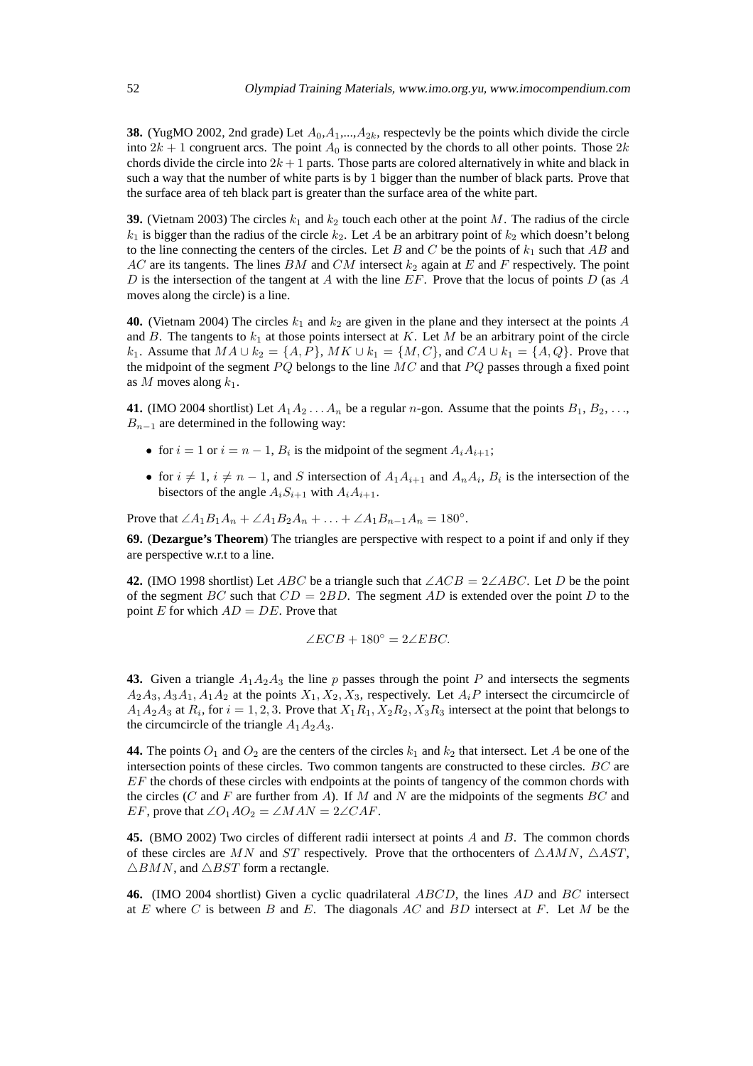**38.** (YugMO 2002, 2nd grade) Let $A_0$,$A_1$,...,$A_{2k}$, respectevly be the points which divide the circle into $2k+1$ congruent arcs. The point $A_0$ is connected by the chords to all other points. Those $2k$ chords divide the circle into $2k+1$ parts. Those parts are colored alternatively in white and black in such a way that the number of white parts is by 1 bigger than the number of black parts. Prove that the surface area of teh black part is greater than the surface area of the white part.

**39.** (Vietnam 2003) The circles $k_1$ and $k_2$ touch each other at the point $M$. The radius of the circle $k_1$ is bigger than the radius of the circle $k_2$. Let $A$ be an arbitrary point of $k_2$ which doesn't belong to the line connecting the centers of the circles. Let $B$ and $C$ be the points of $k_1$ such that $AB$ and $AC$ are its tangents. The lines $BM$ and $CM$ intersect $k_2$ again at $E$ and $F$ respectively. The point $D$ is the intersection of the tangent at $A$ with the line $EF$. Prove that the locus of points $D$ (as $A$ moves along the circle) is a line.

**40.** (Vietnam 2004) The circles $k_1$ and $k_2$ are given in the plane and they intersect at the points $A$ and $B$. The tangents to $k_1$ at those points intersect at $K$. Let $M$ be an arbitrary point of the circle $k_1$. Assume that $MA \cup k_2 = \{A, P\}$, $MK \cup k_1 = \{M, C\}$, and $CA \cup k_1 = \{A, Q\}$. Prove that the midpoint of the segment $PQ$ belongs to the line $MC$ and that $PQ$ passes through a fixed point as $M$ moves along $k_1$.

**41.** (IMO 2004 shortlist) Let $A_1A_2\dots A_n$ be a regular $n$-gon. Assume that the points $B_1$, $B_2$, ..., $B_{n-1}$ are determined in the following way:

- for $i=1$ or $i=n-1$, $B_i$ is the midpoint of the segment $A_iA_{i+1}$;
- for $i \neq 1$, $i \neq n-1$, and $S$ intersection of $A_1A_{i+1}$ and $A_nA_i$, $B_i$ is the intersection of the bisectors of the angle $A_iS_{i+1}$ with $A_iA_{i+1}$.

Prove that $\angle A_1B_1A_n + \angle A_1B_2A_n + \ldots + \angle A_1B_{n-1}A_n = 180^\circ$.

**69.** (**Dezargue's Theorem**) The triangles are perspective with respect to a point if and only if they are perspective w.r.t to a line.

**42.** (IMO 1998 shortlist) Let $ABC$ be a triangle such that $\angle ACB = 2\angle ABC$. Let $D$ be the point of the segment $BC$ such that $CD = 2BD$. The segment $AD$ is extended over the point $D$ to the point $E$ for which $AD = DE$. Prove that

$$\angle ECB + 180^\circ = 2\angle EBC.$$

**43.** Given a triangle $A_1A_2A_3$ the line $p$ passes through the point $P$ and intersects the segments $A_2A_3, A_3A_1, A_1A_2$ at the points $X_1, X_2, X_3$, respectively. Let $A_iP$ intersect the circumcircle of $A_1A_2A_3$ at $R_i$, for $i=1,2,3$. Prove that $X_1R_1, X_2R_2, X_3R_3$ intersect at the point that belongs to the circumcircle of the triangle $A_1A_2A_3$.

**44.** The points $O_1$ and $O_2$ are the centers of the circles $k_1$ and $k_2$ that intersect. Let $A$ be one of the intersection points of these circles. Two common tangents are constructed to these circles. $BC$ are $EF$ the chords of these circles with endpoints at the points of tangency of the common chords with the circles ($C$ and $F$ are further from $A$). If $M$ and $N$ are the midpoints of the segments $BC$ and $EF$, prove that $\angle O_1AO_2 = \angle MAN = 2\angle CAF$.

**45.** (BMO 2002) Two circles of different radii intersect at points $A$ and $B$. The common chords of these circles are $MN$ and $ST$ respectively. Prove that the orthocenters of $\triangle AMN$, $\triangle AST$, $\triangle BMN$, and $\triangle BST$ form a rectangle.

**46.** (IMO 2004 shortlist) Given a cyclic quadrilateral $ABCD$, the lines $AD$ and $BC$ intersect at $E$ where $C$ is between $B$ and $E$. The diagonals $AC$ and $BD$ intersect at $F$. Let $M$ be the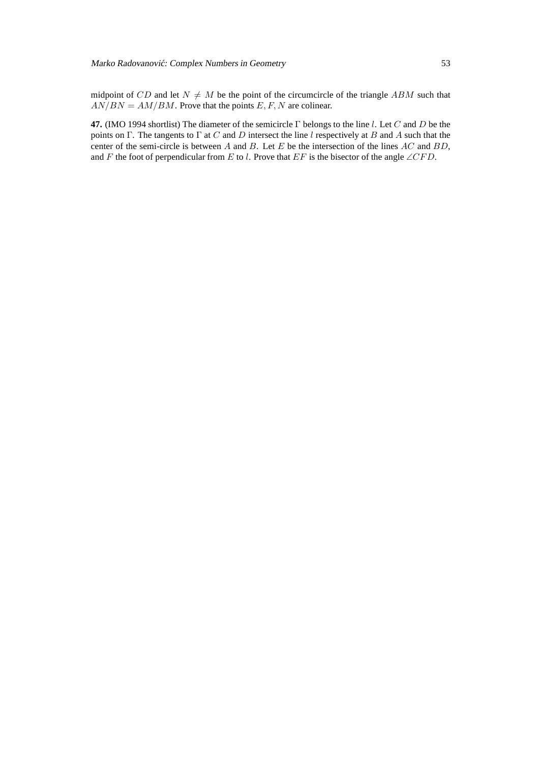midpoint of $CD$ and let $N \neq M$ be the point of the circumcircle of the triangle $ABM$ such that $AN/BN = AM/BM$. Prove that the points $E, F, N$ are colinear.

**47.** (IMO 1994 shortlist) The diameter of the semicircle $\Gamma$ belongs to the line $l$. Let $C$ and $D$ be the points on $\Gamma$. The tangents to $\Gamma$ at $C$ and $D$ intersect the line $l$ respectively at $B$ and $A$ such that the center of the semi-circle is between $A$ and $B$. Let $E$ be the intersection of the lines $AC$ and $BD$, and $F$ the foot of perpendicular from $E$ to $l$. Prove that $EF$ is the bisector of the angle $\angle CFD$.